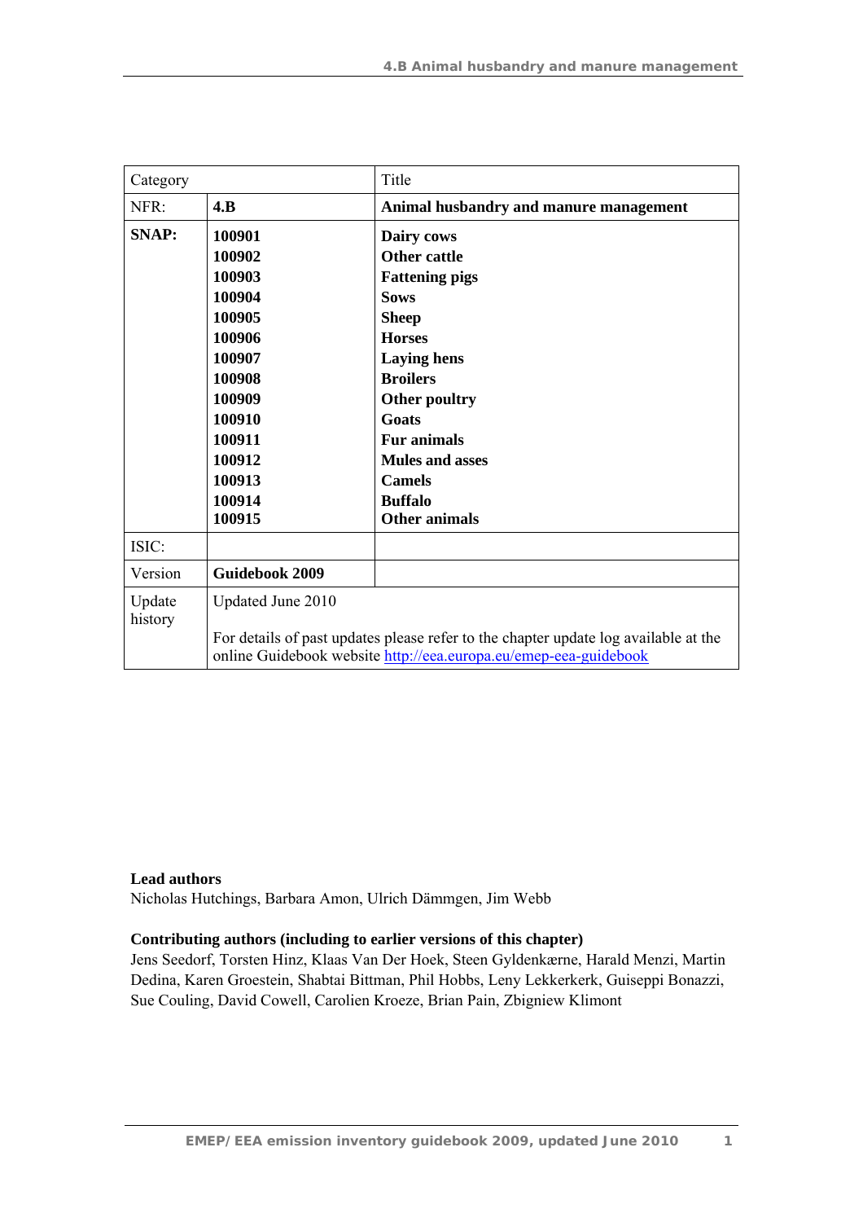| Category | | Title |
| --- | --- | --- |
| NFR: | **4.B** | **Animal husbandry and manure management** |
| **SNAP:** | **100901**<br>**100902**<br>**100903**<br>**100904**<br>**100905**<br>**100906**<br>**100907**<br>**100908**<br>**100909**<br>**100910**<br>**100911**<br>**100912**<br>**100913**<br>**100914**<br>**100915** | **Dairy cows**<br>**Other cattle**<br>**Fattening pigs**<br>**Sows**<br>**Sheep**<br>**Horses**<br>**Laying hens**<br>**Broilers**<br>**Other poultry**<br>**Goats**<br>**Fur animals**<br>**Mules and asses**<br>**Camels**<br>**Buffalo**<br>**Other animals** |
| ISIC: | | |
| Version | **Guidebook 2009** | |
| Update history | Updated June 2010<br><br>For details of past updates please refer to the chapter update log available at the online Guidebook website http://eea.europa.eu/emep-eea-guidebook | |

**Lead authors**

Nicholas Hutchings, Barbara Amon, Ulrich Dämmgen, Jim Webb

**Contributing authors (including to earlier versions of this chapter)**

Jens Seedorf, Torsten Hinz, Klaas Van Der Hoek, Steen Gyldenkærne, Harald Menzi, Martin Dedina, Karen Groestein, Shabtai Bittman, Phil Hobbs, Leny Lekkerkerk, Guiseppi Bonazzi, Sue Couling, David Cowell, Carolien Kroeze, Brian Pain, Zbigniew Klimont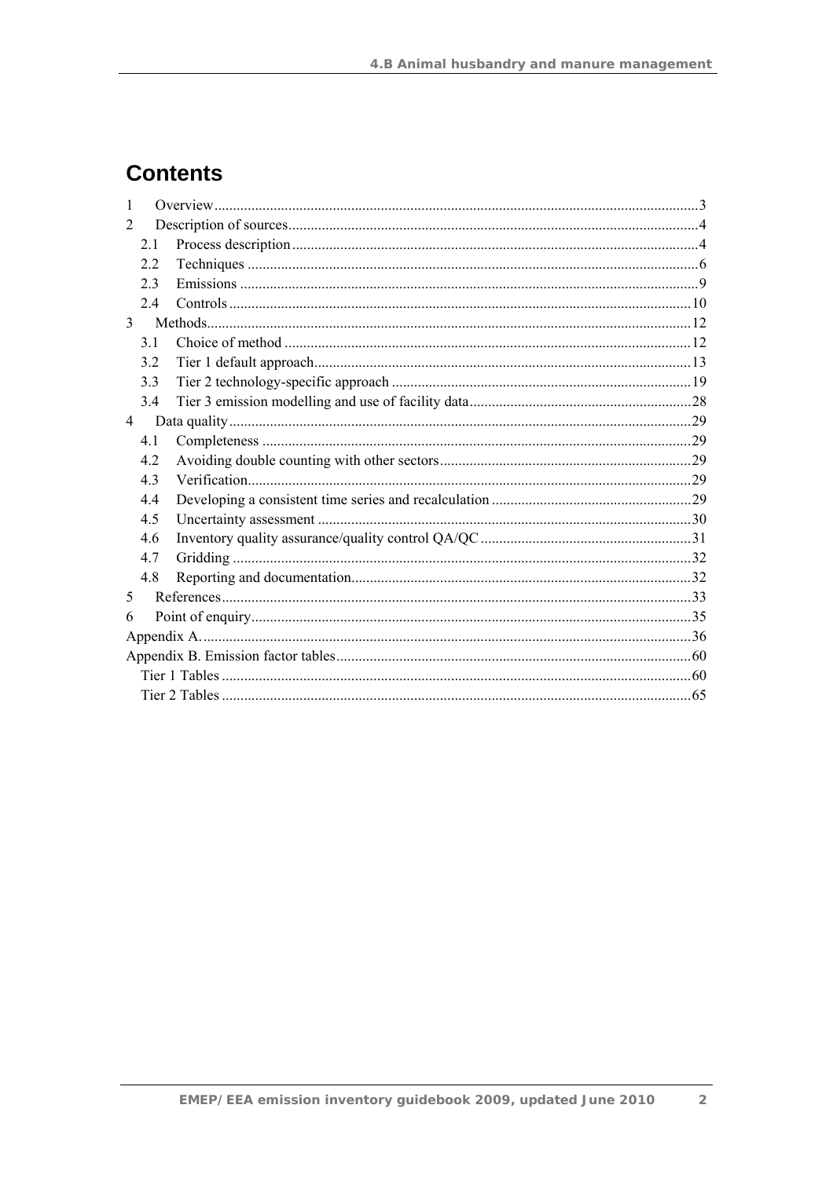# Contents

1 Overview ... 3
2 Description of sources ... 4
  2.1 Process description ... 4
  2.2 Techniques ... 6
  2.3 Emissions ... 9
  2.4 Controls ... 10
3 Methods ... 12
  3.1 Choice of method ... 12
  3.2 Tier 1 default approach ... 13
  3.3 Tier 2 technology-specific approach ... 19
  3.4 Tier 3 emission modelling and use of facility data ... 28
4 Data quality ... 29
  4.1 Completeness ... 29
  4.2 Avoiding double counting with other sectors ... 29
  4.3 Verification ... 29
  4.4 Developing a consistent time series and recalculation ... 29
  4.5 Uncertainty assessment ... 30
  4.6 Inventory quality assurance/quality control QA/QC ... 31
  4.7 Gridding ... 32
  4.8 Reporting and documentation ... 32
5 References ... 33
6 Point of enquiry ... 35
Appendix A. ... 36
Appendix B. Emission factor tables ... 60
  Tier 1 Tables ... 60
  Tier 2 Tables ... 65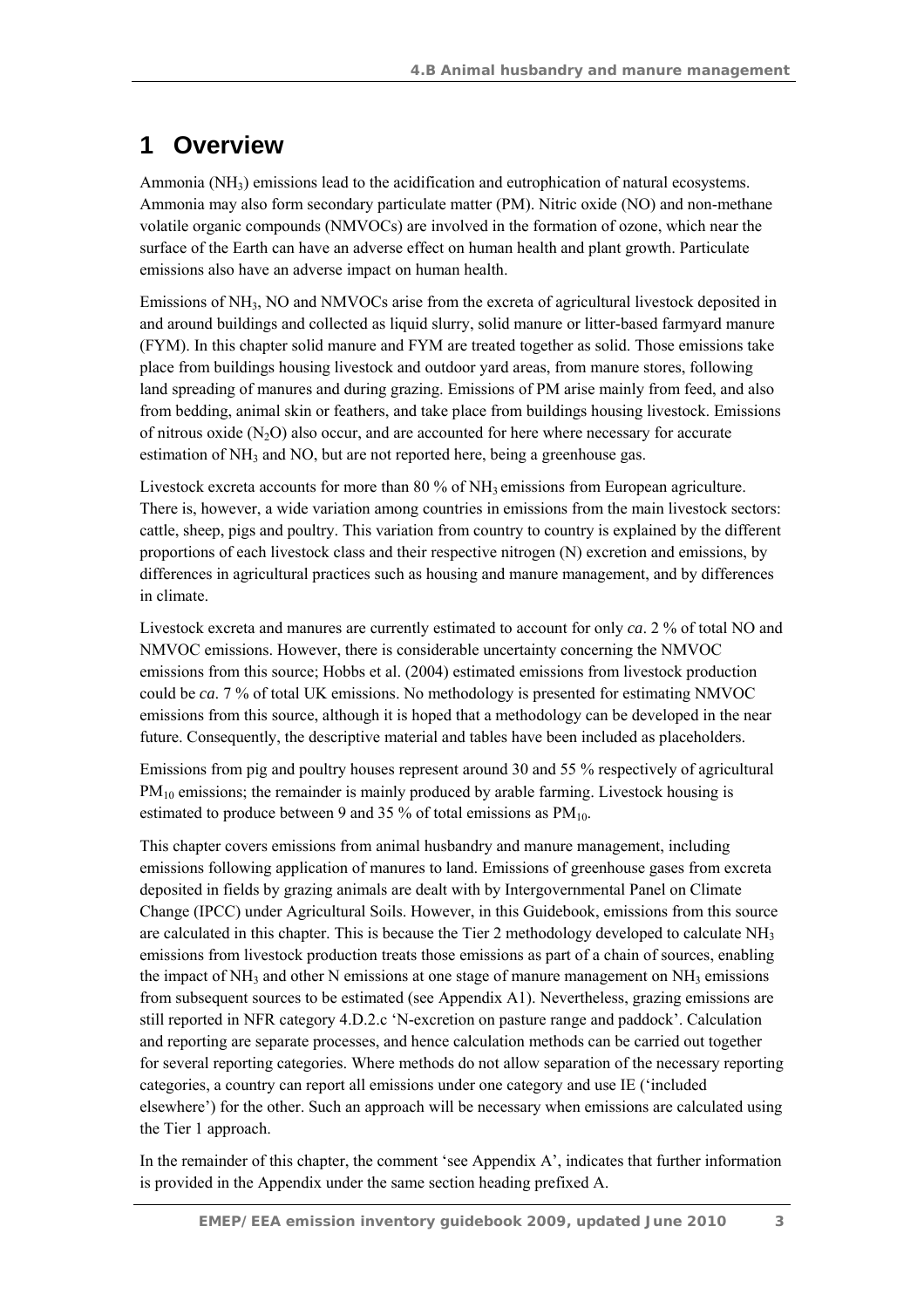# 1 Overview

Ammonia ($NH_3$) emissions lead to the acidification and eutrophication of natural ecosystems. Ammonia may also form secondary particulate matter (PM). Nitric oxide (NO) and non-methane volatile organic compounds (NMVOCs) are involved in the formation of ozone, which near the surface of the Earth can have an adverse effect on human health and plant growth. Particulate emissions also have an adverse impact on human health.

Emissions of $NH_3$, NO and NMVOCs arise from the excreta of agricultural livestock deposited in and around buildings and collected as liquid slurry, solid manure or litter-based farmyard manure (FYM). In this chapter solid manure and FYM are treated together as solid. Those emissions take place from buildings housing livestock and outdoor yard areas, from manure stores, following land spreading of manures and during grazing. Emissions of PM arise mainly from feed, and also from bedding, animal skin or feathers, and take place from buildings housing livestock. Emissions of nitrous oxide ($N_2O$) also occur, and are accounted for here where necessary for accurate estimation of $NH_3$ and NO, but are not reported here, being a greenhouse gas.

Livestock excreta accounts for more than 80 % of $NH_3$ emissions from European agriculture. There is, however, a wide variation among countries in emissions from the main livestock sectors: cattle, sheep, pigs and poultry. This variation from country to country is explained by the different proportions of each livestock class and their respective nitrogen (N) excretion and emissions, by differences in agricultural practices such as housing and manure management, and by differences in climate.

Livestock excreta and manures are currently estimated to account for only *ca*. 2 % of total NO and NMVOC emissions. However, there is considerable uncertainty concerning the NMVOC emissions from this source; Hobbs et al. (2004) estimated emissions from livestock production could be *ca*. 7 % of total UK emissions. No methodology is presented for estimating NMVOC emissions from this source, although it is hoped that a methodology can be developed in the near future. Consequently, the descriptive material and tables have been included as placeholders.

Emissions from pig and poultry houses represent around 30 and 55 % respectively of agricultural $PM_{10}$ emissions; the remainder is mainly produced by arable farming. Livestock housing is estimated to produce between 9 and 35 % of total emissions as $PM_{10}$.

This chapter covers emissions from animal husbandry and manure management, including emissions following application of manures to land. Emissions of greenhouse gases from excreta deposited in fields by grazing animals are dealt with by Intergovernmental Panel on Climate Change (IPCC) under Agricultural Soils. However, in this Guidebook, emissions from this source are calculated in this chapter. This is because the Tier 2 methodology developed to calculate $NH_3$ emissions from livestock production treats those emissions as part of a chain of sources, enabling the impact of $NH_3$ and other N emissions at one stage of manure management on $NH_3$ emissions from subsequent sources to be estimated (see Appendix A1). Nevertheless, grazing emissions are still reported in NFR category 4.D.2.c 'N-excretion on pasture range and paddock'. Calculation and reporting are separate processes, and hence calculation methods can be carried out together for several reporting categories. Where methods do not allow separation of the necessary reporting categories, a country can report all emissions under one category and use IE ('included elsewhere') for the other. Such an approach will be necessary when emissions are calculated using the Tier 1 approach.

In the remainder of this chapter, the comment 'see Appendix A', indicates that further information is provided in the Appendix under the same section heading prefixed A.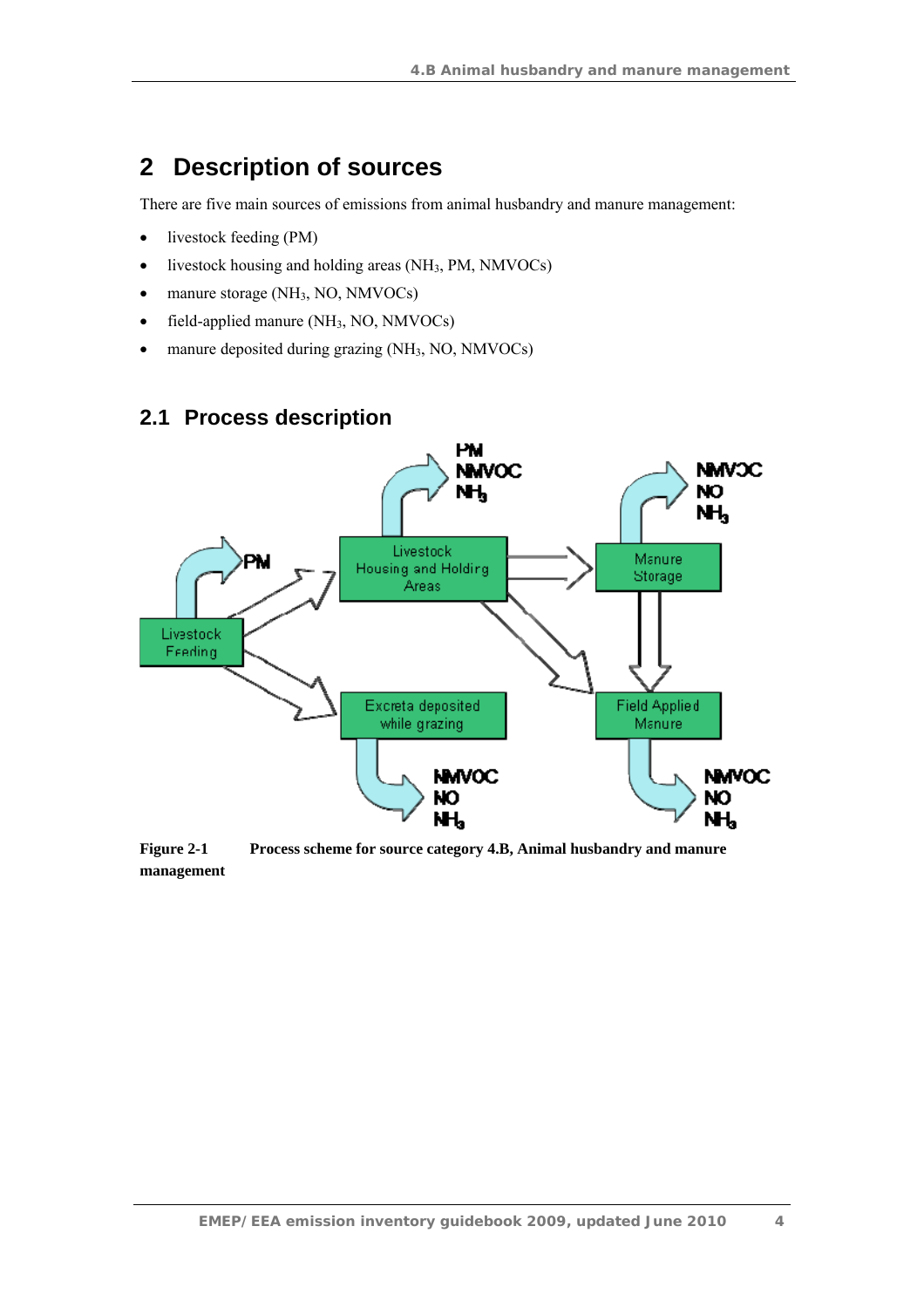## 2 Description of sources

There are five main sources of emissions from animal husbandry and manure management:

- livestock feeding (PM)
- livestock housing and holding areas ($NH_3$, PM, NMVOCs)
- manure storage ($NH_3$, NO, NMVOCs)
- field-applied manure ($NH_3$, NO, NMVOCs)
- manure deposited during grazing ($NH_3$, NO, NMVOCs)

### 2.1 Process description

**Figure 2-1 Process scheme for source category 4.B, Animal husbandry and manure management**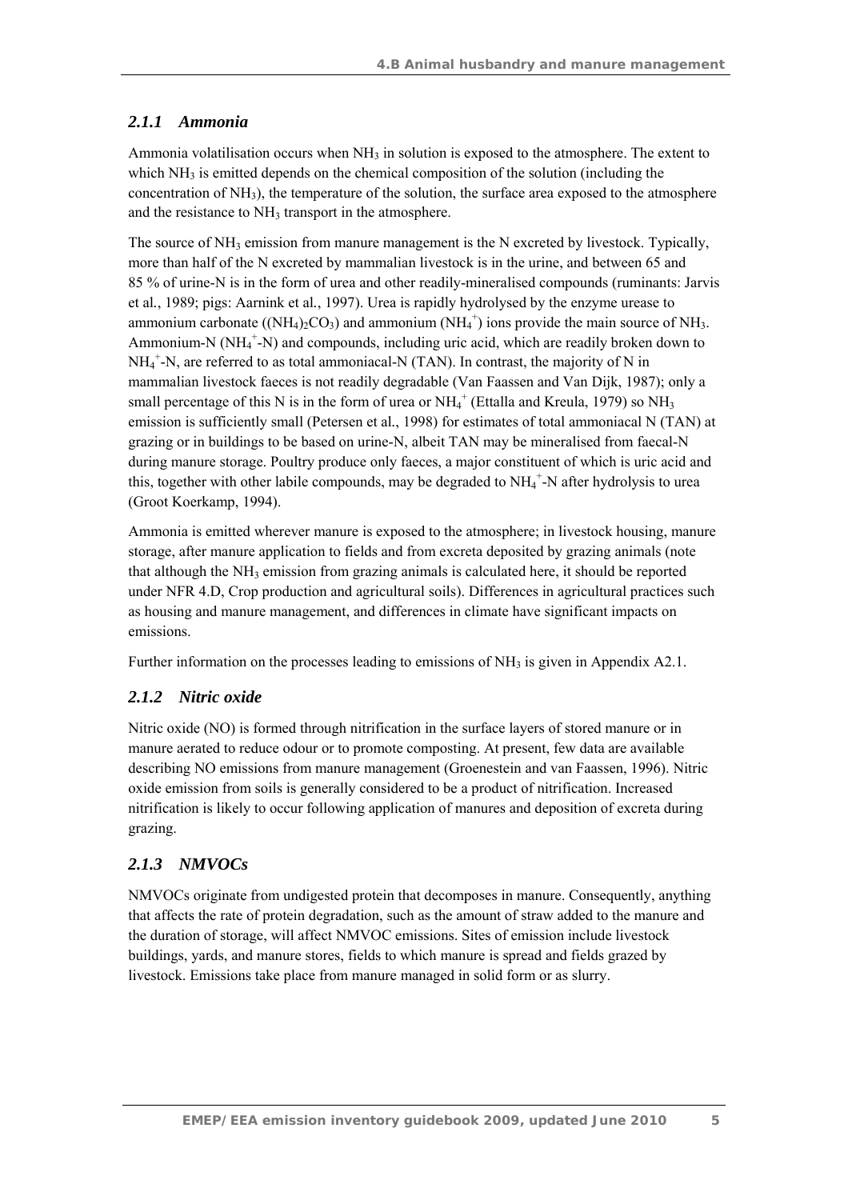### *2.1.1 Ammonia*

Ammonia volatilisation occurs when $NH_3$ in solution is exposed to the atmosphere. The extent to which $NH_3$ is emitted depends on the chemical composition of the solution (including the concentration of $NH_3$), the temperature of the solution, the surface area exposed to the atmosphere and the resistance to $NH_3$ transport in the atmosphere.

The source of $NH_3$ emission from manure management is the N excreted by livestock. Typically, more than half of the N excreted by mammalian livestock is in the urine, and between 65 and 85 % of urine-N is in the form of urea and other readily-mineralised compounds (ruminants: Jarvis et al., 1989; pigs: Aarnink et al., 1997). Urea is rapidly hydrolysed by the enzyme urease to ammonium carbonate ($(NH_4)_2CO_3$) and ammonium ($NH_4^+$) ions provide the main source of $NH_3$. Ammonium-N ($NH_4^+$-N) and compounds, including uric acid, which are readily broken down to $NH_4^+$-N, are referred to as total ammoniacal-N (TAN). In contrast, the majority of N in mammalian livestock faeces is not readily degradable (Van Faassen and Van Dijk, 1987); only a small percentage of this N is in the form of urea or $NH_4^+$ (Ettalla and Kreula, 1979) so $NH_3$ emission is sufficiently small (Petersen et al., 1998) for estimates of total ammoniacal N (TAN) at grazing or in buildings to be based on urine-N, albeit TAN may be mineralised from faecal-N during manure storage. Poultry produce only faeces, a major constituent of which is uric acid and this, together with other labile compounds, may be degraded to $NH_4^+$-N after hydrolysis to urea (Groot Koerkamp, 1994).

Ammonia is emitted wherever manure is exposed to the atmosphere; in livestock housing, manure storage, after manure application to fields and from excreta deposited by grazing animals (note that although the $NH_3$ emission from grazing animals is calculated here, it should be reported under NFR 4.D, Crop production and agricultural soils). Differences in agricultural practices such as housing and manure management, and differences in climate have significant impacts on emissions.

Further information on the processes leading to emissions of $NH_3$ is given in Appendix A2.1.

### *2.1.2 Nitric oxide*

Nitric oxide (NO) is formed through nitrification in the surface layers of stored manure or in manure aerated to reduce odour or to promote composting. At present, few data are available describing NO emissions from manure management (Groenestein and van Faassen, 1996). Nitric oxide emission from soils is generally considered to be a product of nitrification. Increased nitrification is likely to occur following application of manures and deposition of excreta during grazing.

### *2.1.3 NMVOCs*

NMVOCs originate from undigested protein that decomposes in manure. Consequently, anything that affects the rate of protein degradation, such as the amount of straw added to the manure and the duration of storage, will affect NMVOC emissions. Sites of emission include livestock buildings, yards, and manure stores, fields to which manure is spread and fields grazed by livestock. Emissions take place from manure managed in solid form or as slurry.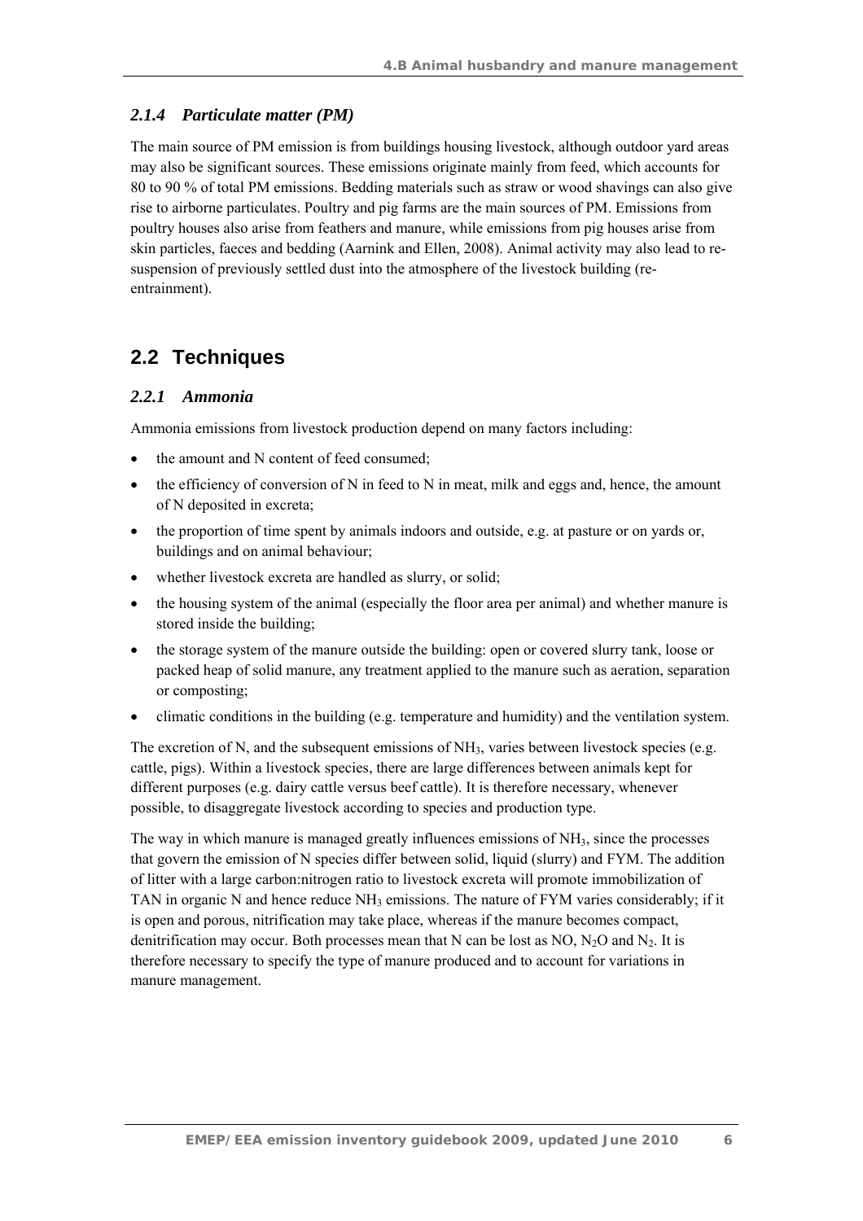### *2.1.4 Particulate matter (PM)*

The main source of PM emission is from buildings housing livestock, although outdoor yard areas may also be significant sources. These emissions originate mainly from feed, which accounts for 80 to 90 % of total PM emissions. Bedding materials such as straw or wood shavings can also give rise to airborne particulates. Poultry and pig farms are the main sources of PM. Emissions from poultry houses also arise from feathers and manure, while emissions from pig houses arise from skin particles, faeces and bedding (Aarnink and Ellen, 2008). Animal activity may also lead to re-suspension of previously settled dust into the atmosphere of the livestock building (re-entrainment).

## 2.2 Techniques

### *2.2.1 Ammonia*

Ammonia emissions from livestock production depend on many factors including:

- the amount and N content of feed consumed;
- the efficiency of conversion of N in feed to N in meat, milk and eggs and, hence, the amount of N deposited in excreta;
- the proportion of time spent by animals indoors and outside, e.g. at pasture or on yards or, buildings and on animal behaviour;
- whether livestock excreta are handled as slurry, or solid;
- the housing system of the animal (especially the floor area per animal) and whether manure is stored inside the building;
- the storage system of the manure outside the building: open or covered slurry tank, loose or packed heap of solid manure, any treatment applied to the manure such as aeration, separation or composting;
- climatic conditions in the building (e.g. temperature and humidity) and the ventilation system.

The excretion of N, and the subsequent emissions of $NH_3$, varies between livestock species (e.g. cattle, pigs). Within a livestock species, there are large differences between animals kept for different purposes (e.g. dairy cattle versus beef cattle). It is therefore necessary, whenever possible, to disaggregate livestock according to species and production type.

The way in which manure is managed greatly influences emissions of $NH_3$, since the processes that govern the emission of N species differ between solid, liquid (slurry) and FYM. The addition of litter with a large carbon:nitrogen ratio to livestock excreta will promote immobilization of TAN in organic N and hence reduce $NH_3$ emissions. The nature of FYM varies considerably; if it is open and porous, nitrification may take place, whereas if the manure becomes compact, denitrification may occur. Both processes mean that N can be lost as NO, $N_2O$ and $N_2$. It is therefore necessary to specify the type of manure produced and to account for variations in manure management.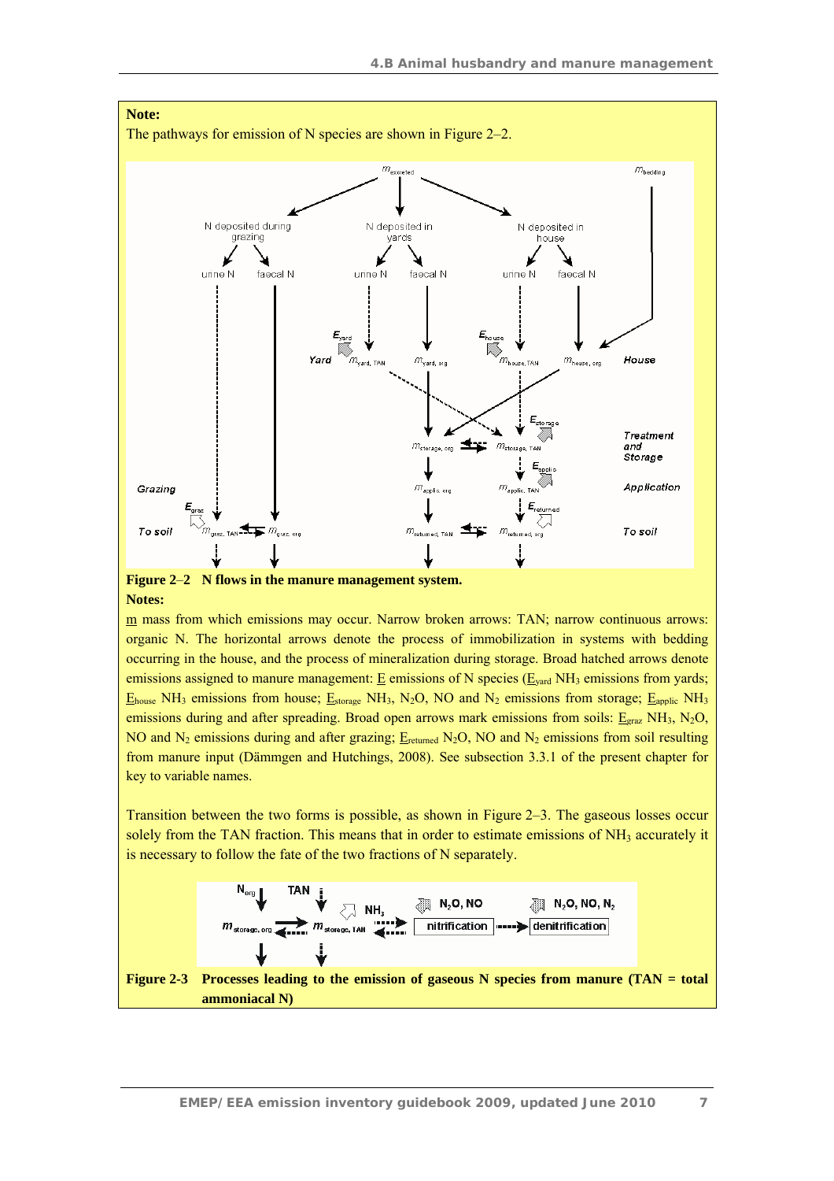**Note:**

The pathways for emission of N species are shown in Figure 2–2.

**Figure 2–2 N flows in the manure management system.**

**Notes:**

m mass from which emissions may occur. Narrow broken arrows: TAN; narrow continuous arrows: organic N. The horizontal arrows denote the process of immobilization in systems with bedding occurring in the house, and the process of mineralization during storage. Broad hatched arrows denote emissions assigned to manure management: E emissions of N species ($E_{yard}$ $NH_3$ emissions from yards; $E_{house}$ $NH_3$ emissions from house; $E_{storage}$ $NH_3$, $N_2O$, NO and $N_2$ emissions from storage; $E_{applic}$ $NH_3$ emissions during and after spreading. Broad open arrows mark emissions from soils: $E_{graz}$ $NH_3$, $N_2O$, NO and $N_2$ emissions during and after grazing; $E_{returned}$ $N_2O$, NO and $N_2$ emissions from soil resulting from manure input (Dämmgen and Hutchings, 2008). See subsection 3.3.1 of the present chapter for key to variable names.

Transition between the two forms is possible, as shown in Figure 2–3. The gaseous losses occur solely from the TAN fraction. This means that in order to estimate emissions of $NH_3$ accurately it is necessary to follow the fate of the two fractions of N separately.

**Figure 2-3 Processes leading to the emission of gaseous N species from manure (TAN = total ammoniacal N)**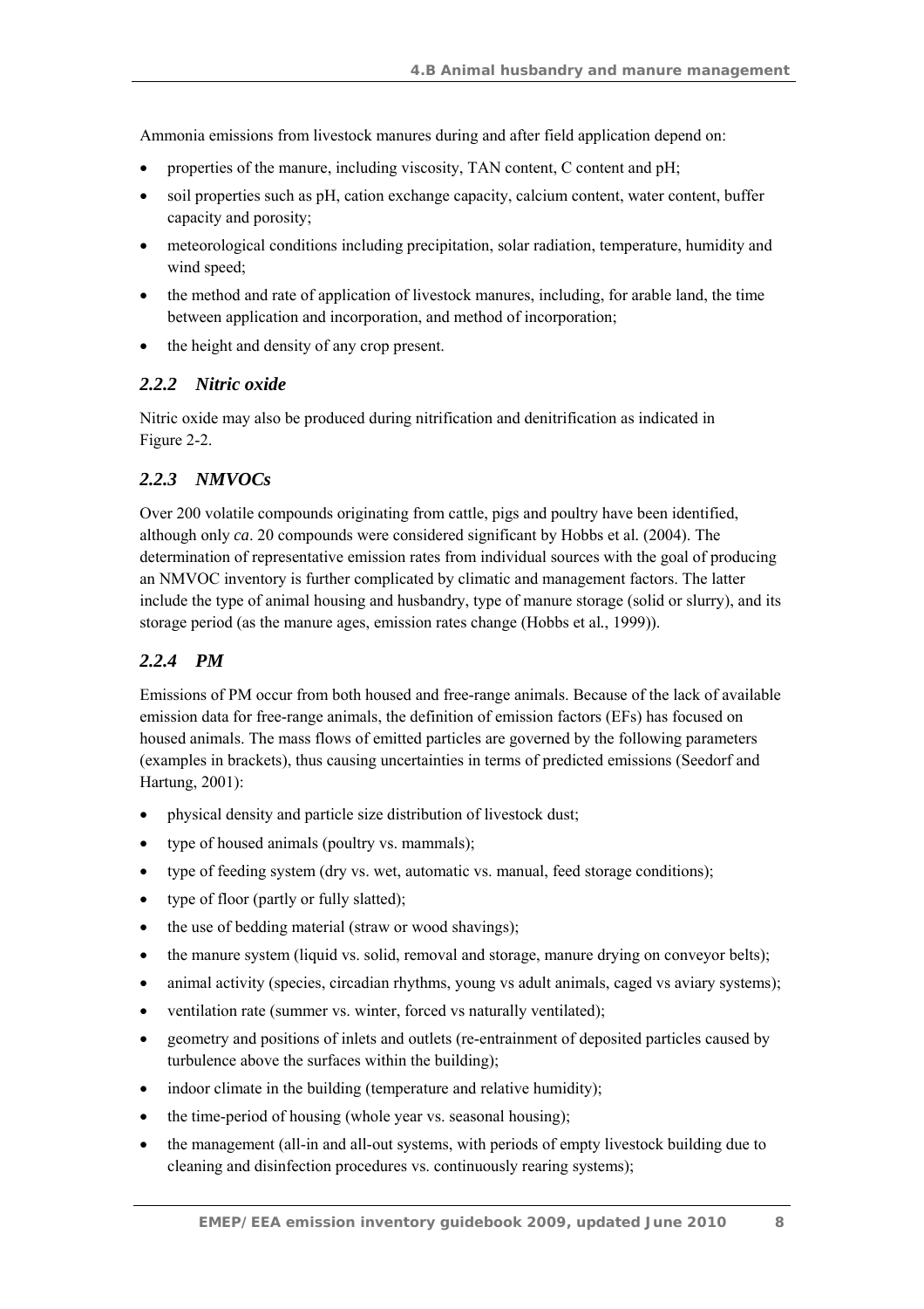Ammonia emissions from livestock manures during and after field application depend on:

- properties of the manure, including viscosity, TAN content, C content and pH;
- soil properties such as pH, cation exchange capacity, calcium content, water content, buffer capacity and porosity;
- meteorological conditions including precipitation, solar radiation, temperature, humidity and wind speed;
- the method and rate of application of livestock manures, including, for arable land, the time between application and incorporation, and method of incorporation;
- the height and density of any crop present.

### *2.2.2 Nitric oxide*

Nitric oxide may also be produced during nitrification and denitrification as indicated in Figure 2-2.

### *2.2.3 NMVOCs*

Over 200 volatile compounds originating from cattle, pigs and poultry have been identified, although only *ca*. 20 compounds were considered significant by Hobbs et al. (2004). The determination of representative emission rates from individual sources with the goal of producing an NMVOC inventory is further complicated by climatic and management factors. The latter include the type of animal housing and husbandry, type of manure storage (solid or slurry), and its storage period (as the manure ages, emission rates change (Hobbs et al., 1999)).

### *2.2.4 PM*

Emissions of PM occur from both housed and free-range animals. Because of the lack of available emission data for free-range animals, the definition of emission factors (EFs) has focused on housed animals. The mass flows of emitted particles are governed by the following parameters (examples in brackets), thus causing uncertainties in terms of predicted emissions (Seedorf and Hartung, 2001):

- physical density and particle size distribution of livestock dust;
- type of housed animals (poultry vs. mammals);
- type of feeding system (dry vs. wet, automatic vs. manual, feed storage conditions);
- type of floor (partly or fully slatted);
- the use of bedding material (straw or wood shavings);
- the manure system (liquid vs. solid, removal and storage, manure drying on conveyor belts);
- animal activity (species, circadian rhythms, young vs adult animals, caged vs aviary systems);
- ventilation rate (summer vs. winter, forced vs naturally ventilated);
- geometry and positions of inlets and outlets (re-entrainment of deposited particles caused by turbulence above the surfaces within the building);
- indoor climate in the building (temperature and relative humidity);
- the time-period of housing (whole year vs. seasonal housing);
- the management (all-in and all-out systems, with periods of empty livestock building due to cleaning and disinfection procedures vs. continuously rearing systems);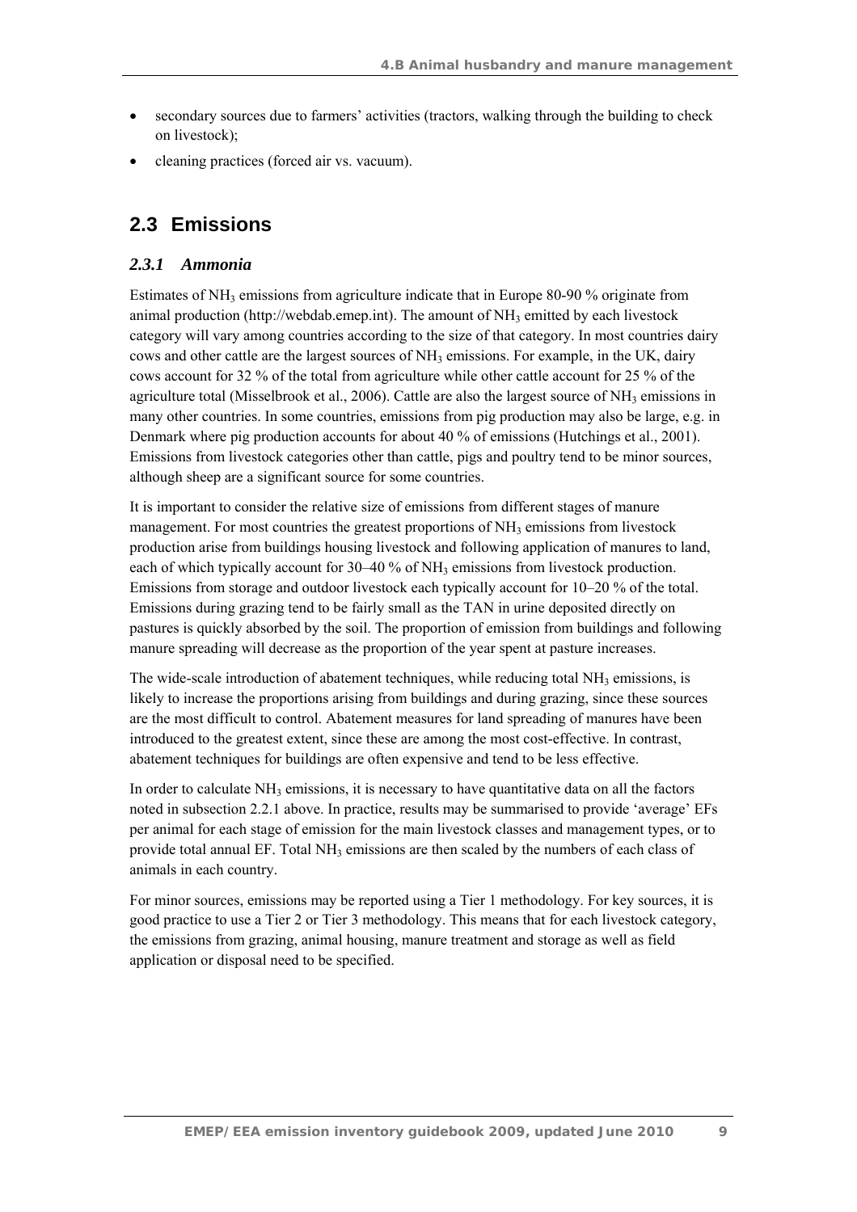- secondary sources due to farmers' activities (tractors, walking through the building to check on livestock);
- cleaning practices (forced air vs. vacuum).

## 2.3 Emissions

### *2.3.1 Ammonia*

Estimates of $NH_3$ emissions from agriculture indicate that in Europe 80-90 % originate from animal production (http://webdab.emep.int). The amount of $NH_3$ emitted by each livestock category will vary among countries according to the size of that category. In most countries dairy cows and other cattle are the largest sources of $NH_3$ emissions. For example, in the UK, dairy cows account for 32 % of the total from agriculture while other cattle account for 25 % of the agriculture total (Misselbrook et al., 2006). Cattle are also the largest source of $NH_3$ emissions in many other countries. In some countries, emissions from pig production may also be large, e.g. in Denmark where pig production accounts for about 40 % of emissions (Hutchings et al., 2001). Emissions from livestock categories other than cattle, pigs and poultry tend to be minor sources, although sheep are a significant source for some countries.

It is important to consider the relative size of emissions from different stages of manure management. For most countries the greatest proportions of $NH_3$ emissions from livestock production arise from buildings housing livestock and following application of manures to land, each of which typically account for 30–40 % of $NH_3$ emissions from livestock production. Emissions from storage and outdoor livestock each typically account for 10–20 % of the total. Emissions during grazing tend to be fairly small as the TAN in urine deposited directly on pastures is quickly absorbed by the soil. The proportion of emission from buildings and following manure spreading will decrease as the proportion of the year spent at pasture increases.

The wide-scale introduction of abatement techniques, while reducing total $NH_3$ emissions, is likely to increase the proportions arising from buildings and during grazing, since these sources are the most difficult to control. Abatement measures for land spreading of manures have been introduced to the greatest extent, since these are among the most cost-effective. In contrast, abatement techniques for buildings are often expensive and tend to be less effective.

In order to calculate $NH_3$ emissions, it is necessary to have quantitative data on all the factors noted in subsection 2.2.1 above. In practice, results may be summarised to provide 'average' EFs per animal for each stage of emission for the main livestock classes and management types, or to provide total annual EF. Total $NH_3$ emissions are then scaled by the numbers of each class of animals in each country.

For minor sources, emissions may be reported using a Tier 1 methodology. For key sources, it is good practice to use a Tier 2 or Tier 3 methodology. This means that for each livestock category, the emissions from grazing, animal housing, manure treatment and storage as well as field application or disposal need to be specified.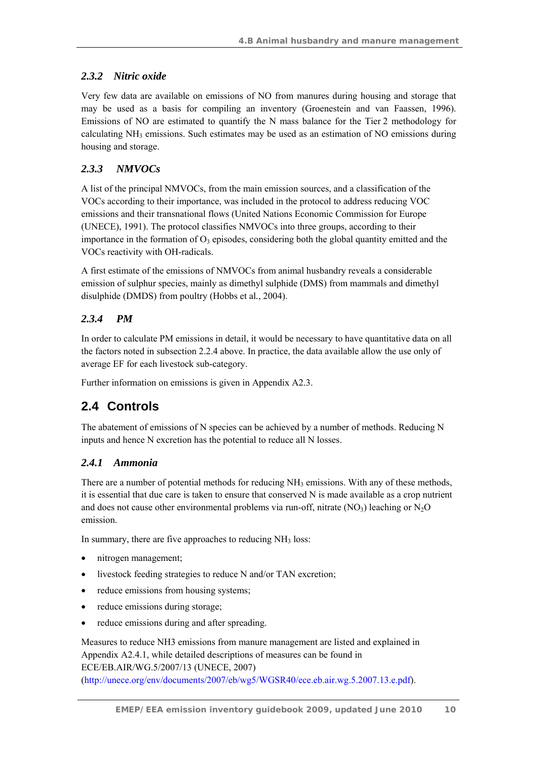### *2.3.2 Nitric oxide*

Very few data are available on emissions of NO from manures during housing and storage that may be used as a basis for compiling an inventory (Groenestein and van Faassen, 1996). Emissions of NO are estimated to quantify the N mass balance for the Tier 2 methodology for calculating $NH_3$ emissions. Such estimates may be used as an estimation of NO emissions during housing and storage.

### *2.3.3 NMVOCs*

A list of the principal NMVOCs, from the main emission sources, and a classification of the VOCs according to their importance, was included in the protocol to address reducing VOC emissions and their transnational flows (United Nations Economic Commission for Europe (UNECE), 1991). The protocol classifies NMVOCs into three groups, according to their importance in the formation of $O_3$ episodes, considering both the global quantity emitted and the VOCs reactivity with OH-radicals.

A first estimate of the emissions of NMVOCs from animal husbandry reveals a considerable emission of sulphur species, mainly as dimethyl sulphide (DMS) from mammals and dimethyl disulphide (DMDS) from poultry (Hobbs et al., 2004).

### *2.3.4 PM*

In order to calculate PM emissions in detail, it would be necessary to have quantitative data on all the factors noted in subsection 2.2.4 above. In practice, the data available allow the use only of average EF for each livestock sub-category.

Further information on emissions is given in Appendix A2.3.

## 2.4 Controls

The abatement of emissions of N species can be achieved by a number of methods. Reducing N inputs and hence N excretion has the potential to reduce all N losses.

### *2.4.1 Ammonia*

There are a number of potential methods for reducing $NH_3$ emissions. With any of these methods, it is essential that due care is taken to ensure that conserved N is made available as a crop nutrient and does not cause other environmental problems via run-off, nitrate ($NO_3$) leaching or $N_2O$ emission.

In summary, there are five approaches to reducing $NH_3$ loss:

- nitrogen management;
- livestock feeding strategies to reduce N and/or TAN excretion;
- reduce emissions from housing systems;
- reduce emissions during storage;
- reduce emissions during and after spreading.

Measures to reduce NH3 emissions from manure management are listed and explained in Appendix A2.4.1, while detailed descriptions of measures can be found in ECE/EB.AIR/WG.5/2007/13 (UNECE, 2007) (http://unece.org/env/documents/2007/eb/wg5/WGSR40/ece.eb.air.wg.5.2007.13.e.pdf).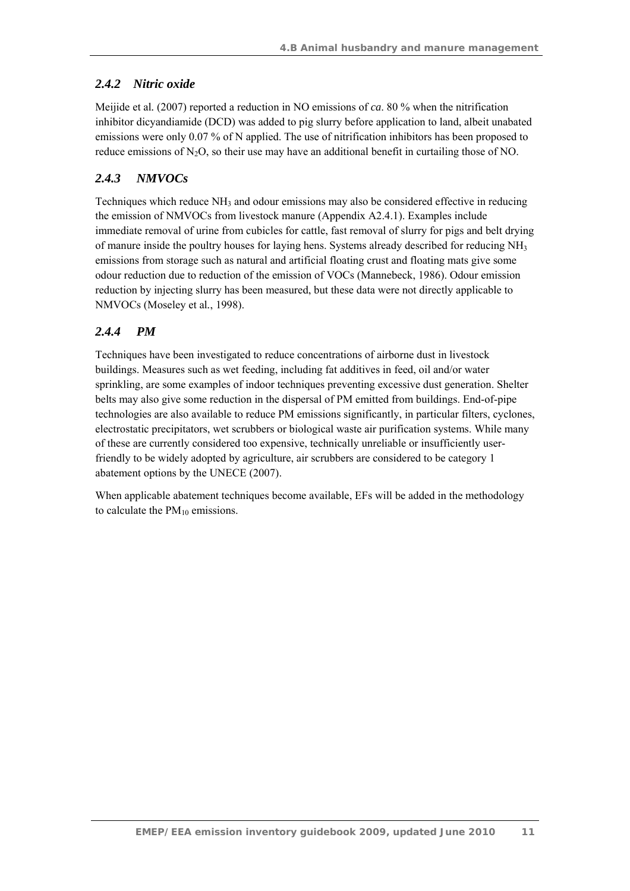### *2.4.2 Nitric oxide*

Meijide et al. (2007) reported a reduction in NO emissions of *ca*. 80 % when the nitrification inhibitor dicyandiamide (DCD) was added to pig slurry before application to land, albeit unabated emissions were only 0.07 % of N applied. The use of nitrification inhibitors has been proposed to reduce emissions of $N_2O$, so their use may have an additional benefit in curtailing those of NO.

### *2.4.3 NMVOCs*

Techniques which reduce $NH_3$ and odour emissions may also be considered effective in reducing the emission of NMVOCs from livestock manure (Appendix A2.4.1). Examples include immediate removal of urine from cubicles for cattle, fast removal of slurry for pigs and belt drying of manure inside the poultry houses for laying hens. Systems already described for reducing $NH_3$ emissions from storage such as natural and artificial floating crust and floating mats give some odour reduction due to reduction of the emission of VOCs (Mannebeck, 1986). Odour emission reduction by injecting slurry has been measured, but these data were not directly applicable to NMVOCs (Moseley et al., 1998).

### *2.4.4 PM*

Techniques have been investigated to reduce concentrations of airborne dust in livestock buildings. Measures such as wet feeding, including fat additives in feed, oil and/or water sprinkling, are some examples of indoor techniques preventing excessive dust generation. Shelter belts may also give some reduction in the dispersal of PM emitted from buildings. End-of-pipe technologies are also available to reduce PM emissions significantly, in particular filters, cyclones, electrostatic precipitators, wet scrubbers or biological waste air purification systems. While many of these are currently considered too expensive, technically unreliable or insufficiently user-friendly to be widely adopted by agriculture, air scrubbers are considered to be category 1 abatement options by the UNECE (2007).

When applicable abatement techniques become available, EFs will be added in the methodology to calculate the $PM_{10}$ emissions.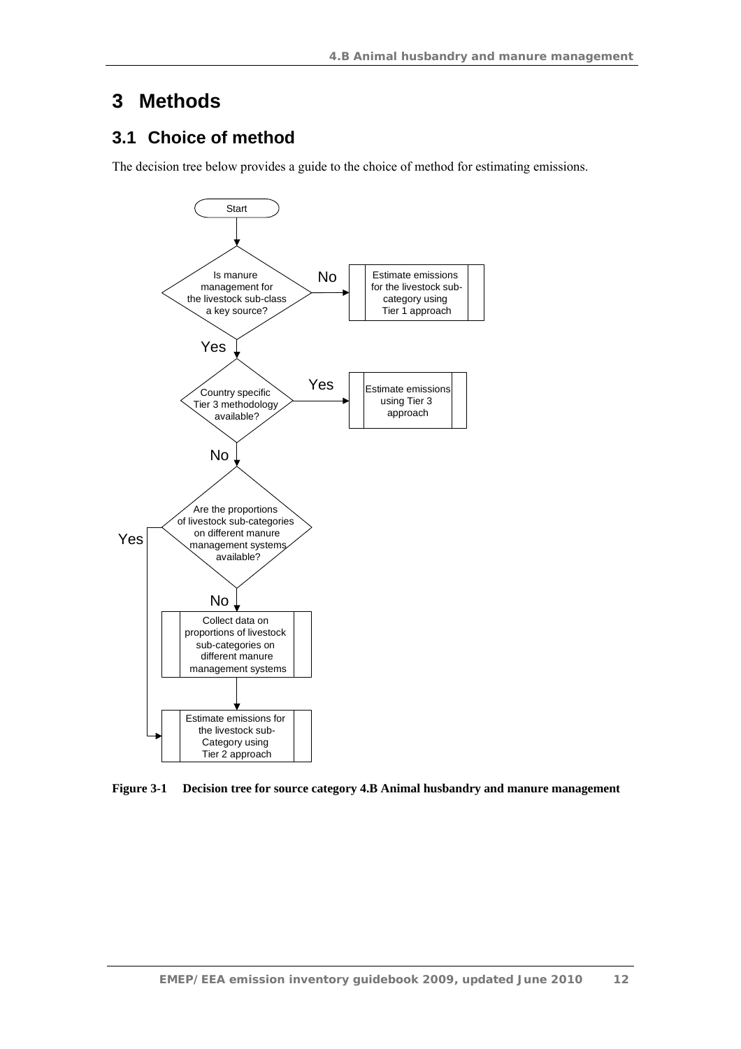# 3 Methods

## 3.1 Choice of method

The decision tree below provides a guide to the choice of method for estimating emissions.

Start

Is manure management for the livestock sub-class a key source?

No → Estimate emissions for the livestock sub-category using Tier 1 approach

Yes ↓

Country specific Tier 3 methodology available?

Yes → Estimate emissions using Tier 3 approach

No ↓

Are the proportions of livestock sub-categories on different manure management systems available?

Yes → Estimate emissions for the livestock sub-Category using Tier 2 approach

No ↓

Collect data on proportions of livestock sub-categories on different manure management systems

↓

Estimate emissions for the livestock sub-Category using Tier 2 approach

**Figure 3-1 Decision tree for source category 4.B Animal husbandry and manure management**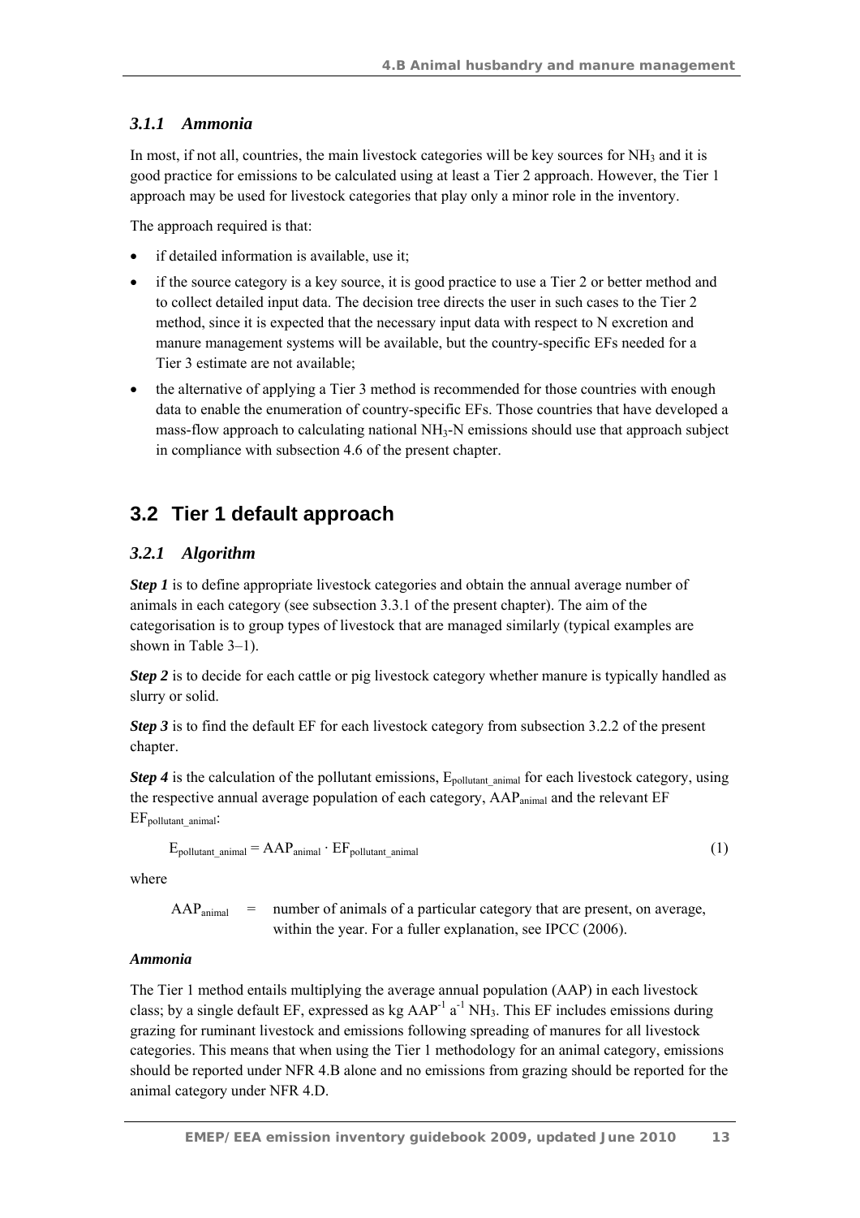### *3.1.1 Ammonia*

In most, if not all, countries, the main livestock categories will be key sources for $NH_3$ and it is good practice for emissions to be calculated using at least a Tier 2 approach. However, the Tier 1 approach may be used for livestock categories that play only a minor role in the inventory.

The approach required is that:

- if detailed information is available, use it;
- if the source category is a key source, it is good practice to use a Tier 2 or better method and to collect detailed input data. The decision tree directs the user in such cases to the Tier 2 method, since it is expected that the necessary input data with respect to N excretion and manure management systems will be available, but the country-specific EFs needed for a Tier 3 estimate are not available;
- the alternative of applying a Tier 3 method is recommended for those countries with enough data to enable the enumeration of country-specific EFs. Those countries that have developed a mass-flow approach to calculating national $NH_3$-N emissions should use that approach subject in compliance with subsection 4.6 of the present chapter.

## 3.2 Tier 1 default approach

### *3.2.1 Algorithm*

***Step 1*** is to define appropriate livestock categories and obtain the annual average number of animals in each category (see subsection 3.3.1 of the present chapter). The aim of the categorisation is to group types of livestock that are managed similarly (typical examples are shown in Table 3–1).

***Step 2*** is to decide for each cattle or pig livestock category whether manure is typically handled as slurry or solid.

***Step 3*** is to find the default EF for each livestock category from subsection 3.2.2 of the present chapter.

***Step 4*** is the calculation of the pollutant emissions, $E_{pollutant\_animal}$ for each livestock category, using the respective annual average population of each category, $AAP_{animal}$ and the relevant EF $EF_{pollutant\_animal}$:

$$E_{pollutant\_animal} = AAP_{animal} \cdot EF_{pollutant\_animal} \quad (1)$$

where

$AAP_{animal}$ = number of animals of a particular category that are present, on average, within the year. For a fuller explanation, see IPCC (2006).

***Ammonia***

The Tier 1 method entails multiplying the average annual population (AAP) in each livestock class; by a single default EF, expressed as kg $AAP^{-1}$ $a^{-1}$ $NH_3$. This EF includes emissions during grazing for ruminant livestock and emissions following spreading of manures for all livestock categories. This means that when using the Tier 1 methodology for an animal category, emissions should be reported under NFR 4.B alone and no emissions from grazing should be reported for the animal category under NFR 4.D.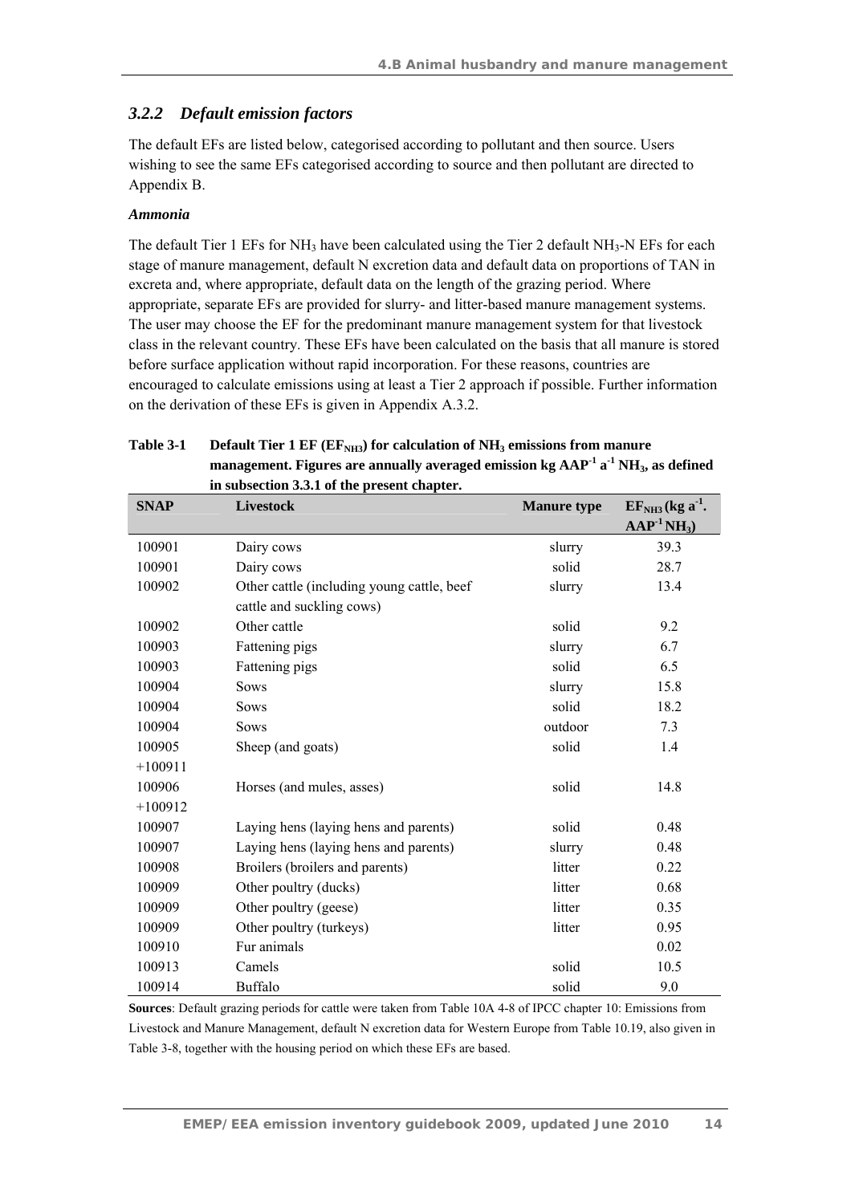### *3.2.2 Default emission factors*

The default EFs are listed below, categorised according to pollutant and then source. Users wishing to see the same EFs categorised according to source and then pollutant are directed to Appendix B.

***Ammonia***

The default Tier 1 EFs for $NH_3$ have been calculated using the Tier 2 default $NH_3$-N EFs for each stage of manure management, default N excretion data and default data on proportions of TAN in excreta and, where appropriate, default data on the length of the grazing period. Where appropriate, separate EFs are provided for slurry- and litter-based manure management systems. The user may choose the EF for the predominant manure management system for that livestock class in the relevant country. These EFs have been calculated on the basis that all manure is stored before surface application without rapid incorporation. For these reasons, countries are encouraged to calculate emissions using at least a Tier 2 approach if possible. Further information on the derivation of these EFs is given in Appendix A.3.2.

**Table 3-1 Default Tier 1 EF ($EF_{NH3}$) for calculation of $NH_3$ emissions from manure management. Figures are annually averaged emission kg $AAP^{-1}$ $a^{-1}$ $NH_3$, as defined in subsection 3.3.1 of the present chapter.**

| SNAP | Livestock | Manure type | $EF_{NH3}$ (kg $a^{-1}$. $AAP^{-1}$ $NH_3$) |
|---|---|---|---|
| 100901 | Dairy cows | slurry | 39.3 |
| 100901 | Dairy cows | solid | 28.7 |
| 100902 | Other cattle (including young cattle, beef cattle and suckling cows) | slurry | 13.4 |
| 100902 | Other cattle | solid | 9.2 |
| 100903 | Fattening pigs | slurry | 6.7 |
| 100903 | Fattening pigs | solid | 6.5 |
| 100904 | Sows | slurry | 15.8 |
| 100904 | Sows | solid | 18.2 |
| 100904 | Sows | outdoor | 7.3 |
| 100905 +100911 | Sheep (and goats) | solid | 1.4 |
| 100906 +100912 | Horses (and mules, asses) | solid | 14.8 |
| 100907 | Laying hens (laying hens and parents) | solid | 0.48 |
| 100907 | Laying hens (laying hens and parents) | slurry | 0.48 |
| 100908 | Broilers (broilers and parents) | litter | 0.22 |
| 100909 | Other poultry (ducks) | litter | 0.68 |
| 100909 | Other poultry (geese) | litter | 0.35 |
| 100909 | Other poultry (turkeys) | litter | 0.95 |
| 100910 | Fur animals | | 0.02 |
| 100913 | Camels | solid | 10.5 |
| 100914 | Buffalo | solid | 9.0 |

**Sources**: Default grazing periods for cattle were taken from Table 10A 4-8 of IPCC chapter 10: Emissions from Livestock and Manure Management, default N excretion data for Western Europe from Table 10.19, also given in Table 3-8, together with the housing period on which these EFs are based.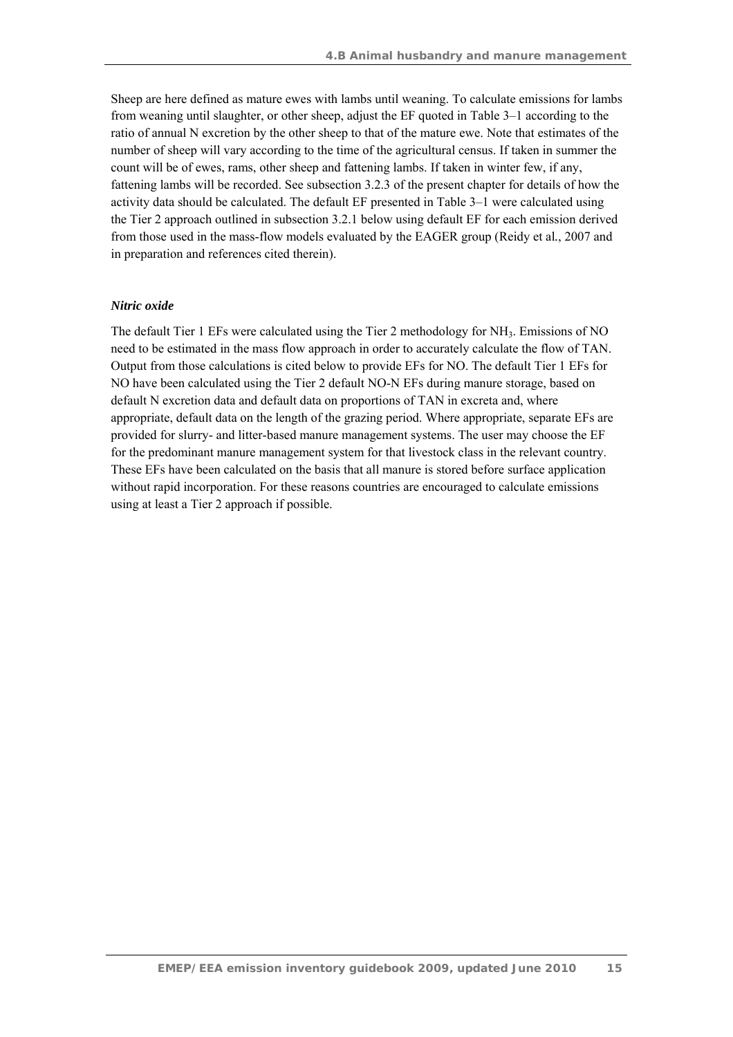Sheep are here defined as mature ewes with lambs until weaning. To calculate emissions for lambs from weaning until slaughter, or other sheep, adjust the EF quoted in Table 3–1 according to the ratio of annual N excretion by the other sheep to that of the mature ewe. Note that estimates of the number of sheep will vary according to the time of the agricultural census. If taken in summer the count will be of ewes, rams, other sheep and fattening lambs. If taken in winter few, if any, fattening lambs will be recorded. See subsection 3.2.3 of the present chapter for details of how the activity data should be calculated. The default EF presented in Table 3–1 were calculated using the Tier 2 approach outlined in subsection 3.2.1 below using default EF for each emission derived from those used in the mass-flow models evaluated by the EAGER group (Reidy et al., 2007 and in preparation and references cited therein).

***Nitric oxide***

The default Tier 1 EFs were calculated using the Tier 2 methodology for $NH_3$. Emissions of NO need to be estimated in the mass flow approach in order to accurately calculate the flow of TAN. Output from those calculations is cited below to provide EFs for NO. The default Tier 1 EFs for NO have been calculated using the Tier 2 default NO-N EFs during manure storage, based on default N excretion data and default data on proportions of TAN in excreta and, where appropriate, default data on the length of the grazing period. Where appropriate, separate EFs are provided for slurry- and litter-based manure management systems. The user may choose the EF for the predominant manure management system for that livestock class in the relevant country. These EFs have been calculated on the basis that all manure is stored before surface application without rapid incorporation. For these reasons countries are encouraged to calculate emissions using at least a Tier 2 approach if possible.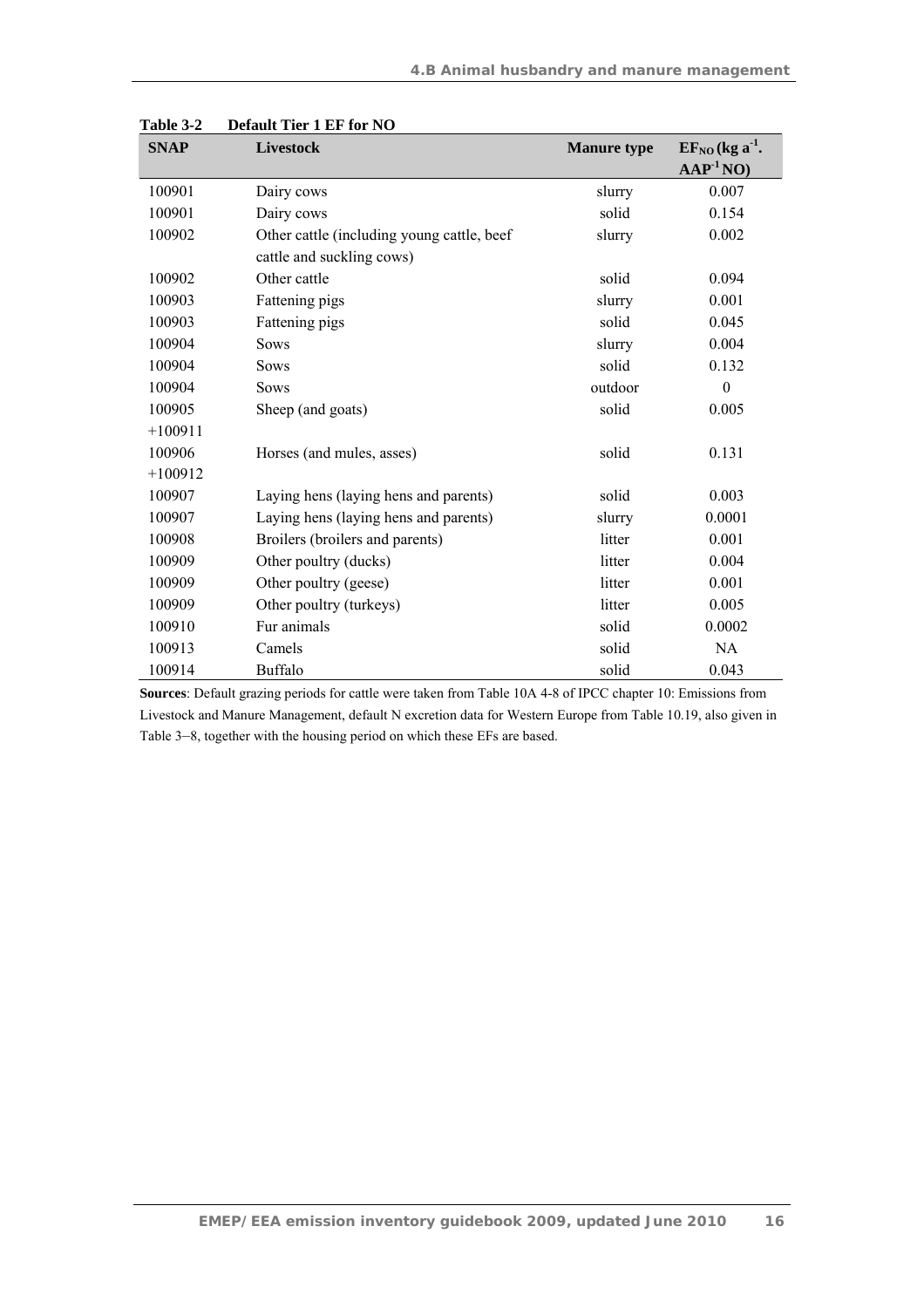**Table 3-2 Default Tier 1 EF for NO**

| SNAP | Livestock | Manure type | $EF_{NO}$ (kg $a^{-1}$. $AAP^{-1}$ NO) |
| --- | --- | --- | --- |
| 100901 | Dairy cows | slurry | 0.007 |
| 100901 | Dairy cows | solid | 0.154 |
| 100902 | Other cattle (including young cattle, beef cattle and suckling cows) | slurry | 0.002 |
| 100902 | Other cattle | solid | 0.094 |
| 100903 | Fattening pigs | slurry | 0.001 |
| 100903 | Fattening pigs | solid | 0.045 |
| 100904 | Sows | slurry | 0.004 |
| 100904 | Sows | solid | 0.132 |
| 100904 | Sows | outdoor | 0 |
| 100905 +100911 | Sheep (and goats) | solid | 0.005 |
| 100906 +100912 | Horses (and mules, asses) | solid | 0.131 |
| 100907 | Laying hens (laying hens and parents) | solid | 0.003 |
| 100907 | Laying hens (laying hens and parents) | slurry | 0.0001 |
| 100908 | Broilers (broilers and parents) | litter | 0.001 |
| 100909 | Other poultry (ducks) | litter | 0.004 |
| 100909 | Other poultry (geese) | litter | 0.001 |
| 100909 | Other poultry (turkeys) | litter | 0.005 |
| 100910 | Fur animals | solid | 0.0002 |
| 100913 | Camels | solid | NA |
| 100914 | Buffalo | solid | 0.043 |

**Sources**: Default grazing periods for cattle were taken from Table 10A 4-8 of IPCC chapter 10: Emissions from Livestock and Manure Management, default N excretion data for Western Europe from Table 10.19, also given in Table 3–8, together with the housing period on which these EFs are based.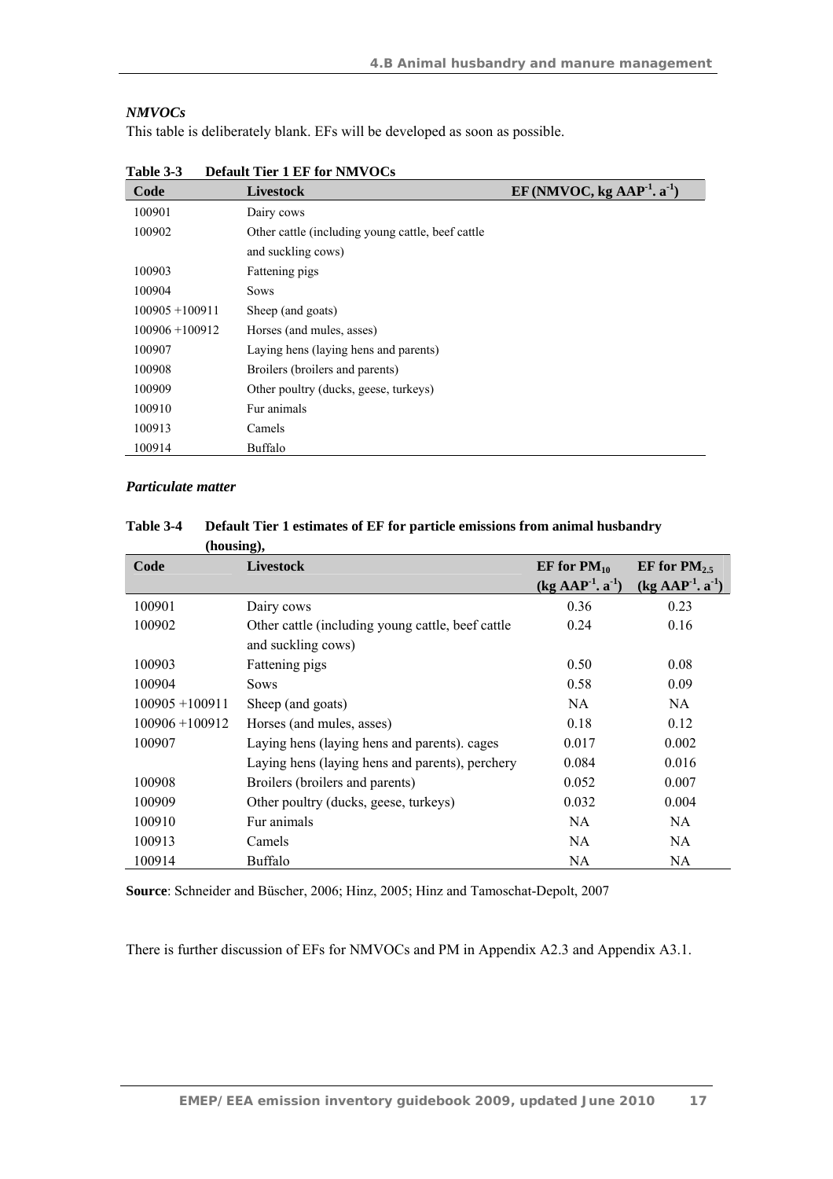*NMVOCs*

This table is deliberately blank. EFs will be developed as soon as possible.

**Table 3-3 Default Tier 1 EF for NMVOCs**

| Code | Livestock | EF (NMVOC, kg $AAP^{-1}$. $a^{-1}$) |
|---|---|---|
| 100901 | Dairy cows | |
| 100902 | Other cattle (including young cattle, beef cattle and suckling cows) | |
| 100903 | Fattening pigs | |
| 100904 | Sows | |
| 100905 +100911 | Sheep (and goats) | |
| 100906 +100912 | Horses (and mules, asses) | |
| 100907 | Laying hens (laying hens and parents) | |
| 100908 | Broilers (broilers and parents) | |
| 100909 | Other poultry (ducks, geese, turkeys) | |
| 100910 | Fur animals | |
| 100913 | Camels | |
| 100914 | Buffalo | |

***Particulate matter***

**Table 3-4 Default Tier 1 estimates of EF for particle emissions from animal husbandry (housing),**

| Code | Livestock | EF for $PM_{10}$ (kg $AAP^{-1}$. $a^{-1}$) | EF for $PM_{2.5}$ (kg $AAP^{-1}$. $a^{-1}$) |
|---|---|---|---|
| 100901 | Dairy cows | 0.36 | 0.23 |
| 100902 | Other cattle (including young cattle, beef cattle and suckling cows) | 0.24 | 0.16 |
| 100903 | Fattening pigs | 0.50 | 0.08 |
| 100904 | Sows | 0.58 | 0.09 |
| 100905 +100911 | Sheep (and goats) | NA | NA |
| 100906 +100912 | Horses (and mules, asses) | 0.18 | 0.12 |
| 100907 | Laying hens (laying hens and parents). cages | 0.017 | 0.002 |
| | Laying hens (laying hens and parents), perchery | 0.084 | 0.016 |
| 100908 | Broilers (broilers and parents) | 0.052 | 0.007 |
| 100909 | Other poultry (ducks, geese, turkeys) | 0.032 | 0.004 |
| 100910 | Fur animals | NA | NA |
| 100913 | Camels | NA | NA |
| 100914 | Buffalo | NA | NA |

**Source**: Schneider and Büscher, 2006; Hinz, 2005; Hinz and Tamoschat-Depolt, 2007

There is further discussion of EFs for NMVOCs and PM in Appendix A2.3 and Appendix A3.1.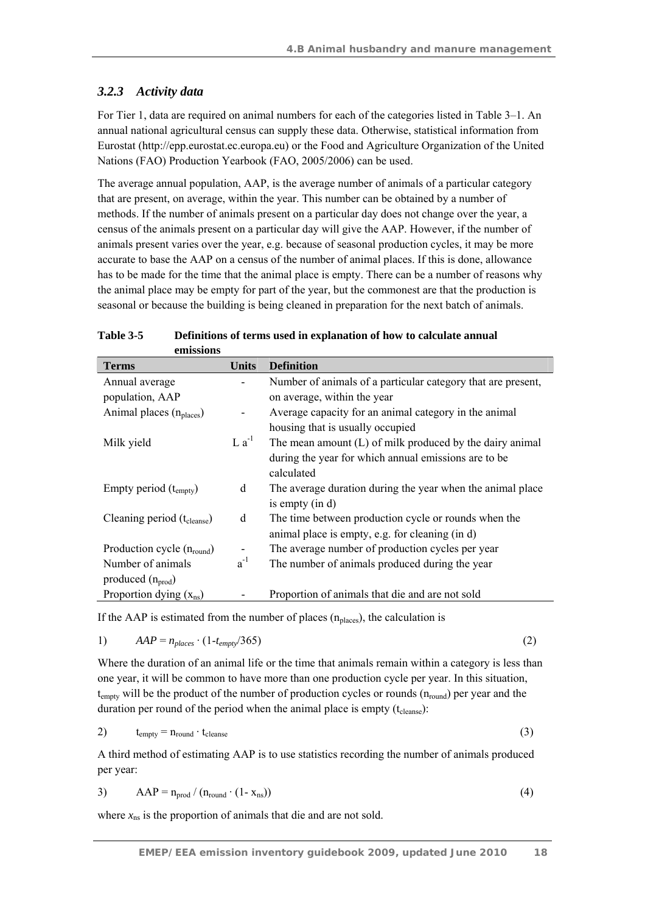### *3.2.3 Activity data*

For Tier 1, data are required on animal numbers for each of the categories listed in Table 3–1. An annual national agricultural census can supply these data. Otherwise, statistical information from Eurostat (http://epp.eurostat.ec.europa.eu) or the Food and Agriculture Organization of the United Nations (FAO) Production Yearbook (FAO, 2005/2006) can be used.

The average annual population, AAP, is the average number of animals of a particular category that are present, on average, within the year. This number can be obtained by a number of methods. If the number of animals present on a particular day does not change over the year, a census of the animals present on a particular day will give the AAP. However, if the number of animals present varies over the year, e.g. because of seasonal production cycles, it may be more accurate to base the AAP on a census of the number of animal places. If this is done, allowance has to be made for the time that the animal place is empty. There can be a number of reasons why the animal place may be empty for part of the year, but the commonest are that the production is seasonal or because the building is being cleaned in preparation for the next batch of animals.

**Table 3-5 Definitions of terms used in explanation of how to calculate annual emissions**

| Terms | Units | Definition |
|---|---|---|
| Annual average population, AAP | - | Number of animals of a particular category that are present, on average, within the year |
| Animal places ($n_{places}$) | - | Average capacity for an animal category in the animal housing that is usually occupied |
| Milk yield | $L\ a^{-1}$ | The mean amount (L) of milk produced by the dairy animal during the year for which annual emissions are to be calculated |
| Empty period ($t_{empty}$) | d | The average duration during the year when the animal place is empty (in d) |
| Cleaning period ($t_{cleanse}$) | d | The time between production cycle or rounds when the animal place is empty, e.g. for cleaning (in d) |
| Production cycle ($n_{round}$) | - | The average number of production cycles per year |
| Number of animals produced ($n_{prod}$) | $a^{-1}$ | The number of animals produced during the year |
| Proportion dying ($x_{ns}$) | - | Proportion of animals that die and are not sold |

If the AAP is estimated from the number of places ($n_{places}$), the calculation is

1) $$AAP = n_{places} \cdot (1 - t_{empty}/365) \qquad (2)$$

Where the duration of an animal life or the time that animals remain within a category is less than one year, it will be common to have more than one production cycle per year. In this situation, $t_{empty}$ will be the product of the number of production cycles or rounds ($n_{round}$) per year and the duration per round of the period when the animal place is empty ($t_{cleanse}$):

2) $$t_{empty} = n_{round} \cdot t_{cleanse} \qquad (3)$$

A third method of estimating AAP is to use statistics recording the number of animals produced per year:

3) $$AAP = n_{prod} / (n_{round} \cdot (1 - x_{ns})) \qquad (4)$$

where $x_{ns}$ is the proportion of animals that die and are not sold.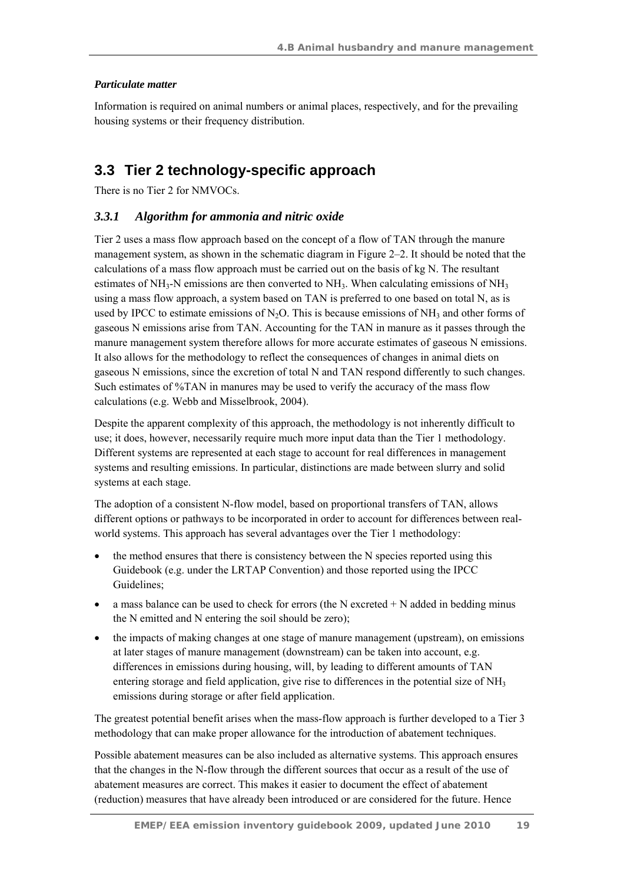#### *Particulate matter*

Information is required on animal numbers or animal places, respectively, and for the prevailing housing systems or their frequency distribution.

## 3.3 Tier 2 technology-specific approach

There is no Tier 2 for NMVOCs.

### *3.3.1 Algorithm for ammonia and nitric oxide*

Tier 2 uses a mass flow approach based on the concept of a flow of TAN through the manure management system, as shown in the schematic diagram in Figure 2–2. It should be noted that the calculations of a mass flow approach must be carried out on the basis of kg N. The resultant estimates of $NH_3$-N emissions are then converted to $NH_3$. When calculating emissions of $NH_3$ using a mass flow approach, a system based on TAN is preferred to one based on total N, as is used by IPCC to estimate emissions of $N_2O$. This is because emissions of $NH_3$ and other forms of gaseous N emissions arise from TAN. Accounting for the TAN in manure as it passes through the manure management system therefore allows for more accurate estimates of gaseous N emissions. It also allows for the methodology to reflect the consequences of changes in animal diets on gaseous N emissions, since the excretion of total N and TAN respond differently to such changes. Such estimates of %TAN in manures may be used to verify the accuracy of the mass flow calculations (e.g. Webb and Misselbrook, 2004).

Despite the apparent complexity of this approach, the methodology is not inherently difficult to use; it does, however, necessarily require much more input data than the Tier 1 methodology. Different systems are represented at each stage to account for real differences in management systems and resulting emissions. In particular, distinctions are made between slurry and solid systems at each stage.

The adoption of a consistent N-flow model, based on proportional transfers of TAN, allows different options or pathways to be incorporated in order to account for differences between real-world systems. This approach has several advantages over the Tier 1 methodology:

- the method ensures that there is consistency between the N species reported using this Guidebook (e.g. under the LRTAP Convention) and those reported using the IPCC Guidelines;
- a mass balance can be used to check for errors (the N excreted + N added in bedding minus the N emitted and N entering the soil should be zero);
- the impacts of making changes at one stage of manure management (upstream), on emissions at later stages of manure management (downstream) can be taken into account, e.g. differences in emissions during housing, will, by leading to different amounts of TAN entering storage and field application, give rise to differences in the potential size of $NH_3$ emissions during storage or after field application.

The greatest potential benefit arises when the mass-flow approach is further developed to a Tier 3 methodology that can make proper allowance for the introduction of abatement techniques.

Possible abatement measures can be also included as alternative systems. This approach ensures that the changes in the N-flow through the different sources that occur as a result of the use of abatement measures are correct. This makes it easier to document the effect of abatement (reduction) measures that have already been introduced or are considered for the future. Hence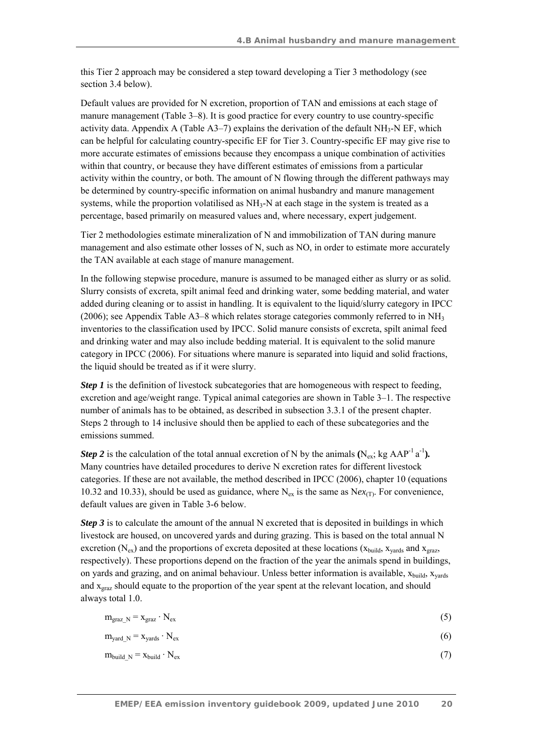this Tier 2 approach may be considered a step toward developing a Tier 3 methodology (see section 3.4 below).

Default values are provided for N excretion, proportion of TAN and emissions at each stage of manure management (Table 3–8). It is good practice for every country to use country-specific activity data. Appendix A (Table A3–7) explains the derivation of the default $NH_3$-N EF, which can be helpful for calculating country-specific EF for Tier 3. Country-specific EF may give rise to more accurate estimates of emissions because they encompass a unique combination of activities within that country, or because they have different estimates of emissions from a particular activity within the country, or both. The amount of N flowing through the different pathways may be determined by country-specific information on animal husbandry and manure management systems, while the proportion volatilised as $NH_3$-N at each stage in the system is treated as a percentage, based primarily on measured values and, where necessary, expert judgement.

Tier 2 methodologies estimate mineralization of N and immobilization of TAN during manure management and also estimate other losses of N, such as NO, in order to estimate more accurately the TAN available at each stage of manure management.

In the following stepwise procedure, manure is assumed to be managed either as slurry or as solid. Slurry consists of excreta, spilt animal feed and drinking water, some bedding material, and water added during cleaning or to assist in handling. It is equivalent to the liquid/slurry category in IPCC (2006); see Appendix Table A3–8 which relates storage categories commonly referred to in $NH_3$ inventories to the classification used by IPCC. Solid manure consists of excreta, spilt animal feed and drinking water and may also include bedding material. It is equivalent to the solid manure category in IPCC (2006). For situations where manure is separated into liquid and solid fractions, the liquid should be treated as if it were slurry.

***Step 1*** is the definition of livestock subcategories that are homogeneous with respect to feeding, excretion and age/weight range. Typical animal categories are shown in Table 3–1. The respective number of animals has to be obtained, as described in subsection 3.3.1 of the present chapter. Steps 2 through to 14 inclusive should then be applied to each of these subcategories and the emissions summed.

***Step 2*** is the calculation of the total annual excretion of N by the animals **($N_{ex}$; kg $AAP^{-1}\,a^{-1}$).** Many countries have detailed procedures to derive N excretion rates for different livestock categories. If these are not available, the method described in IPCC (2006), chapter 10 (equations 10.32 and 10.33), should be used as guidance, where $N_{ex}$ is the same as $Nex_{(T)}$. For convenience, default values are given in Table 3-6 below.

***Step 3*** is to calculate the amount of the annual N excreted that is deposited in buildings in which livestock are housed, on uncovered yards and during grazing. This is based on the total annual N excretion ($N_{ex}$) and the proportions of excreta deposited at these locations ($x_{build}$, $x_{yards}$ and $x_{graz}$, respectively). These proportions depend on the fraction of the year the animals spend in buildings, on yards and grazing, and on animal behaviour. Unless better information is available, $x_{build}$, $x_{yards}$ and $x_{graz}$ should equate to the proportion of the year spent at the relevant location, and should always total 1.0.

$$m_{graz\_N} = x_{graz} \cdot N_{ex} \tag{5}$$

$$m_{yard\_N} = x_{yards} \cdot N_{ex} \tag{6}$$

$$m_{build\_N} = x_{build} \cdot N_{ex} \tag{7}$$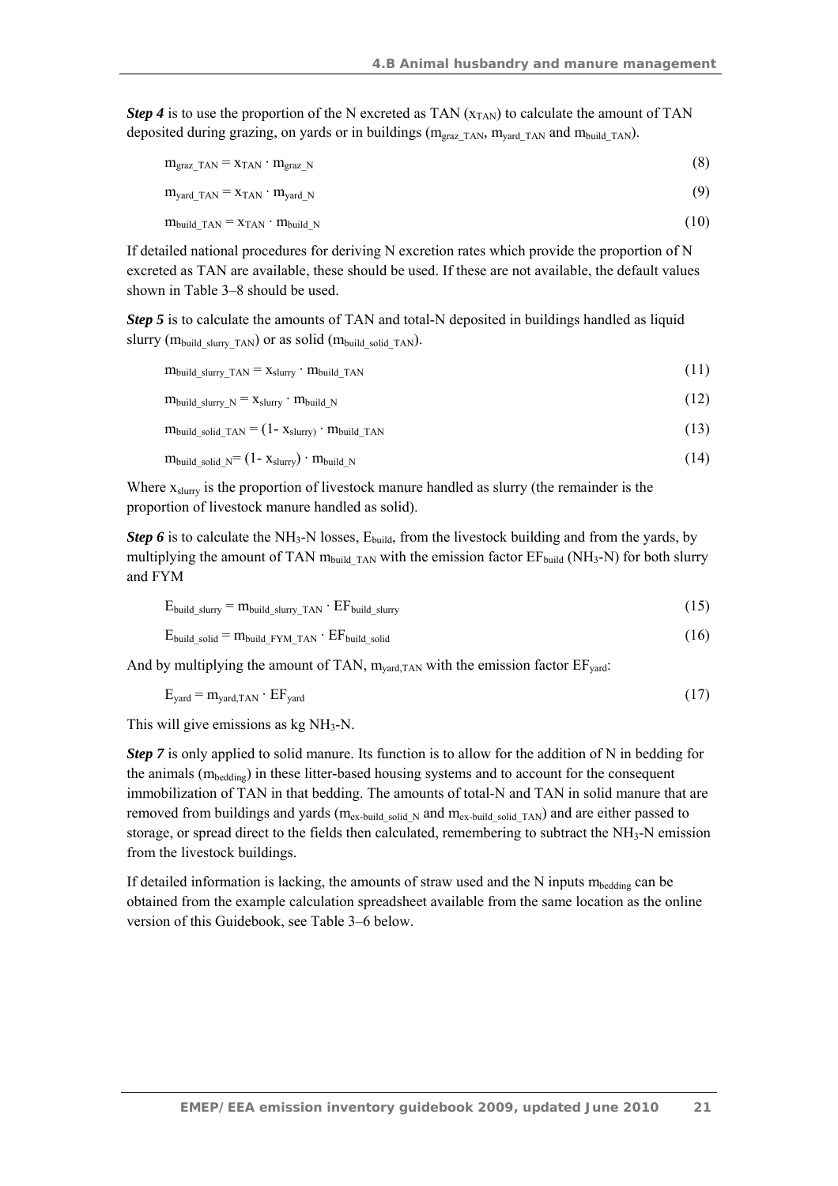***Step 4*** is to use the proportion of the N excreted as TAN ($x_{TAN}$) to calculate the amount of TAN deposited during grazing, on yards or in buildings ($m_{graz\_TAN}$, $m_{yard\_TAN}$ and $m_{build\_TAN}$).

$$m_{graz\_TAN} = x_{TAN} \cdot m_{graz\_N} \qquad (8)$$

$$m_{yard\_TAN} = x_{TAN} \cdot m_{yard\_N} \qquad (9)$$

$$m_{build\_TAN} = x_{TAN} \cdot m_{build\_N} \qquad (10)$$

If detailed national procedures for deriving N excretion rates which provide the proportion of N excreted as TAN are available, these should be used. If these are not available, the default values shown in Table 3–8 should be used.

***Step 5*** is to calculate the amounts of TAN and total-N deposited in buildings handled as liquid slurry ($m_{build\_slurry\_TAN}$) or as solid ($m_{build\_solid\_TAN}$).

$$m_{build\_slurry\_TAN} = x_{slurry} \cdot m_{build\_TAN} \qquad (11)$$

$$m_{build\_slurry\_N} = x_{slurry} \cdot m_{build\_N} \qquad (12)$$

$$m_{build\_solid\_TAN} = (1\text{-}\ x_{slurry)} \cdot m_{build\_TAN} \qquad (13)$$

$$m_{build\_solid\_N} = (1\text{-}\ x_{slurry}) \cdot m_{build\_N} \qquad (14)$$

Where $x_{slurry}$ is the proportion of livestock manure handled as slurry (the remainder is the proportion of livestock manure handled as solid).

***Step 6*** is to calculate the $NH_3$-N losses, $E_{build}$, from the livestock building and from the yards, by multiplying the amount of TAN $m_{build\_TAN}$ with the emission factor $EF_{build}$ ($NH_3$-N) for both slurry and FYM

$$E_{build\_slurry} = m_{build\_slurry\_TAN} \cdot EF_{build\_slurry} \qquad (15)$$

$$E_{build\_solid} = m_{build\_FYM\_TAN} \cdot EF_{build\_solid} \qquad (16)$$

And by multiplying the amount of TAN, $m_{yard,TAN}$ with the emission factor $EF_{yard}$:

$$E_{yard} = m_{yard,TAN} \cdot EF_{yard} \qquad (17)$$

This will give emissions as kg $NH_3$-N.

***Step 7*** is only applied to solid manure. Its function is to allow for the addition of N in bedding for the animals ($m_{bedding}$) in these litter-based housing systems and to account for the consequent immobilization of TAN in that bedding. The amounts of total-N and TAN in solid manure that are removed from buildings and yards ($m_{ex\text{-}build\_solid\_N}$ and $m_{ex\text{-}build\_solid\_TAN}$) and are either passed to storage, or spread direct to the fields then calculated, remembering to subtract the $NH_3$-N emission from the livestock buildings.

If detailed information is lacking, the amounts of straw used and the N inputs $m_{bedding}$ can be obtained from the example calculation spreadsheet available from the same location as the online version of this Guidebook, see Table 3–6 below.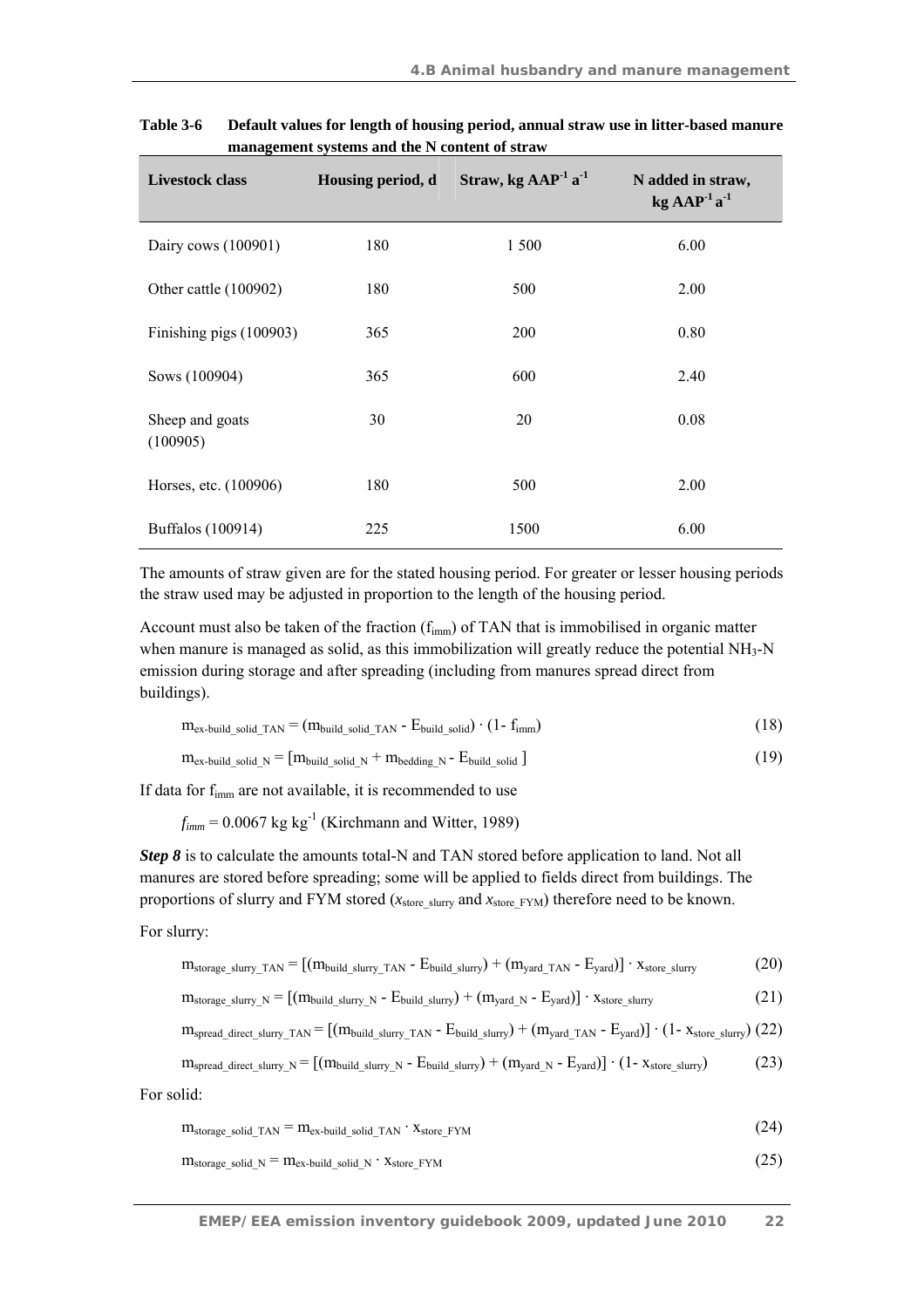**Table 3-6 Default values for length of housing period, annual straw use in litter-based manure management systems and the N content of straw**

| Livestock class | Housing period, d | Straw, kg $AAP^{-1}$ $a^{-1}$ | N added in straw, kg $AAP^{-1}$ $a^{-1}$ |
|---|---|---|---|
| Dairy cows (100901) | 180 | 1 500 | 6.00 |
| Other cattle (100902) | 180 | 500 | 2.00 |
| Finishing pigs (100903) | 365 | 200 | 0.80 |
| Sows (100904) | 365 | 600 | 2.40 |
| Sheep and goats (100905) | 30 | 20 | 0.08 |
| Horses, etc. (100906) | 180 | 500 | 2.00 |
| Buffalos (100914) | 225 | 1500 | 6.00 |

The amounts of straw given are for the stated housing period. For greater or lesser housing periods the straw used may be adjusted in proportion to the length of the housing period.

Account must also be taken of the fraction ($f_{imm}$) of TAN that is immobilised in organic matter when manure is managed as solid, as this immobilization will greatly reduce the potential $NH_3$-N emission during storage and after spreading (including from manures spread direct from buildings).

$$m_{ex\text{-}build\_solid\_TAN} = (m_{build\_solid\_TAN} - E_{build\_solid}) \cdot (1 - f_{imm}) \quad (18)$$

$$m_{ex\text{-}build\_solid\_N} = [m_{build\_solid\_N} + m_{bedding\_N} - E_{build\_solid}] \quad (19)$$

If data for $f_{imm}$ are not available, it is recommended to use

$f_{imm} = 0.0067$ kg $kg^{-1}$ (Kirchmann and Witter, 1989)

***Step 8*** is to calculate the amounts total-N and TAN stored before application to land. Not all manures are stored before spreading; some will be applied to fields direct from buildings. The proportions of slurry and FYM stored ($x_{store\_slurry}$ and $x_{store\_FYM}$) therefore need to be known.

For slurry:

$$m_{storage\_slurry\_TAN} = [(m_{build\_slurry\_TAN} - E_{build\_slurry}) + (m_{yard\_TAN} - E_{yard})] \cdot x_{store\_slurry} \quad (20)$$

$$m_{storage\_slurry\_N} = [(m_{build\_slurry\_N} - E_{build\_slurry}) + (m_{yard\_N} - E_{yard})] \cdot x_{store\_slurry} \quad (21)$$

$$m_{spread\_direct\_slurry\_TAN} = [(m_{build\_slurry\_TAN} - E_{build\_slurry}) + (m_{yard\_TAN} - E_{yard})] \cdot (1 - x_{store\_slurry}) \quad (22)$$

$$m_{spread\_direct\_slurry\_N} = [(m_{build\_slurry\_N} - E_{build\_slurry}) + (m_{yard\_N} - E_{yard})] \cdot (1 - x_{store\_slurry}) \quad (23)$$

For solid:

$$m_{storage\_solid\_TAN} = m_{ex\text{-}build\_solid\_TAN} \cdot x_{store\_FYM} \quad (24)$$

$$m_{storage\_solid\_N} = m_{ex\text{-}build\_solid\_N} \cdot x_{store\_FYM} \quad (25)$$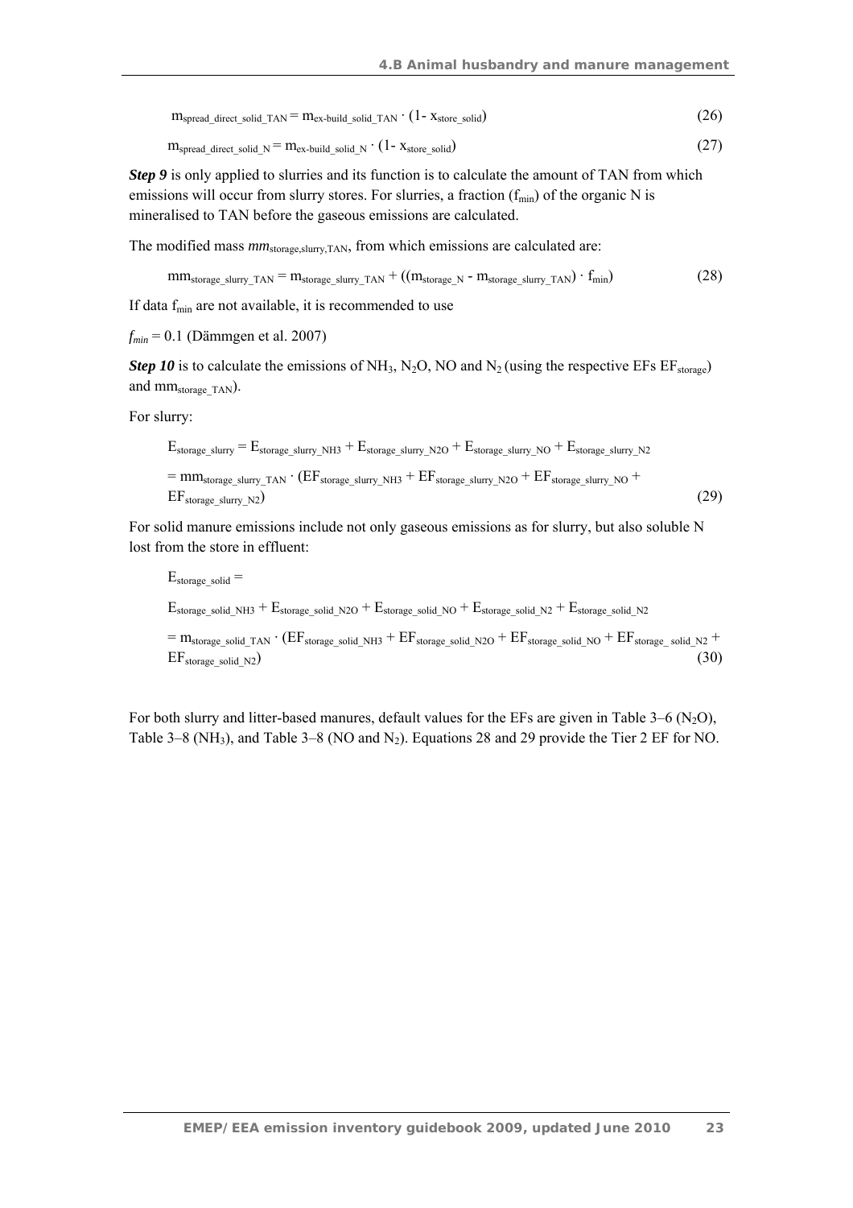$$m_{spread\_direct\_solid\_TAN} = m_{ex\text{-}build\_solid\_TAN} \cdot (1 - x_{store\_solid}) \quad (26)$$

$$m_{spread\_direct\_solid\_N} = m_{ex\text{-}build\_solid\_N} \cdot (1 - x_{store\_solid}) \quad (27)$$

***Step 9*** is only applied to slurries and its function is to calculate the amount of TAN from which emissions will occur from slurry stores. For slurries, a fraction ($f_{min}$) of the organic N is mineralised to TAN before the gaseous emissions are calculated.

The modified mass $mm_{storage,slurry,TAN}$, from which emissions are calculated are:

$$mm_{storage\_slurry\_TAN} = m_{storage\_slurry\_TAN} + ((m_{storage\_N} - m_{storage\_slurry\_TAN}) \cdot f_{min}) \quad (28)$$

If data $f_{min}$ are not available, it is recommended to use

$f_{min}$ = 0.1 (Dämmgen et al. 2007)

***Step 10*** is to calculate the emissions of $NH_3$, $N_2O$, NO and $N_2$ (using the respective EFs $EF_{storage}$) and $mm_{storage\_TAN}$).

For slurry:

$$E_{storage\_slurry} = E_{storage\_slurry\_NH3} + E_{storage\_slurry\_N2O} + E_{storage\_slurry\_NO} + E_{storage\_slurry\_N2}$$
$$= mm_{storage\_slurry\_TAN} \cdot (EF_{storage\_slurry\_NH3} + EF_{storage\_slurry\_N2O} + EF_{storage\_slurry\_NO} + EF_{storage\_slurry\_N2}) \quad (29)$$

For solid manure emissions include not only gaseous emissions as for slurry, but also soluble N lost from the store in effluent:

$$E_{storage\_solid} =$$
$$E_{storage\_solid\_NH3} + E_{storage\_solid\_N2O} + E_{storage\_solid\_NO} + E_{storage\_solid\_N2} + E_{storage\_solid\_N2}$$
$$= m_{storage\_solid\_TAN} \cdot (EF_{storage\_solid\_NH3} + EF_{storage\_solid\_N2O} + EF_{storage\_solid\_NO} + EF_{storage\_solid\_N2} + EF_{storage\_solid\_N2}) \quad (30)$$

For both slurry and litter-based manures, default values for the EFs are given in Table 3–6 ($N_2O$), Table 3–8 ($NH_3$), and Table 3–8 (NO and $N_2$). Equations 28 and 29 provide the Tier 2 EF for NO.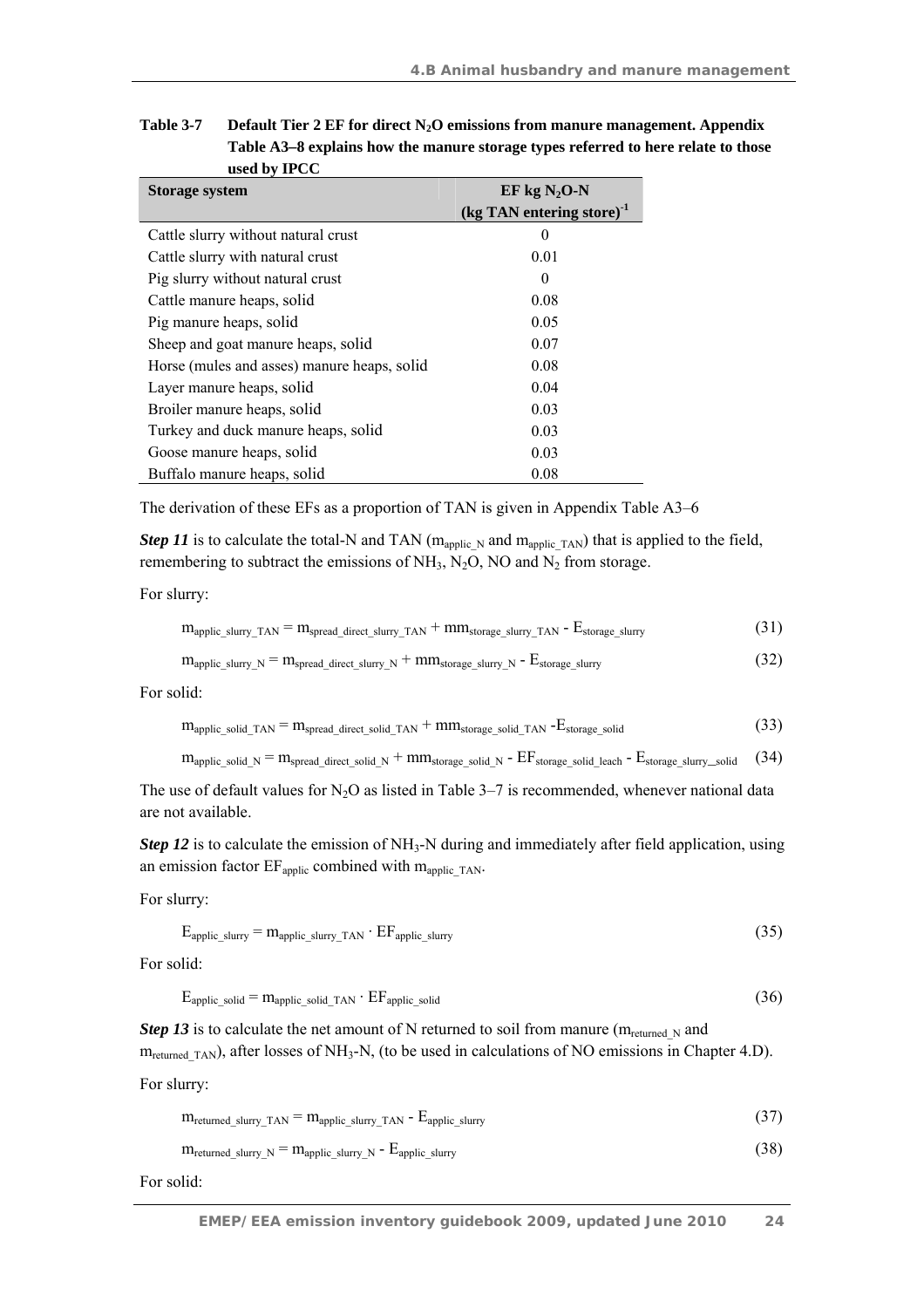**Table 3-7 Default Tier 2 EF for direct $N_2O$ emissions from manure management. Appendix Table A3–8 explains how the manure storage types referred to here relate to those used by IPCC**

| Storage system | EF kg $N_2O$-N (kg TAN entering store)$^{-1}$ |
|---|---|
| Cattle slurry without natural crust | 0 |
| Cattle slurry with natural crust | 0.01 |
| Pig slurry without natural crust | 0 |
| Cattle manure heaps, solid | 0.08 |
| Pig manure heaps, solid | 0.05 |
| Sheep and goat manure heaps, solid | 0.07 |
| Horse (mules and asses) manure heaps, solid | 0.08 |
| Layer manure heaps, solid | 0.04 |
| Broiler manure heaps, solid | 0.03 |
| Turkey and duck manure heaps, solid | 0.03 |
| Goose manure heaps, solid | 0.03 |
| Buffalo manure heaps, solid | 0.08 |

The derivation of these EFs as a proportion of TAN is given in Appendix Table A3–6

***Step 11*** is to calculate the total-N and TAN ($m_{applic\_N}$ and $m_{applic\_TAN}$) that is applied to the field, remembering to subtract the emissions of $NH_3$, $N_2O$, NO and $N_2$ from storage.

For slurry:

$$m_{applic\_slurry\_TAN} = m_{spread\_direct\_slurry\_TAN} + mm_{storage\_slurry\_TAN} - E_{storage\_slurry} \quad (31)$$

$$m_{applic\_slurry\_N} = m_{spread\_direct\_slurry\_N} + mm_{storage\_slurry\_N} - E_{storage\_slurry} \quad (32)$$

For solid:

$$m_{applic\_solid\_TAN} = m_{spread\_direct\_solid\_TAN} + mm_{storage\_solid\_TAN} - E_{storage\_solid} \quad (33)$$

$$m_{applic\_solid\_N} = m_{spread\_direct\_solid\_N} + mm_{storage\_solid\_N} - EF_{storage\_solid\_leach} - E_{storage\_slurry\_\_solid} \quad (34)$$

The use of default values for $N_2O$ as listed in Table 3–7 is recommended, whenever national data are not available.

***Step 12*** is to calculate the emission of $NH_3$-N during and immediately after field application, using an emission factor $EF_{applic}$ combined with $m_{applic\_TAN}$.

For slurry:

$$E_{applic\_slurry} = m_{applic\_slurry\_TAN} \cdot EF_{applic\_slurry} \quad (35)$$

For solid:

$$E_{applic\_solid} = m_{applic\_solid\_TAN} \cdot EF_{applic\_solid} \quad (36)$$

***Step 13*** is to calculate the net amount of N returned to soil from manure ($m_{returned\_N}$ and $m_{returned\_TAN}$), after losses of $NH_3$-N, (to be used in calculations of NO emissions in Chapter 4.D).

For slurry:

$$m_{returned\_slurry\_TAN} = m_{applic\_slurry\_TAN} - E_{applic\_slurry} \quad (37)$$

$$m_{returned\_slurry\_N} = m_{applic\_slurry\_N} - E_{applic\_slurry} \quad (38)$$

For solid: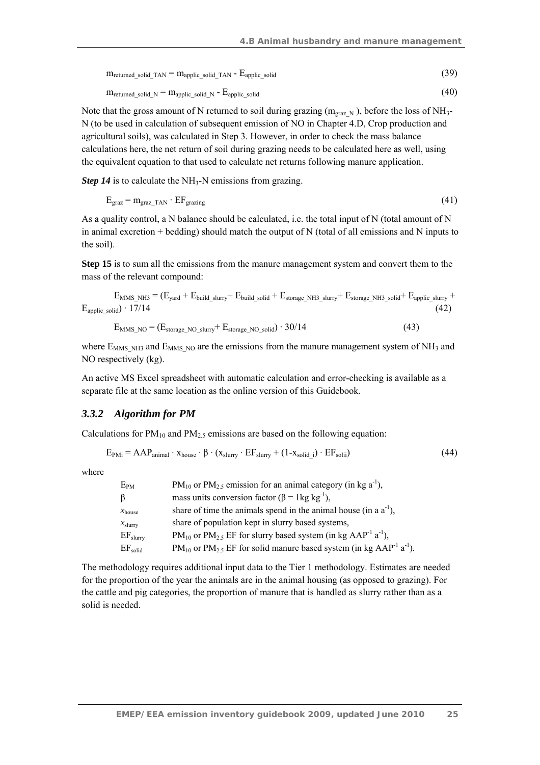$$m_{returned\_solid\_TAN} = m_{applic\_solid\_TAN} - E_{applic\_solid} \quad (39)$$

$$m_{returned\_solid\_N} = m_{applic\_solid\_N} - E_{applic\_solid} \quad (40)$$

Note that the gross amount of N returned to soil during grazing ($m_{graz\_N}$ ), before the loss of $NH_3$-N (to be used in calculation of subsequent emission of NO in Chapter 4.D, Crop production and agricultural soils), was calculated in Step 3. However, in order to check the mass balance calculations here, the net return of soil during grazing needs to be calculated here as well, using the equivalent equation to that used to calculate net returns following manure application.

***Step 14*** is to calculate the $NH_3$-N emissions from grazing.

$$E_{graz} = m_{graz\_TAN} \cdot EF_{grazing} \quad (41)$$

As a quality control, a N balance should be calculated, i.e. the total input of N (total amount of N in animal excretion + bedding) should match the output of N (total of all emissions and N inputs to the soil).

**Step 15** is to sum all the emissions from the manure management system and convert them to the mass of the relevant compound:

$$E_{MMS\_NH3} = (E_{yard} + E_{build\_slurry} + E_{build\_solid} + E_{storage\_NH3\_slurry} + E_{storage\_NH3\_solid} + E_{applic\_slurry} + E_{applic\_solid}) \cdot 17/14 \quad (42)$$

$$E_{MMS\_NO} = (E_{storage\_NO\_slurry} + E_{storage\_NO\_solid}) \cdot 30/14 \quad (43)$$

where $E_{MMS\_NH3}$ and $E_{MMS\_NO}$ are the emissions from the manure management system of $NH_3$ and NO respectively (kg).

An active MS Excel spreadsheet with automatic calculation and error-checking is available as a separate file at the same location as the online version of this Guidebook.

### *3.3.2 Algorithm for PM*

Calculations for $PM_{10}$ and $PM_{2.5}$ emissions are based on the following equation:

$$E_{PMi} = AAP_{animal} \cdot x_{house} \cdot \beta \cdot (x_{slurry} \cdot EF_{slurry} + (1-x_{solid\_i}) \cdot EF_{solii}) \quad (44)$$

where

| | |
|---|---|
| $E_{PM}$ | $PM_{10}$ or $PM_{2.5}$ emission for an animal category (in kg $a^{-1}$), |
| $\beta$ | mass units conversion factor ($\beta$ = 1kg $kg^{-1}$), |
| $x_{house}$ | share of time the animals spend in the animal house (in a $a^{-1}$), |
| $x_{slurry}$ | share of population kept in slurry based systems, |
| $EF_{slurry}$ | $PM_{10}$ or $PM_{2.5}$ EF for slurry based system (in kg $AAP^{-1}$ $a^{-1}$), |
| $EF_{solid}$ | $PM_{10}$ or $PM_{2.5}$ EF for solid manure based system (in kg $AAP^{-1}$ $a^{-1}$). |

The methodology requires additional input data to the Tier 1 methodology. Estimates are needed for the proportion of the year the animals are in the animal housing (as opposed to grazing). For the cattle and pig categories, the proportion of manure that is handled as slurry rather than as a solid is needed.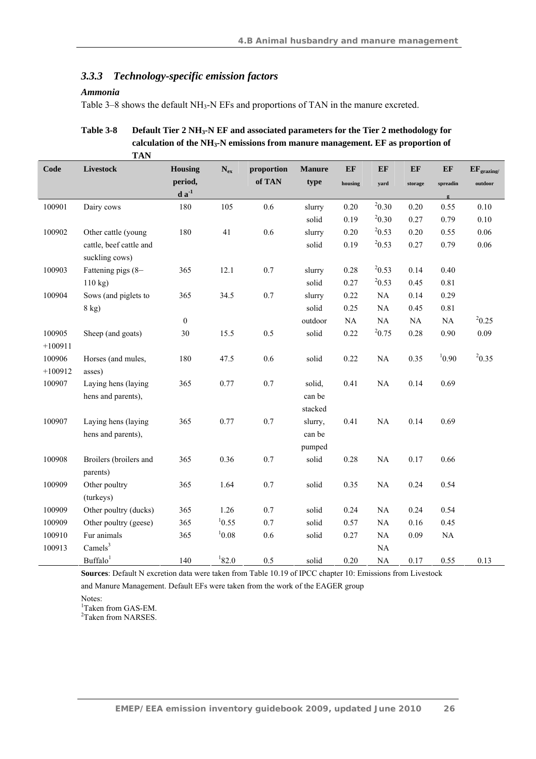### 3.3.3 *Technology-specific emission factors*

***Ammonia***

Table 3–8 shows the default $NH_3$-N EFs and proportions of TAN in the manure excreted.

**Table 3-8 Default Tier 2 $NH_3$-N EF and associated parameters for the Tier 2 methodology for calculation of the $NH_3$-N emissions from manure management. EF as proportion of TAN**

| Code | Livestock | Housing period, $d\ a^{-1}$ | $N_{ex}$ | proportion of TAN | Manure type | EF housing | EF yard | EF storage | EF spreading | $EF_{grazing/outdoor}$ |
|---|---|---|---|---|---|---|---|---|---|---|
| 100901 | Dairy cows | 180 | 105 | 0.6 | slurry | 0.20 | [2]0.30 | 0.20 | 0.55 | 0.10 |
| | | | | | solid | 0.19 | [2]0.30 | 0.27 | 0.79 | 0.10 |
| 100902 | Other cattle (young cattle, beef cattle and suckling cows) | 180 | 41 | 0.6 | slurry | 0.20 | [2]0.53 | 0.20 | 0.55 | 0.06 |
| | | | | | solid | 0.19 | [2]0.53 | 0.27 | 0.79 | 0.06 |
| 100903 | Fattening pigs (8–110 kg) | 365 | 12.1 | 0.7 | slurry | 0.28 | [2]0.53 | 0.14 | 0.40 | |
| | | | | | solid | 0.27 | [2]0.53 | 0.45 | 0.81 | |
| 100904 | Sows (and piglets to 8 kg) | 365 | 34.5 | 0.7 | slurry | 0.22 | NA | 0.14 | 0.29 | |
| | | | | | solid | 0.25 | NA | 0.45 | 0.81 | |
| | | 0 | | | outdoor | NA | NA | NA | NA | [2]0.25 |
| 100905 +100911 | Sheep (and goats) | 30 | 15.5 | 0.5 | solid | 0.22 | [2]0.75 | 0.28 | 0.90 | 0.09 |
| 100906 +100912 | Horses (and mules, asses) | 180 | 47.5 | 0.6 | solid | 0.22 | NA | 0.35 | [1]0.90 | [2]0.35 |
| 100907 | Laying hens (laying hens and parents), | 365 | 0.77 | 0.7 | solid, can be stacked | 0.41 | NA | 0.14 | 0.69 | |
| 100907 | Laying hens (laying hens and parents), | 365 | 0.77 | 0.7 | slurry, can be pumped | 0.41 | NA | 0.14 | 0.69 | |
| 100908 | Broilers (broilers and parents) | 365 | 0.36 | 0.7 | solid | 0.28 | NA | 0.17 | 0.66 | |
| 100909 | Other poultry (turkeys) | 365 | 1.64 | 0.7 | solid | 0.35 | NA | 0.24 | 0.54 | |
| 100909 | Other poultry (ducks) | 365 | 1.26 | 0.7 | solid | 0.24 | NA | 0.24 | 0.54 | |
| 100909 | Other poultry (geese) | 365 | [1]0.55 | 0.7 | solid | 0.57 | NA | 0.16 | 0.45 | |
| 100910 | Fur animals | 365 | [1]0.08 | 0.6 | solid | 0.27 | NA | 0.09 | NA | |
| 100913 | Camels[3] | | | | | | NA | | | |
| | Buffalo[1] | 140 | [1]82.0 | 0.5 | solid | 0.20 | NA | 0.17 | 0.55 | 0.13 |

**Sources**: Default N excretion data were taken from Table 10.19 of IPCC chapter 10: Emissions from Livestock and Manure Management. Default EFs were taken from the work of the EAGER group

Notes:

[1]Taken from GAS-EM.

[2]Taken from NARSES.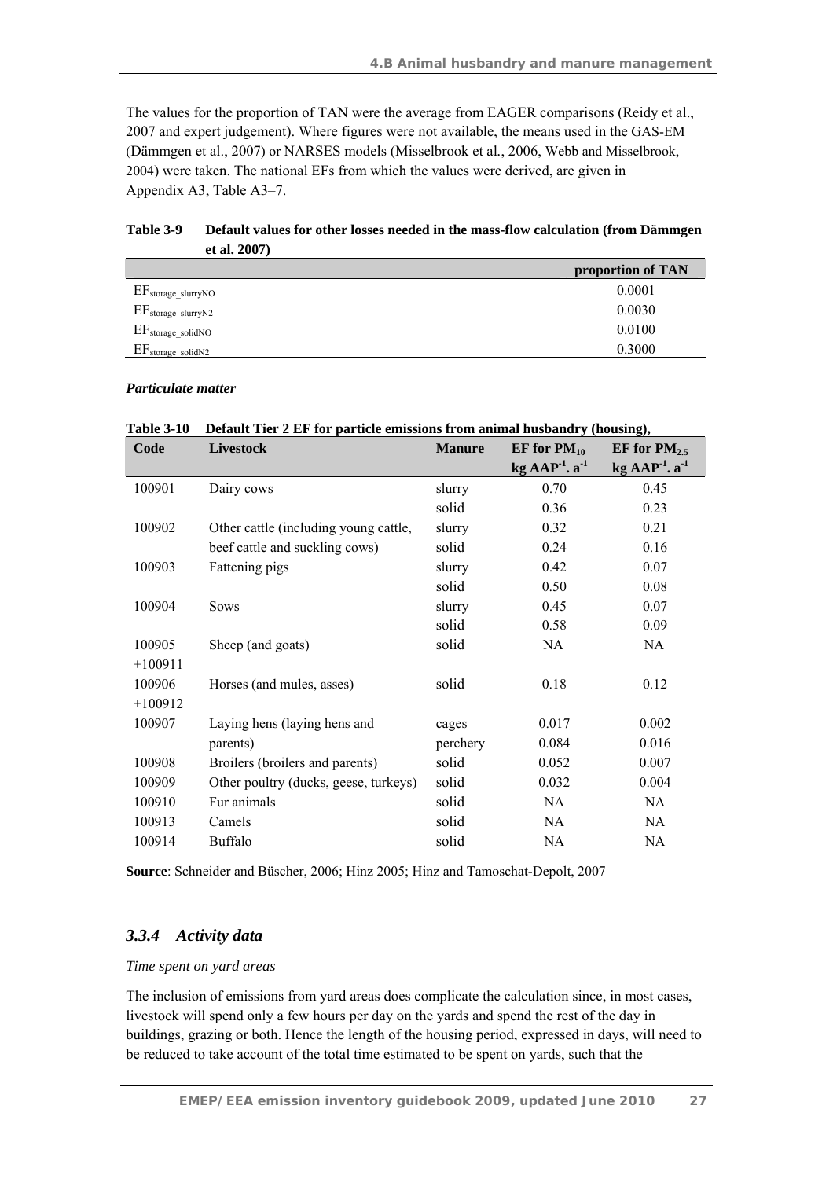The values for the proportion of TAN were the average from EAGER comparisons (Reidy et al., 2007 and expert judgement). Where figures were not available, the means used in the GAS-EM (Dämmgen et al., 2007) or NARSES models (Misselbrook et al., 2006, Webb and Misselbrook, 2004) were taken. The national EFs from which the values were derived, are given in Appendix A3, Table A3–7.

**Table 3-9 Default values for other losses needed in the mass-flow calculation (from Dämmgen et al. 2007)**

| | proportion of TAN |
|---|---|
| $EF_{storage\_slurryNO}$ | 0.0001 |
| $EF_{storage\_slurryN2}$ | 0.0030 |
| $EF_{storage\_solidNO}$ | 0.0100 |
| $EF_{storage\_solidN2}$ | 0.3000 |

***Particulate matter***

**Table 3-10 Default Tier 2 EF for particle emissions from animal husbandry (housing),**

| Code | Livestock | Manure | EF for $PM_{10}$ kg $AAP^{-1}.a^{-1}$ | EF for $PM_{2.5}$ kg $AAP^{-1}.a^{-1}$ |
|---|---|---|---|---|
| 100901 | Dairy cows | slurry | 0.70 | 0.45 |
| | | solid | 0.36 | 0.23 |
| 100902 | Other cattle (including young cattle, beef cattle and suckling cows) | slurry | 0.32 | 0.21 |
| | | solid | 0.24 | 0.16 |
| 100903 | Fattening pigs | slurry | 0.42 | 0.07 |
| | | solid | 0.50 | 0.08 |
| 100904 | Sows | slurry | 0.45 | 0.07 |
| | | solid | 0.58 | 0.09 |
| 100905 +100911 | Sheep (and goats) | solid | NA | NA |
| 100906 +100912 | Horses (and mules, asses) | solid | 0.18 | 0.12 |
| 100907 | Laying hens (laying hens and parents) | cages | 0.017 | 0.002 |
| | | perchery | 0.084 | 0.016 |
| 100908 | Broilers (broilers and parents) | solid | 0.052 | 0.007 |
| 100909 | Other poultry (ducks, geese, turkeys) | solid | 0.032 | 0.004 |
| 100910 | Fur animals | solid | NA | NA |
| 100913 | Camels | solid | NA | NA |
| 100914 | Buffalo | solid | NA | NA |

**Source**: Schneider and Büscher, 2006; Hinz 2005; Hinz and Tamoschat-Depolt, 2007

### *3.3.4 Activity data*

*Time spent on yard areas*

The inclusion of emissions from yard areas does complicate the calculation since, in most cases, livestock will spend only a few hours per day on the yards and spend the rest of the day in buildings, grazing or both. Hence the length of the housing period, expressed in days, will need to be reduced to take account of the total time estimated to be spent on yards, such that the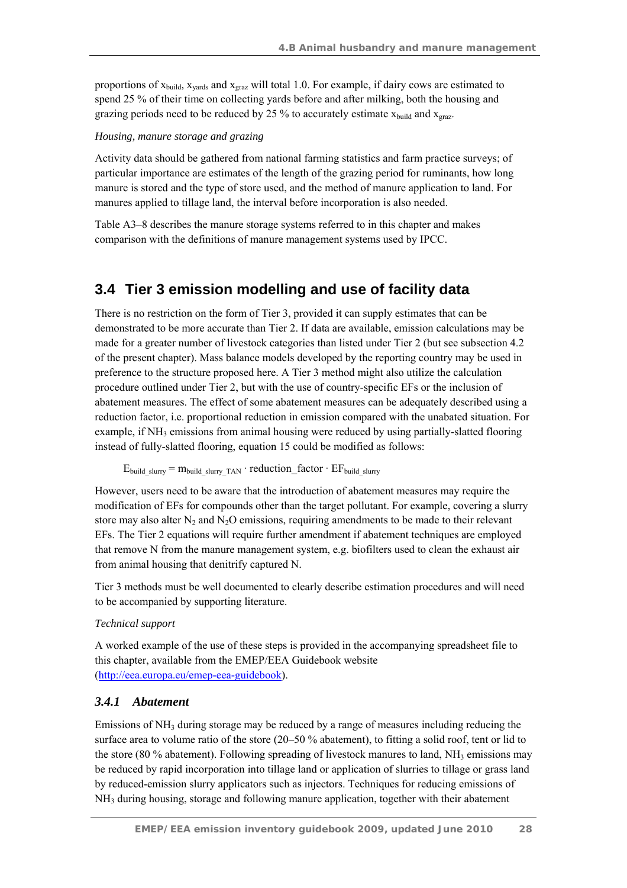proportions of $x_{build}$, $x_{yards}$ and $x_{graz}$ will total 1.0. For example, if dairy cows are estimated to spend 25 % of their time on collecting yards before and after milking, both the housing and grazing periods need to be reduced by 25 % to accurately estimate $x_{build}$ and $x_{graz}$.

*Housing, manure storage and grazing*

Activity data should be gathered from national farming statistics and farm practice surveys; of particular importance are estimates of the length of the grazing period for ruminants, how long manure is stored and the type of store used, and the method of manure application to land. For manures applied to tillage land, the interval before incorporation is also needed.

Table A3–8 describes the manure storage systems referred to in this chapter and makes comparison with the definitions of manure management systems used by IPCC.

## 3.4 Tier 3 emission modelling and use of facility data

There is no restriction on the form of Tier 3, provided it can supply estimates that can be demonstrated to be more accurate than Tier 2. If data are available, emission calculations may be made for a greater number of livestock categories than listed under Tier 2 (but see subsection 4.2 of the present chapter). Mass balance models developed by the reporting country may be used in preference to the structure proposed here. A Tier 3 method might also utilize the calculation procedure outlined under Tier 2, but with the use of country-specific EFs or the inclusion of abatement measures. The effect of some abatement measures can be adequately described using a reduction factor, i.e. proportional reduction in emission compared with the unabated situation. For example, if $NH_3$ emissions from animal housing were reduced by using partially-slatted flooring instead of fully-slatted flooring, equation 15 could be modified as follows:

$$E_{build\_slurry} = m_{build\_slurry\_TAN} \cdot reduction\_factor \cdot EF_{build\_slurry}$$

However, users need to be aware that the introduction of abatement measures may require the modification of EFs for compounds other than the target pollutant. For example, covering a slurry store may also alter $N_2$ and $N_2O$ emissions, requiring amendments to be made to their relevant EFs. The Tier 2 equations will require further amendment if abatement techniques are employed that remove N from the manure management system, e.g. biofilters used to clean the exhaust air from animal housing that denitrify captured N.

Tier 3 methods must be well documented to clearly describe estimation procedures and will need to be accompanied by supporting literature.

*Technical support*

A worked example of the use of these steps is provided in the accompanying spreadsheet file to this chapter, available from the EMEP/EEA Guidebook website (http://eea.europa.eu/emep-eea-guidebook).

### *3.4.1 Abatement*

Emissions of $NH_3$ during storage may be reduced by a range of measures including reducing the surface area to volume ratio of the store (20–50 % abatement), to fitting a solid roof, tent or lid to the store (80 % abatement). Following spreading of livestock manures to land, $NH_3$ emissions may be reduced by rapid incorporation into tillage land or application of slurries to tillage or grass land by reduced-emission slurry applicators such as injectors. Techniques for reducing emissions of $NH_3$ during housing, storage and following manure application, together with their abatement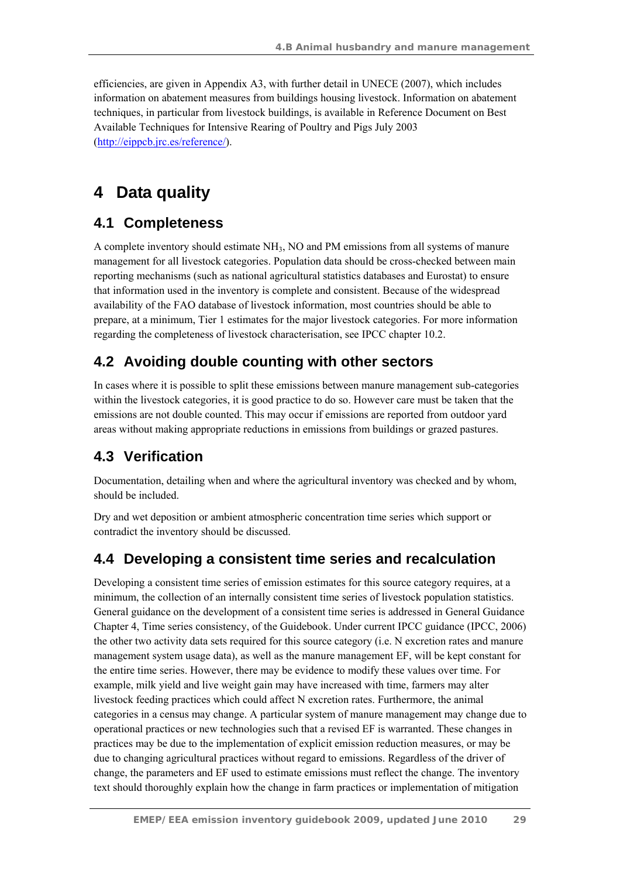efficiencies, are given in Appendix A3, with further detail in UNECE (2007), which includes information on abatement measures from buildings housing livestock. Information on abatement techniques, in particular from livestock buildings, is available in Reference Document on Best Available Techniques for Intensive Rearing of Poultry and Pigs July 2003 (http://eippcb.jrc.es/reference/).

# 4 Data quality

## 4.1 Completeness

A complete inventory should estimate $NH_3$, NO and PM emissions from all systems of manure management for all livestock categories. Population data should be cross-checked between main reporting mechanisms (such as national agricultural statistics databases and Eurostat) to ensure that information used in the inventory is complete and consistent. Because of the widespread availability of the FAO database of livestock information, most countries should be able to prepare, at a minimum, Tier 1 estimates for the major livestock categories. For more information regarding the completeness of livestock characterisation, see IPCC chapter 10.2.

## 4.2 Avoiding double counting with other sectors

In cases where it is possible to split these emissions between manure management sub-categories within the livestock categories, it is good practice to do so. However care must be taken that the emissions are not double counted. This may occur if emissions are reported from outdoor yard areas without making appropriate reductions in emissions from buildings or grazed pastures.

## 4.3 Verification

Documentation, detailing when and where the agricultural inventory was checked and by whom, should be included.

Dry and wet deposition or ambient atmospheric concentration time series which support or contradict the inventory should be discussed.

## 4.4 Developing a consistent time series and recalculation

Developing a consistent time series of emission estimates for this source category requires, at a minimum, the collection of an internally consistent time series of livestock population statistics. General guidance on the development of a consistent time series is addressed in General Guidance Chapter 4, Time series consistency, of the Guidebook. Under current IPCC guidance (IPCC, 2006) the other two activity data sets required for this source category (i.e. N excretion rates and manure management system usage data), as well as the manure management EF, will be kept constant for the entire time series. However, there may be evidence to modify these values over time. For example, milk yield and live weight gain may have increased with time, farmers may alter livestock feeding practices which could affect N excretion rates. Furthermore, the animal categories in a census may change. A particular system of manure management may change due to operational practices or new technologies such that a revised EF is warranted. These changes in practices may be due to the implementation of explicit emission reduction measures, or may be due to changing agricultural practices without regard to emissions. Regardless of the driver of change, the parameters and EF used to estimate emissions must reflect the change. The inventory text should thoroughly explain how the change in farm practices or implementation of mitigation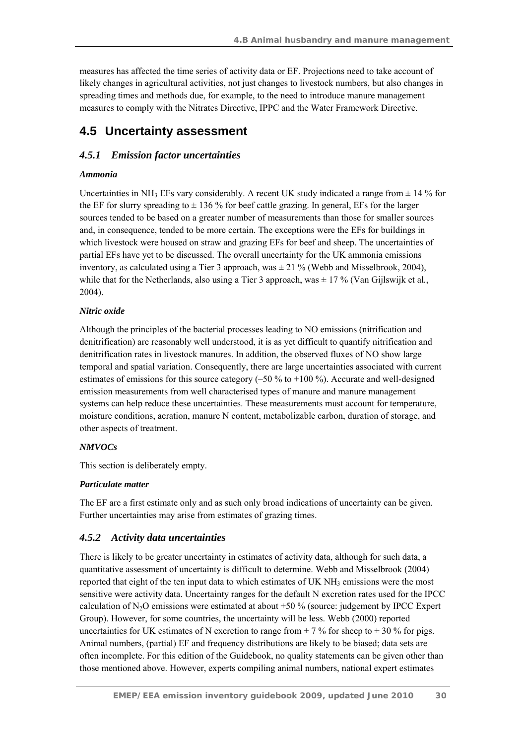measures has affected the time series of activity data or EF. Projections need to take account of likely changes in agricultural activities, not just changes to livestock numbers, but also changes in spreading times and methods due, for example, to the need to introduce manure management measures to comply with the Nitrates Directive, IPPC and the Water Framework Directive.

## 4.5 Uncertainty assessment

### *4.5.1 Emission factor uncertainties*

#### *Ammonia*

Uncertainties in $NH_3$ EFs vary considerably. A recent UK study indicated a range from ± 14 % for the EF for slurry spreading to ± 136 % for beef cattle grazing. In general, EFs for the larger sources tended to be based on a greater number of measurements than those for smaller sources and, in consequence, tended to be more certain. The exceptions were the EFs for buildings in which livestock were housed on straw and grazing EFs for beef and sheep. The uncertainties of partial EFs have yet to be discussed. The overall uncertainty for the UK ammonia emissions inventory, as calculated using a Tier 3 approach, was ± 21 % (Webb and Misselbrook, 2004), while that for the Netherlands, also using a Tier 3 approach, was ± 17 % (Van Gijlswijk et al., 2004).

#### *Nitric oxide*

Although the principles of the bacterial processes leading to NO emissions (nitrification and denitrification) are reasonably well understood, it is as yet difficult to quantify nitrification and denitrification rates in livestock manures. In addition, the observed fluxes of NO show large temporal and spatial variation. Consequently, there are large uncertainties associated with current estimates of emissions for this source category (–50 % to +100 %). Accurate and well-designed emission measurements from well characterised types of manure and manure management systems can help reduce these uncertainties. These measurements must account for temperature, moisture conditions, aeration, manure N content, metabolizable carbon, duration of storage, and other aspects of treatment.

#### *NMVOCs*

This section is deliberately empty.

#### *Particulate matter*

The EF are a first estimate only and as such only broad indications of uncertainty can be given. Further uncertainties may arise from estimates of grazing times.

### *4.5.2 Activity data uncertainties*

There is likely to be greater uncertainty in estimates of activity data, although for such data, a quantitative assessment of uncertainty is difficult to determine. Webb and Misselbrook (2004) reported that eight of the ten input data to which estimates of UK $NH_3$ emissions were the most sensitive were activity data. Uncertainty ranges for the default N excretion rates used for the IPCC calculation of $N_2O$ emissions were estimated at about +50 % (source: judgement by IPCC Expert Group). However, for some countries, the uncertainty will be less. Webb (2000) reported uncertainties for UK estimates of N excretion to range from ± 7 % for sheep to ± 30 % for pigs. Animal numbers, (partial) EF and frequency distributions are likely to be biased; data sets are often incomplete. For this edition of the Guidebook, no quality statements can be given other than those mentioned above. However, experts compiling animal numbers, national expert estimates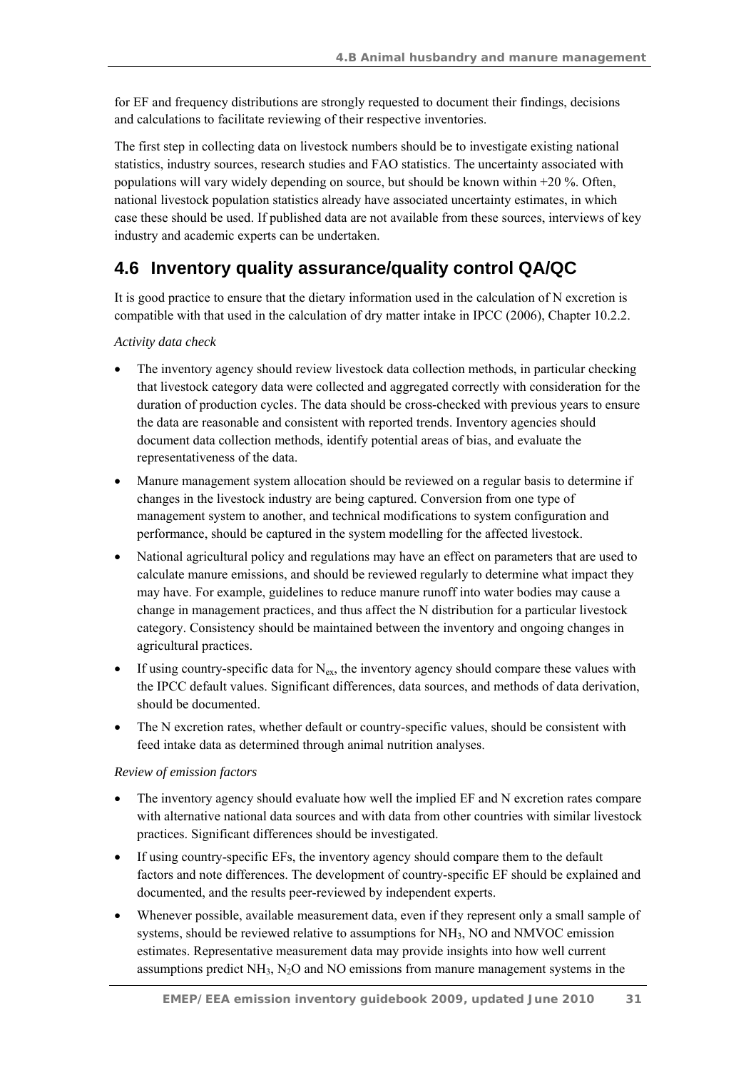for EF and frequency distributions are strongly requested to document their findings, decisions and calculations to facilitate reviewing of their respective inventories.

The first step in collecting data on livestock numbers should be to investigate existing national statistics, industry sources, research studies and FAO statistics. The uncertainty associated with populations will vary widely depending on source, but should be known within +20 %. Often, national livestock population statistics already have associated uncertainty estimates, in which case these should be used. If published data are not available from these sources, interviews of key industry and academic experts can be undertaken.

## 4.6 Inventory quality assurance/quality control QA/QC

It is good practice to ensure that the dietary information used in the calculation of N excretion is compatible with that used in the calculation of dry matter intake in IPCC (2006), Chapter 10.2.2.

*Activity data check*

- The inventory agency should review livestock data collection methods, in particular checking that livestock category data were collected and aggregated correctly with consideration for the duration of production cycles. The data should be cross-checked with previous years to ensure the data are reasonable and consistent with reported trends. Inventory agencies should document data collection methods, identify potential areas of bias, and evaluate the representativeness of the data.
- Manure management system allocation should be reviewed on a regular basis to determine if changes in the livestock industry are being captured. Conversion from one type of management system to another, and technical modifications to system configuration and performance, should be captured in the system modelling for the affected livestock.
- National agricultural policy and regulations may have an effect on parameters that are used to calculate manure emissions, and should be reviewed regularly to determine what impact they may have. For example, guidelines to reduce manure runoff into water bodies may cause a change in management practices, and thus affect the N distribution for a particular livestock category. Consistency should be maintained between the inventory and ongoing changes in agricultural practices.
- If using country-specific data for $N_{ex}$, the inventory agency should compare these values with the IPCC default values. Significant differences, data sources, and methods of data derivation, should be documented.
- The N excretion rates, whether default or country-specific values, should be consistent with feed intake data as determined through animal nutrition analyses.

*Review of emission factors*

- The inventory agency should evaluate how well the implied EF and N excretion rates compare with alternative national data sources and with data from other countries with similar livestock practices. Significant differences should be investigated.
- If using country-specific EFs, the inventory agency should compare them to the default factors and note differences. The development of country-specific EF should be explained and documented, and the results peer-reviewed by independent experts.
- Whenever possible, available measurement data, even if they represent only a small sample of systems, should be reviewed relative to assumptions for $NH_3$, NO and NMVOC emission estimates. Representative measurement data may provide insights into how well current assumptions predict $NH_3$, $N_2O$ and NO emissions from manure management systems in the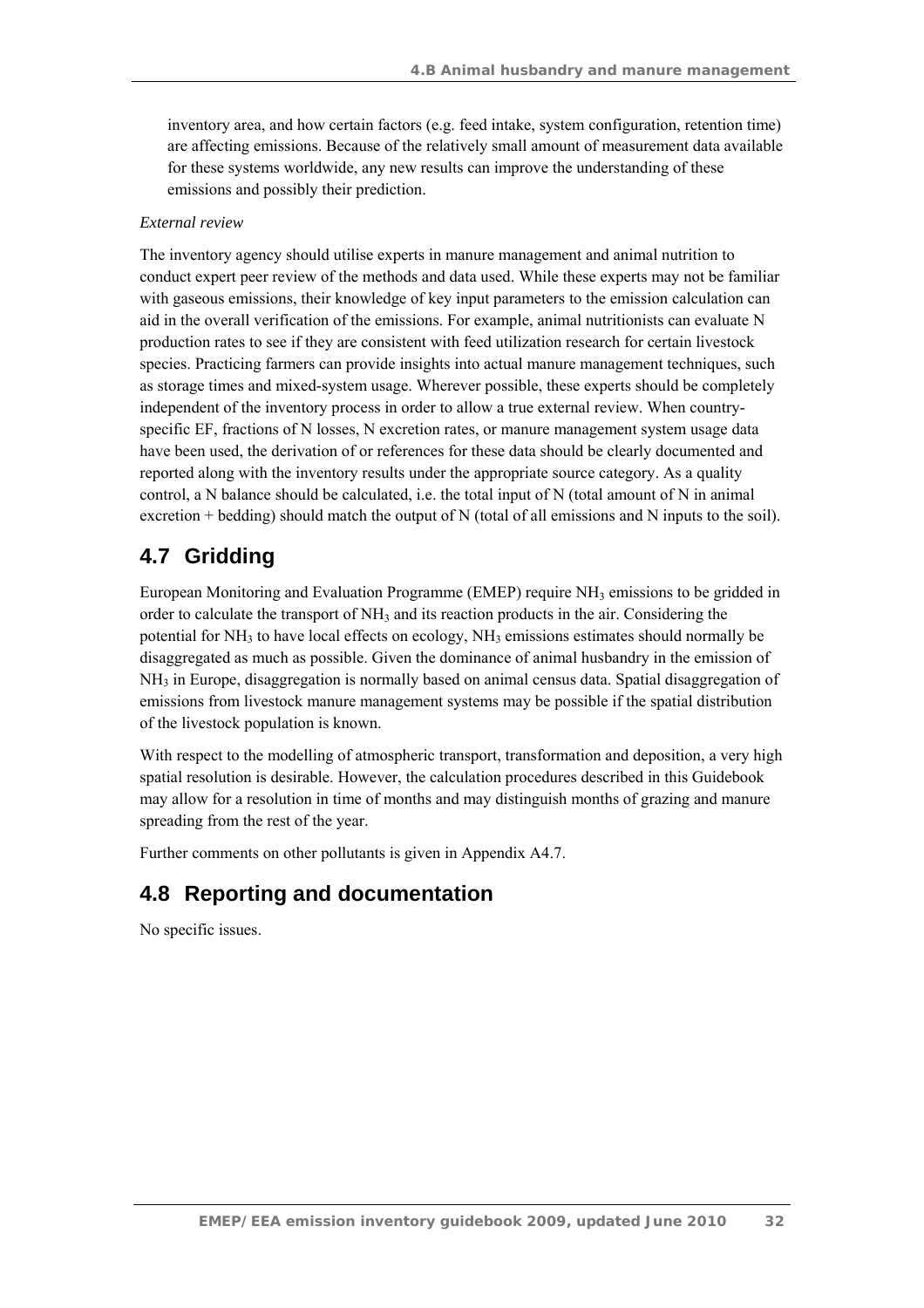inventory area, and how certain factors (e.g. feed intake, system configuration, retention time) are affecting emissions. Because of the relatively small amount of measurement data available for these systems worldwide, any new results can improve the understanding of these emissions and possibly their prediction.

*External review*

The inventory agency should utilise experts in manure management and animal nutrition to conduct expert peer review of the methods and data used. While these experts may not be familiar with gaseous emissions, their knowledge of key input parameters to the emission calculation can aid in the overall verification of the emissions. For example, animal nutritionists can evaluate N production rates to see if they are consistent with feed utilization research for certain livestock species. Practicing farmers can provide insights into actual manure management techniques, such as storage times and mixed-system usage. Wherever possible, these experts should be completely independent of the inventory process in order to allow a true external review. When country-specific EF, fractions of N losses, N excretion rates, or manure management system usage data have been used, the derivation of or references for these data should be clearly documented and reported along with the inventory results under the appropriate source category. As a quality control, a N balance should be calculated, i.e. the total input of N (total amount of N in animal excretion + bedding) should match the output of N (total of all emissions and N inputs to the soil).

## 4.7 Gridding

European Monitoring and Evaluation Programme (EMEP) require $NH_3$ emissions to be gridded in order to calculate the transport of $NH_3$ and its reaction products in the air. Considering the potential for $NH_3$ to have local effects on ecology, $NH_3$ emissions estimates should normally be disaggregated as much as possible. Given the dominance of animal husbandry in the emission of $NH_3$ in Europe, disaggregation is normally based on animal census data. Spatial disaggregation of emissions from livestock manure management systems may be possible if the spatial distribution of the livestock population is known.

With respect to the modelling of atmospheric transport, transformation and deposition, a very high spatial resolution is desirable. However, the calculation procedures described in this Guidebook may allow for a resolution in time of months and may distinguish months of grazing and manure spreading from the rest of the year.

Further comments on other pollutants is given in Appendix A4.7.

## 4.8 Reporting and documentation

No specific issues.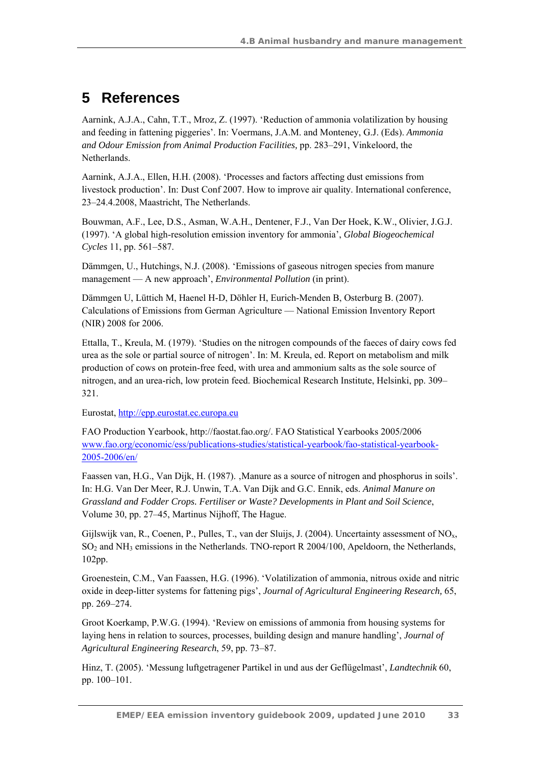# 5 References

Aarnink, A.J.A., Cahn, T.T., Mroz, Z. (1997). 'Reduction of ammonia volatilization by housing and feeding in fattening piggeries'. In: Voermans, J.A.M. and Monteney, G.J. (Eds). *Ammonia and Odour Emission from Animal Production Facilities,* pp. 283–291, Vinkeloord, the Netherlands.

Aarnink, A.J.A., Ellen, H.H. (2008). 'Processes and factors affecting dust emissions from livestock production'. In: Dust Conf 2007. How to improve air quality. International conference, 23–24.4.2008, Maastricht, The Netherlands.

Bouwman, A.F., Lee, D.S., Asman, W.A.H., Dentener, F.J., Van Der Hoek, K.W., Olivier, J.G.J. (1997). 'A global high-resolution emission inventory for ammonia', *Global Biogeochemical Cycles* 11, pp. 561–587.

Dämmgen, U., Hutchings, N.J. (2008). 'Emissions of gaseous nitrogen species from manure management — A new approach', *Environmental Pollution* (in print).

Dämmgen U, Lüttich M, Haenel H-D, Döhler H, Eurich-Menden B, Osterburg B. (2007). Calculations of Emissions from German Agriculture — National Emission Inventory Report (NIR) 2008 for 2006.

Ettalla, T., Kreula, M. (1979). 'Studies on the nitrogen compounds of the faeces of dairy cows fed urea as the sole or partial source of nitrogen'. In: M. Kreula, ed. Report on metabolism and milk production of cows on protein-free feed, with urea and ammonium salts as the sole source of nitrogen, and an urea-rich, low protein feed. Biochemical Research Institute, Helsinki, pp. 309–321.

Eurostat, http://epp.eurostat.ec.europa.eu

FAO Production Yearbook, http://faostat.fao.org/. FAO Statistical Yearbooks 2005/2006 www.fao.org/economic/ess/publications-studies/statistical-yearbook/fao-statistical-yearbook-2005-2006/en/

Faassen van, H.G., Van Dijk, H. (1987). ‚Manure as a source of nitrogen and phosphorus in soils'. In: H.G. Van Der Meer, R.J. Unwin, T.A. Van Dijk and G.C. Ennik, eds. *Animal Manure on Grassland and Fodder Crops. Fertiliser or Waste? Developments in Plant and Soil Science*, Volume 30, pp. 27–45, Martinus Nijhoff, The Hague.

Gijlswijk van, R., Coenen, P., Pulles, T., van der Sluijs, J. (2004). Uncertainty assessment of $NO_x$, $SO_2$ and $NH_3$ emissions in the Netherlands. TNO-report R 2004/100, Apeldoorn, the Netherlands, 102pp.

Groenestein, C.M., Van Faassen, H.G. (1996). 'Volatilization of ammonia, nitrous oxide and nitric oxide in deep-litter systems for fattening pigs', *Journal of Agricultural Engineering Research,* 65, pp. 269–274.

Groot Koerkamp, P.W.G. (1994). 'Review on emissions of ammonia from housing systems for laying hens in relation to sources, processes, building design and manure handling', *Journal of Agricultural Engineering Research*, 59, pp. 73–87.

Hinz, T. (2005). 'Messung luftgetragener Partikel in und aus der Geflügelmast', *Landtechnik* 60, pp. 100–101.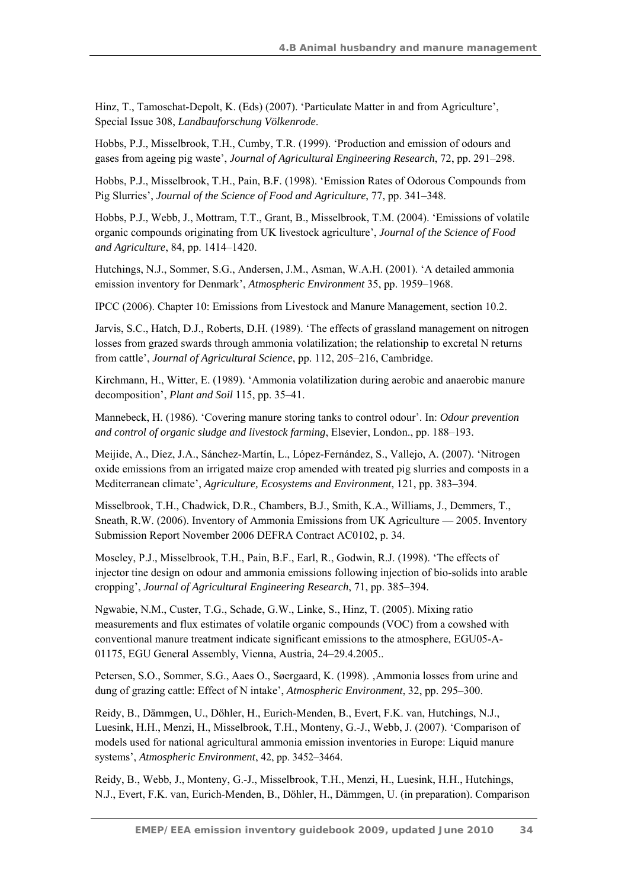Hinz, T., Tamoschat-Depolt, K. (Eds) (2007). 'Particulate Matter in and from Agriculture', Special Issue 308, *Landbauforschung Völkenrode*.

Hobbs, P.J., Misselbrook, T.H., Cumby, T.R. (1999). 'Production and emission of odours and gases from ageing pig waste', *Journal of Agricultural Engineering Research*, 72, pp. 291–298.

Hobbs, P.J., Misselbrook, T.H., Pain, B.F. (1998). 'Emission Rates of Odorous Compounds from Pig Slurries', *Journal of the Science of Food and Agriculture*, 77, pp. 341–348.

Hobbs, P.J., Webb, J., Mottram, T.T., Grant, B., Misselbrook, T.M. (2004). 'Emissions of volatile organic compounds originating from UK livestock agriculture', *Journal of the Science of Food and Agriculture*, 84, pp. 1414–1420.

Hutchings, N.J., Sommer, S.G., Andersen, J.M., Asman, W.A.H. (2001). 'A detailed ammonia emission inventory for Denmark', *Atmospheric Environment* 35, pp. 1959–1968.

IPCC (2006). Chapter 10: Emissions from Livestock and Manure Management, section 10.2.

Jarvis, S.C., Hatch, D.J., Roberts, D.H. (1989). 'The effects of grassland management on nitrogen losses from grazed swards through ammonia volatilization; the relationship to excretal N returns from cattle', *Journal of Agricultural Science*, pp. 112, 205–216, Cambridge.

Kirchmann, H., Witter, E. (1989). 'Ammonia volatilization during aerobic and anaerobic manure decomposition', *Plant and Soil* 115, pp. 35–41.

Mannebeck, H. (1986). 'Covering manure storing tanks to control odour'. In: *Odour prevention and control of organic sludge and livestock farming*, Elsevier, London., pp. 188–193.

Meijide, A., Díez, J.A., Sánchez-Martín, L., López-Fernández, S., Vallejo, A. (2007). 'Nitrogen oxide emissions from an irrigated maize crop amended with treated pig slurries and composts in a Mediterranean climate', *Agriculture, Ecosystems and Environment*, 121, pp. 383–394.

Misselbrook, T.H., Chadwick, D.R., Chambers, B.J., Smith, K.A., Williams, J., Demmers, T., Sneath, R.W. (2006). Inventory of Ammonia Emissions from UK Agriculture — 2005. Inventory Submission Report November 2006 DEFRA Contract AC0102, p. 34.

Moseley, P.J., Misselbrook, T.H., Pain, B.F., Earl, R., Godwin, R.J. (1998). 'The effects of injector tine design on odour and ammonia emissions following injection of bio-solids into arable cropping', *Journal of Agricultural Engineering Research*, 71, pp. 385–394.

Ngwabie, N.M., Custer, T.G., Schade, G.W., Linke, S., Hinz, T. (2005). Mixing ratio measurements and flux estimates of volatile organic compounds (VOC) from a cowshed with conventional manure treatment indicate significant emissions to the atmosphere, EGU05-A-01175, EGU General Assembly, Vienna, Austria, 24–29.4.2005..

Petersen, S.O., Sommer, S.G., Aaes O., Søergaard, K. (1998). ‚Ammonia losses from urine and dung of grazing cattle: Effect of N intake', *Atmospheric Environment*, 32, pp. 295–300.

Reidy, B., Dämmgen, U., Döhler, H., Eurich-Menden, B., Evert, F.K. van, Hutchings, N.J., Luesink, H.H., Menzi, H., Misselbrook, T.H., Monteny, G.-J., Webb, J. (2007). 'Comparison of models used for national agricultural ammonia emission inventories in Europe: Liquid manure systems', *Atmospheric Environment*, 42, pp. 3452–3464.

Reidy, B., Webb, J., Monteny, G.-J., Misselbrook, T.H., Menzi, H., Luesink, H.H., Hutchings, N.J., Evert, F.K. van, Eurich-Menden, B., Döhler, H., Dämmgen, U. (in preparation). Comparison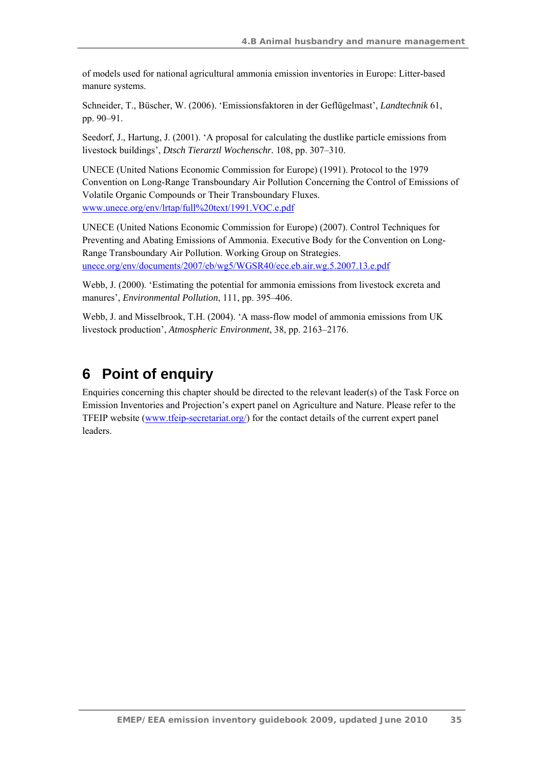of models used for national agricultural ammonia emission inventories in Europe: Litter-based manure systems.

Schneider, T., Büscher, W. (2006). 'Emissionsfaktoren in der Geflügelmast', *Landtechnik* 61, pp. 90–91.

Seedorf, J., Hartung, J. (2001). 'A proposal for calculating the dustlike particle emissions from livestock buildings', *Dtsch Tierarztl Wochenschr.* 108, pp. 307–310.

UNECE (United Nations Economic Commission for Europe) (1991). Protocol to the 1979 Convention on Long-Range Transboundary Air Pollution Concerning the Control of Emissions of Volatile Organic Compounds or Their Transboundary Fluxes. www.unece.org/env/lrtap/full%20text/1991.VOC.e.pdf

UNECE (United Nations Economic Commission for Europe) (2007). Control Techniques for Preventing and Abating Emissions of Ammonia. Executive Body for the Convention on Long-Range Transboundary Air Pollution. Working Group on Strategies. unece.org/env/documents/2007/eb/wg5/WGSR40/ece.eb.air.wg.5.2007.13.e.pdf

Webb, J. (2000). 'Estimating the potential for ammonia emissions from livestock excreta and manures', *Environmental Pollution*, 111, pp. 395–406.

Webb, J. and Misselbrook, T.H. (2004). 'A mass-flow model of ammonia emissions from UK livestock production', *Atmospheric Environment*, 38, pp. 2163–2176.

# 6 Point of enquiry

Enquiries concerning this chapter should be directed to the relevant leader(s) of the Task Force on Emission Inventories and Projection's expert panel on Agriculture and Nature. Please refer to the TFEIP website (www.tfeip-secretariat.org/) for the contact details of the current expert panel leaders.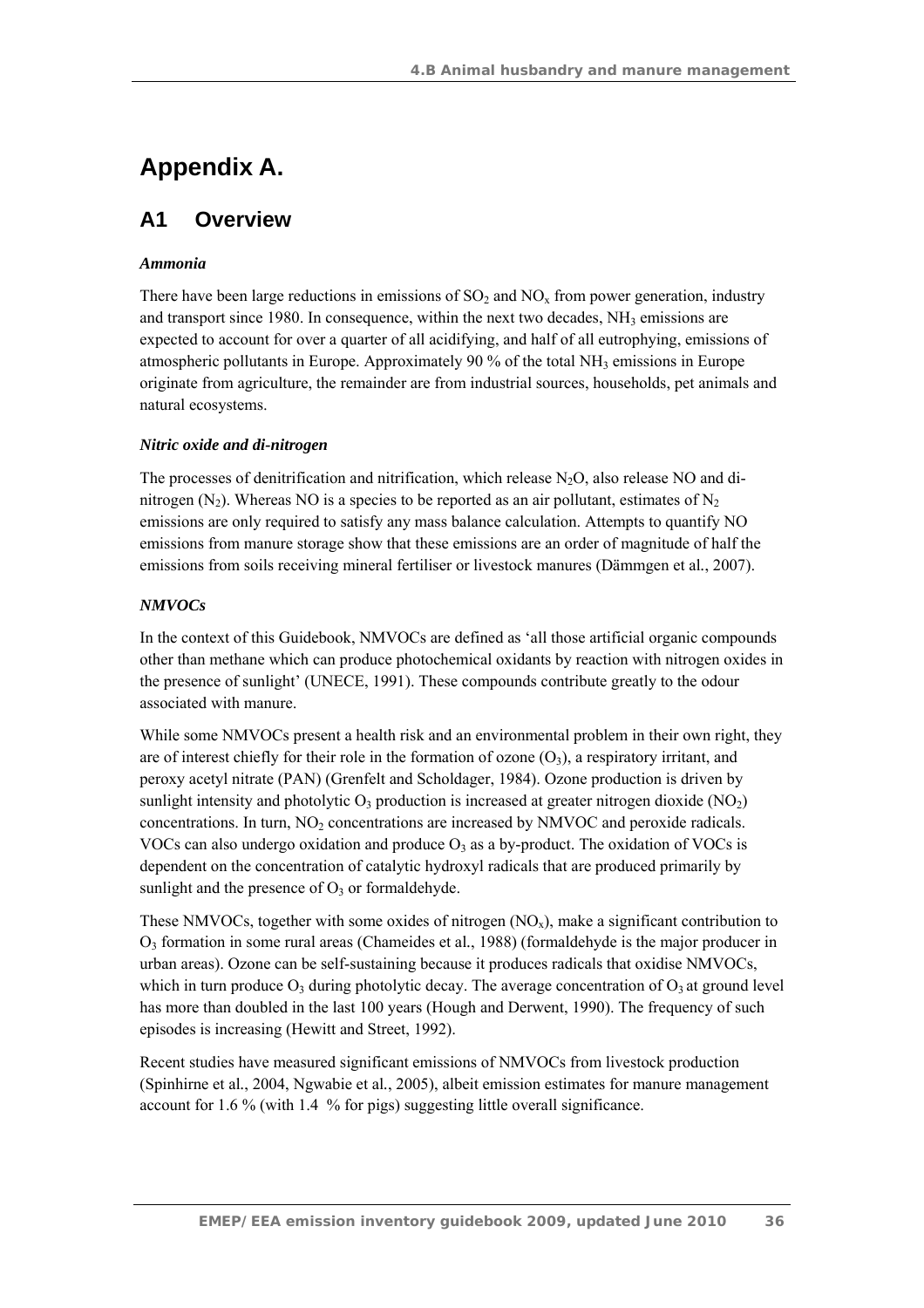# Appendix A.

## A1 Overview

***Ammonia***

There have been large reductions in emissions of $SO_2$ and $NO_x$ from power generation, industry and transport since 1980. In consequence, within the next two decades, $NH_3$ emissions are expected to account for over a quarter of all acidifying, and half of all eutrophying, emissions of atmospheric pollutants in Europe. Approximately 90 % of the total $NH_3$ emissions in Europe originate from agriculture, the remainder are from industrial sources, households, pet animals and natural ecosystems.

***Nitric oxide and di-nitrogen***

The processes of denitrification and nitrification, which release $N_2O$, also release NO and di-nitrogen ($N_2$). Whereas NO is a species to be reported as an air pollutant, estimates of $N_2$ emissions are only required to satisfy any mass balance calculation. Attempts to quantify NO emissions from manure storage show that these emissions are an order of magnitude of half the emissions from soils receiving mineral fertiliser or livestock manures (Dämmgen et al., 2007).

***NMVOCs***

In the context of this Guidebook, NMVOCs are defined as 'all those artificial organic compounds other than methane which can produce photochemical oxidants by reaction with nitrogen oxides in the presence of sunlight' (UNECE, 1991). These compounds contribute greatly to the odour associated with manure.

While some NMVOCs present a health risk and an environmental problem in their own right, they are of interest chiefly for their role in the formation of ozone ($O_3$), a respiratory irritant, and peroxy acetyl nitrate (PAN) (Grenfelt and Scholdager, 1984). Ozone production is driven by sunlight intensity and photolytic $O_3$ production is increased at greater nitrogen dioxide ($NO_2$) concentrations. In turn, $NO_2$ concentrations are increased by NMVOC and peroxide radicals. VOCs can also undergo oxidation and produce $O_3$ as a by-product. The oxidation of VOCs is dependent on the concentration of catalytic hydroxyl radicals that are produced primarily by sunlight and the presence of $O_3$ or formaldehyde.

These NMVOCs, together with some oxides of nitrogen ($NO_x$), make a significant contribution to $O_3$ formation in some rural areas (Chameides et al., 1988) (formaldehyde is the major producer in urban areas). Ozone can be self-sustaining because it produces radicals that oxidise NMVOCs, which in turn produce $O_3$ during photolytic decay. The average concentration of $O_3$ at ground level has more than doubled in the last 100 years (Hough and Derwent, 1990). The frequency of such episodes is increasing (Hewitt and Street, 1992).

Recent studies have measured significant emissions of NMVOCs from livestock production (Spinhirne et al., 2004, Ngwabie et al., 2005), albeit emission estimates for manure management account for 1.6 % (with 1.4 % for pigs) suggesting little overall significance.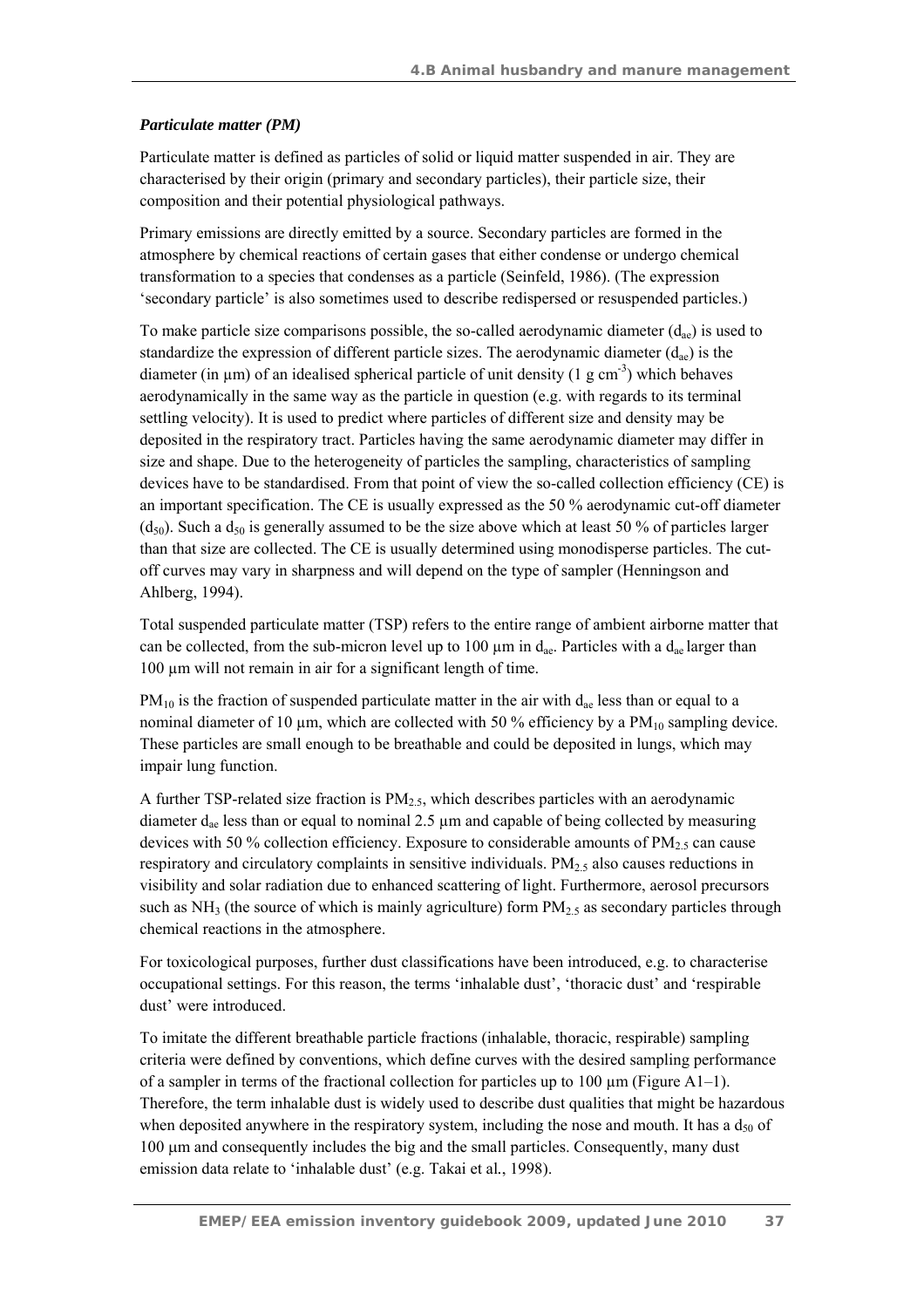***Particulate matter (PM)***

Particulate matter is defined as particles of solid or liquid matter suspended in air. They are characterised by their origin (primary and secondary particles), their particle size, their composition and their potential physiological pathways.

Primary emissions are directly emitted by a source. Secondary particles are formed in the atmosphere by chemical reactions of certain gases that either condense or undergo chemical transformation to a species that condenses as a particle (Seinfeld, 1986). (The expression 'secondary particle' is also sometimes used to describe redispersed or resuspended particles.)

To make particle size comparisons possible, the so-called aerodynamic diameter ($d_{ae}$) is used to standardize the expression of different particle sizes. The aerodynamic diameter ($d_{ae}$) is the diameter (in µm) of an idealised spherical particle of unit density (1 g $cm^{-3}$) which behaves aerodynamically in the same way as the particle in question (e.g. with regards to its terminal settling velocity). It is used to predict where particles of different size and density may be deposited in the respiratory tract. Particles having the same aerodynamic diameter may differ in size and shape. Due to the heterogeneity of particles the sampling, characteristics of sampling devices have to be standardised. From that point of view the so-called collection efficiency (CE) is an important specification. The CE is usually expressed as the 50 % aerodynamic cut-off diameter ($d_{50}$). Such a $d_{50}$ is generally assumed to be the size above which at least 50 % of particles larger than that size are collected. The CE is usually determined using monodisperse particles. The cut-off curves may vary in sharpness and will depend on the type of sampler (Henningson and Ahlberg, 1994).

Total suspended particulate matter (TSP) refers to the entire range of ambient airborne matter that can be collected, from the sub-micron level up to 100 µm in $d_{ae}$. Particles with a $d_{ae}$ larger than 100 µm will not remain in air for a significant length of time.

$PM_{10}$ is the fraction of suspended particulate matter in the air with $d_{ae}$ less than or equal to a nominal diameter of 10 µm, which are collected with 50 % efficiency by a $PM_{10}$ sampling device. These particles are small enough to be breathable and could be deposited in lungs, which may impair lung function.

A further TSP-related size fraction is $PM_{2.5}$, which describes particles with an aerodynamic diameter $d_{ae}$ less than or equal to nominal 2.5 µm and capable of being collected by measuring devices with 50 % collection efficiency. Exposure to considerable amounts of $PM_{2.5}$ can cause respiratory and circulatory complaints in sensitive individuals. $PM_{2.5}$ also causes reductions in visibility and solar radiation due to enhanced scattering of light. Furthermore, aerosol precursors such as $NH_3$ (the source of which is mainly agriculture) form $PM_{2.5}$ as secondary particles through chemical reactions in the atmosphere.

For toxicological purposes, further dust classifications have been introduced, e.g. to characterise occupational settings. For this reason, the terms 'inhalable dust', 'thoracic dust' and 'respirable dust' were introduced.

To imitate the different breathable particle fractions (inhalable, thoracic, respirable) sampling criteria were defined by conventions, which define curves with the desired sampling performance of a sampler in terms of the fractional collection for particles up to 100 µm (Figure A1–1). Therefore, the term inhalable dust is widely used to describe dust qualities that might be hazardous when deposited anywhere in the respiratory system, including the nose and mouth. It has a $d_{50}$ of 100 µm and consequently includes the big and the small particles. Consequently, many dust emission data relate to 'inhalable dust' (e.g. Takai et al., 1998).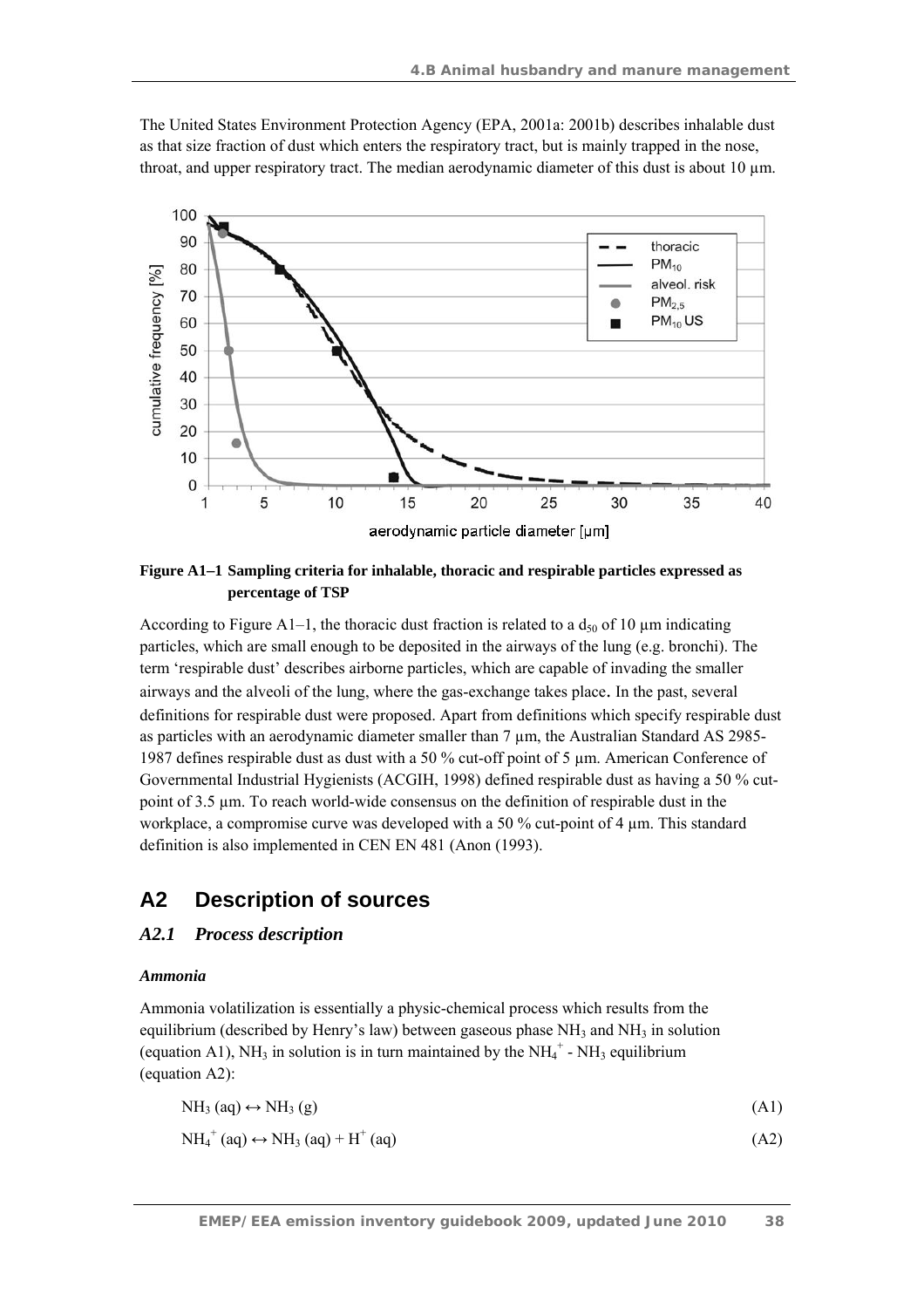The United States Environment Protection Agency (EPA, 2001a: 2001b) describes inhalable dust as that size fraction of dust which enters the respiratory tract, but is mainly trapped in the nose, throat, and upper respiratory tract. The median aerodynamic diameter of this dust is about 10 µm.

**Figure A1–1 Sampling criteria for inhalable, thoracic and respirable particles expressed as percentage of TSP**

According to Figure A1–1, the thoracic dust fraction is related to a $d_{50}$ of 10 µm indicating particles, which are small enough to be deposited in the airways of the lung (e.g. bronchi). The term 'respirable dust' describes airborne particles, which are capable of invading the smaller airways and the alveoli of the lung, where the gas-exchange takes place. In the past, several definitions for respirable dust were proposed. Apart from definitions which specify respirable dust as particles with an aerodynamic diameter smaller than 7 µm, the Australian Standard AS 2985-1987 defines respirable dust as dust with a 50 % cut-off point of 5 µm. American Conference of Governmental Industrial Hygienists (ACGIH, 1998) defined respirable dust as having a 50 % cut-point of 3.5 µm. To reach world-wide consensus on the definition of respirable dust in the workplace, a compromise curve was developed with a 50 % cut-point of 4 µm. This standard definition is also implemented in CEN EN 481 (Anon (1993).

## A2 Description of sources

### *A2.1 Process description*

#### *Ammonia*

Ammonia volatilization is essentially a physic-chemical process which results from the equilibrium (described by Henry's law) between gaseous phase $NH_3$ and $NH_3$ in solution (equation A1), $NH_3$ in solution is in turn maintained by the $NH_4^+$ - $NH_3$ equilibrium (equation A2):

$$NH_3\ (aq) \leftrightarrow NH_3\ (g) \qquad (A1)$$

$$NH_4^+\ (aq) \leftrightarrow NH_3\ (aq) + H^+\ (aq) \qquad (A2)$$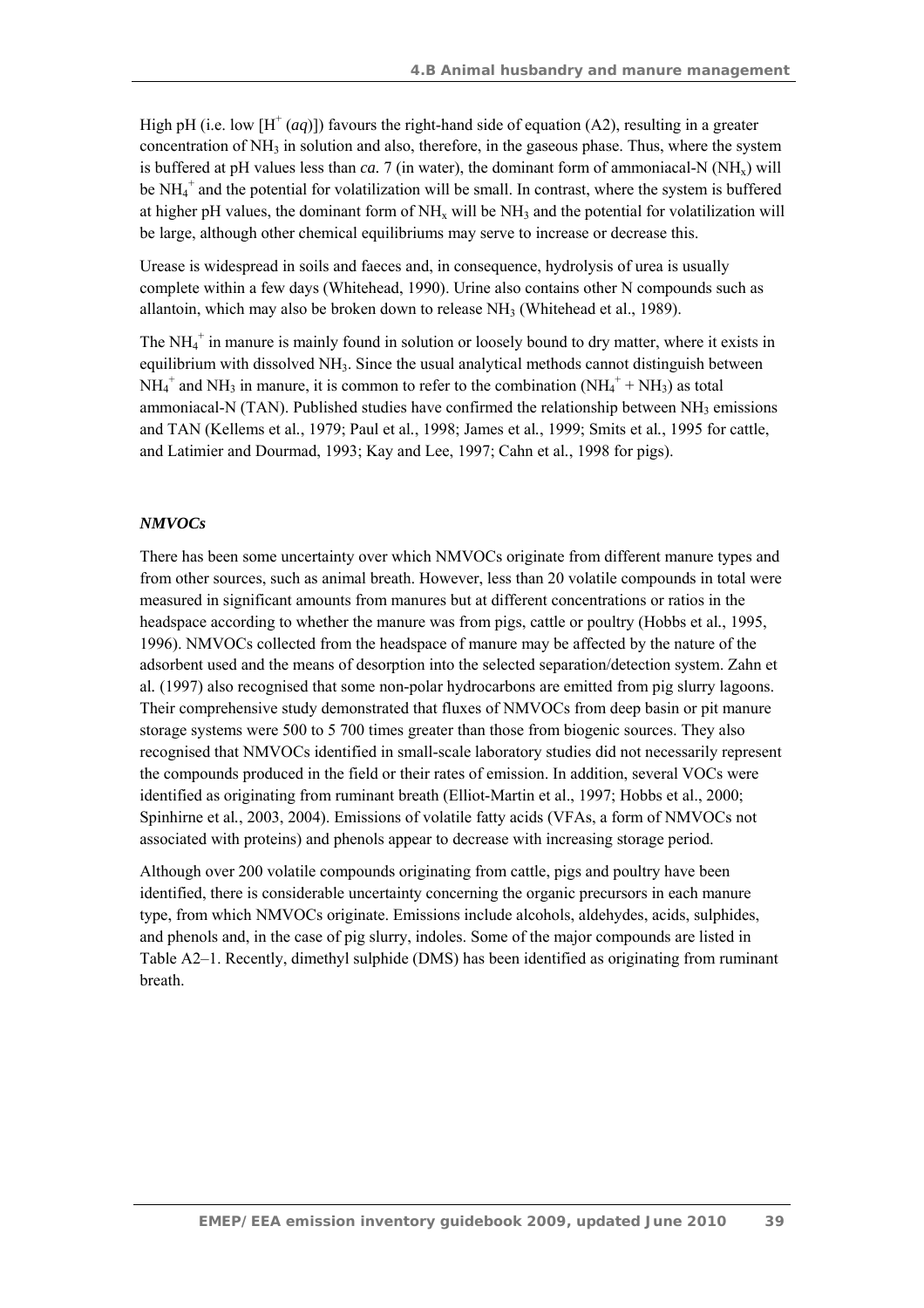High pH (i.e. low $[H^+ (aq)]$) favours the right-hand side of equation (A2), resulting in a greater concentration of $NH_3$ in solution and also, therefore, in the gaseous phase. Thus, where the system is buffered at pH values less than *ca.* 7 (in water), the dominant form of ammoniacal-N ($NH_x$) will be $NH_4^+$ and the potential for volatilization will be small. In contrast, where the system is buffered at higher pH values, the dominant form of $NH_x$ will be $NH_3$ and the potential for volatilization will be large, although other chemical equilibriums may serve to increase or decrease this.

Urease is widespread in soils and faeces and, in consequence, hydrolysis of urea is usually complete within a few days (Whitehead, 1990). Urine also contains other N compounds such as allantoin, which may also be broken down to release $NH_3$ (Whitehead et al., 1989).

The $NH_4^+$ in manure is mainly found in solution or loosely bound to dry matter, where it exists in equilibrium with dissolved $NH_3$. Since the usual analytical methods cannot distinguish between $NH_4^+$ and $NH_3$ in manure, it is common to refer to the combination ($NH_4^+ + NH_3$) as total ammoniacal-N (TAN). Published studies have confirmed the relationship between $NH_3$ emissions and TAN (Kellems et al*.*, 1979; Paul et al*.*, 1998; James et al*.*, 1999; Smits et al*.*, 1995 for cattle, and Latimier and Dourmad, 1993; Kay and Lee, 1997; Cahn et al*.*, 1998 for pigs).

***NMVOCs***

There has been some uncertainty over which NMVOCs originate from different manure types and from other sources, such as animal breath. However, less than 20 volatile compounds in total were measured in significant amounts from manures but at different concentrations or ratios in the headspace according to whether the manure was from pigs, cattle or poultry (Hobbs et al., 1995, 1996). NMVOCs collected from the headspace of manure may be affected by the nature of the adsorbent used and the means of desorption into the selected separation/detection system. Zahn et al. (1997) also recognised that some non-polar hydrocarbons are emitted from pig slurry lagoons. Their comprehensive study demonstrated that fluxes of NMVOCs from deep basin or pit manure storage systems were 500 to 5 700 times greater than those from biogenic sources. They also recognised that NMVOCs identified in small-scale laboratory studies did not necessarily represent the compounds produced in the field or their rates of emission. In addition, several VOCs were identified as originating from ruminant breath (Elliot-Martin et al., 1997; Hobbs et al., 2000; Spinhirne et al*.*, 2003, 2004). Emissions of volatile fatty acids (VFAs, a form of NMVOCs not associated with proteins) and phenols appear to decrease with increasing storage period.

Although over 200 volatile compounds originating from cattle, pigs and poultry have been identified, there is considerable uncertainty concerning the organic precursors in each manure type, from which NMVOCs originate. Emissions include alcohols, aldehydes, acids, sulphides, and phenols and, in the case of pig slurry, indoles. Some of the major compounds are listed in Table A2–1. Recently, dimethyl sulphide (DMS) has been identified as originating from ruminant breath.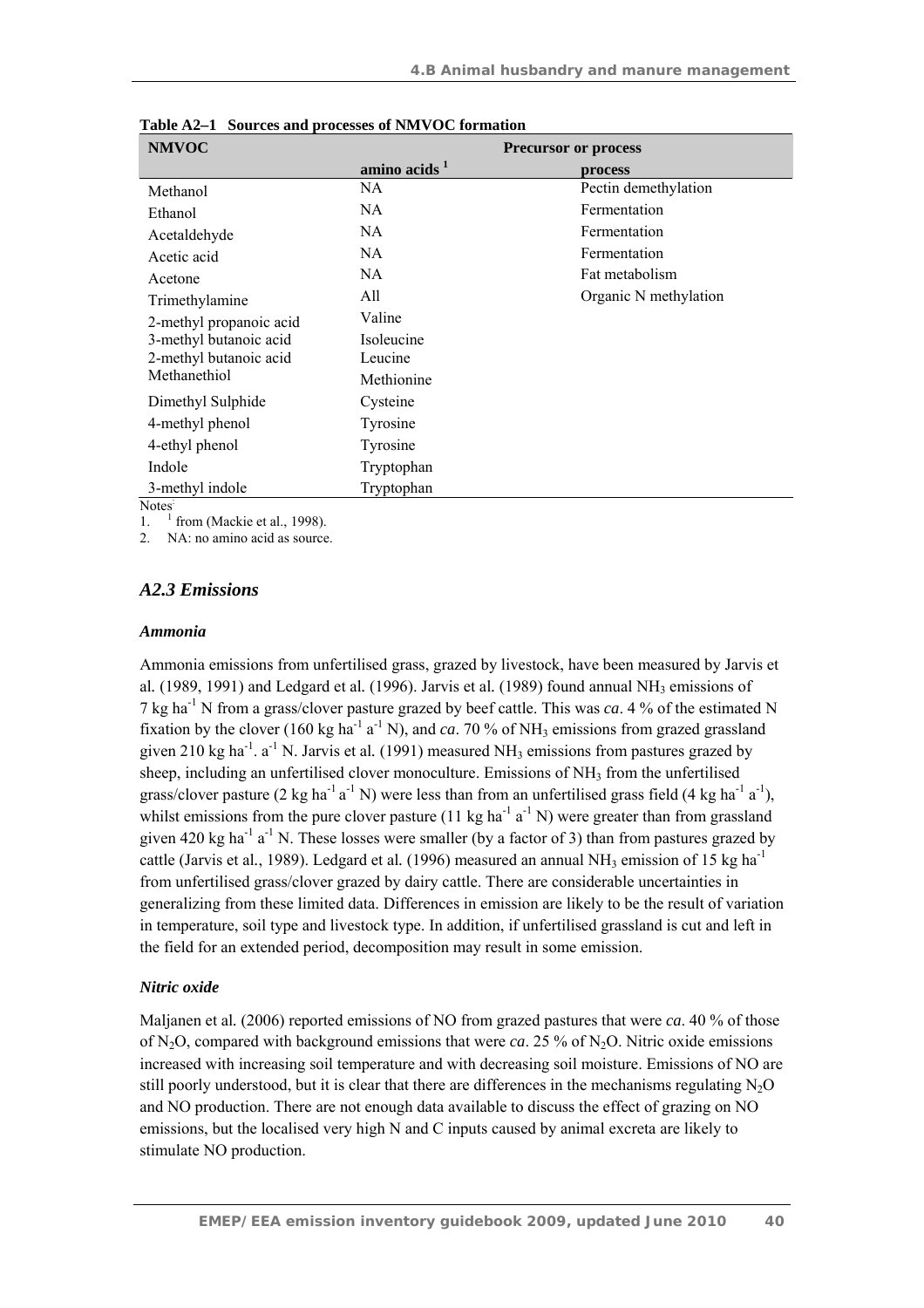**Table A2–1 Sources and processes of NMVOC formation**

| NMVOC | Precursor or process | |
|---|---|---|
| | amino acids [1] | process |
| Methanol | NA | Pectin demethylation |
| Ethanol | NA | Fermentation |
| Acetaldehyde | NA | Fermentation |
| Acetic acid | NA | Fermentation |
| Acetone | NA | Fat metabolism |
| Trimethylamine | All | Organic N methylation |
| 2-methyl propanoic acid | Valine | |
| 3-methyl butanoic acid | Isoleucine | |
| 2-methyl butanoic acid | Leucine | |
| Methanethiol | Methionine | |
| Dimethyl Sulphide | Cysteine | |
| 4-methyl phenol | Tyrosine | |
| 4-ethyl phenol | Tyrosine | |
| Indole | Tryptophan | |
| 3-methyl indole | Tryptophan | |

Notes:

1. [1] from (Mackie et al., 1998).
2. NA: no amino acid as source.

## *A2.3 Emissions*

### *Ammonia*

Ammonia emissions from unfertilised grass, grazed by livestock, have been measured by Jarvis et al. (1989, 1991) and Ledgard et al. (1996). Jarvis et al. (1989) found annual $NH_3$ emissions of 7 kg $ha^{-1}$ N from a grass/clover pasture grazed by beef cattle. This was *ca*. 4 % of the estimated N fixation by the clover (160 kg $ha^{-1}$ $a^{-1}$ N), and *ca*. 70 % of $NH_3$ emissions from grazed grassland given 210 kg $ha^{-1}$. $a^{-1}$ N. Jarvis et al. (1991) measured $NH_3$ emissions from pastures grazed by sheep, including an unfertilised clover monoculture. Emissions of $NH_3$ from the unfertilised grass/clover pasture (2 kg $ha^{-1}$ $a^{-1}$ N) were less than from an unfertilised grass field (4 kg $ha^{-1}$ $a^{-1}$), whilst emissions from the pure clover pasture (11 kg $ha^{-1}$ $a^{-1}$ N) were greater than from grassland given 420 kg $ha^{-1}$ $a^{-1}$ N. These losses were smaller (by a factor of 3) than from pastures grazed by cattle (Jarvis et al., 1989). Ledgard et al. (1996) measured an annual $NH_3$ emission of 15 kg $ha^{-1}$ from unfertilised grass/clover grazed by dairy cattle. There are considerable uncertainties in generalizing from these limited data. Differences in emission are likely to be the result of variation in temperature, soil type and livestock type. In addition, if unfertilised grassland is cut and left in the field for an extended period, decomposition may result in some emission.

### *Nitric oxide*

Maljanen et al. (2006) reported emissions of NO from grazed pastures that were *ca*. 40 % of those of $N_2O$, compared with background emissions that were *ca*. 25 % of $N_2O$. Nitric oxide emissions increased with increasing soil temperature and with decreasing soil moisture. Emissions of NO are still poorly understood, but it is clear that there are differences in the mechanisms regulating $N_2O$ and NO production. There are not enough data available to discuss the effect of grazing on NO emissions, but the localised very high N and C inputs caused by animal excreta are likely to stimulate NO production.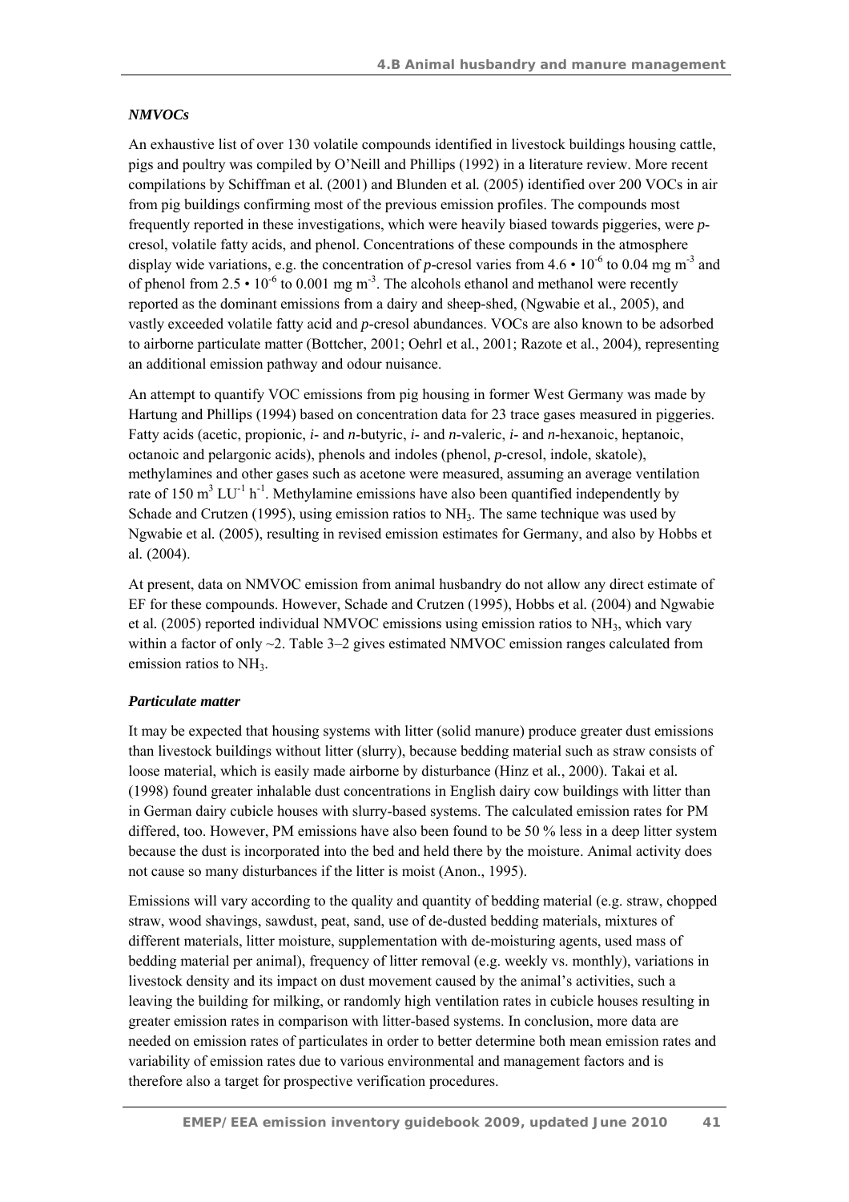### *NMVOCs*

An exhaustive list of over 130 volatile compounds identified in livestock buildings housing cattle, pigs and poultry was compiled by O'Neill and Phillips (1992) in a literature review. More recent compilations by Schiffman et al. (2001) and Blunden et al. (2005) identified over 200 VOCs in air from pig buildings confirming most of the previous emission profiles. The compounds most frequently reported in these investigations, which were heavily biased towards piggeries, were *p*-cresol, volatile fatty acids, and phenol. Concentrations of these compounds in the atmosphere display wide variations, e.g. the concentration of *p*-cresol varies from $4.6 \cdot 10^{-6}$ to 0.04 mg $m^{-3}$ and of phenol from $2.5 \cdot 10^{-6}$ to 0.001 mg $m^{-3}$. The alcohols ethanol and methanol were recently reported as the dominant emissions from a dairy and sheep-shed, (Ngwabie et al., 2005), and vastly exceeded volatile fatty acid and *p*-cresol abundances. VOCs are also known to be adsorbed to airborne particulate matter (Bottcher, 2001; Oehrl et al., 2001; Razote et al., 2004), representing an additional emission pathway and odour nuisance.

An attempt to quantify VOC emissions from pig housing in former West Germany was made by Hartung and Phillips (1994) based on concentration data for 23 trace gases measured in piggeries. Fatty acids (acetic, propionic, *i*- and *n*-butyric, *i*- and *n*-valeric, *i*- and *n*-hexanoic, heptanoic, octanoic and pelargonic acids), phenols and indoles (phenol, *p*-cresol, indole, skatole), methylamines and other gases such as acetone were measured, assuming an average ventilation rate of 150 $m^3$ $LU^{-1}$ $h^{-1}$. Methylamine emissions have also been quantified independently by Schade and Crutzen (1995), using emission ratios to $NH_3$. The same technique was used by Ngwabie et al. (2005), resulting in revised emission estimates for Germany, and also by Hobbs et al. (2004).

At present, data on NMVOC emission from animal husbandry do not allow any direct estimate of EF for these compounds. However, Schade and Crutzen (1995), Hobbs et al. (2004) and Ngwabie et al. (2005) reported individual NMVOC emissions using emission ratios to $NH_3$, which vary within a factor of only ~2. Table 3–2 gives estimated NMVOC emission ranges calculated from emission ratios to $NH_3$.

### *Particulate matter*

It may be expected that housing systems with litter (solid manure) produce greater dust emissions than livestock buildings without litter (slurry), because bedding material such as straw consists of loose material, which is easily made airborne by disturbance (Hinz et al., 2000). Takai et al. (1998) found greater inhalable dust concentrations in English dairy cow buildings with litter than in German dairy cubicle houses with slurry-based systems. The calculated emission rates for PM differed, too. However, PM emissions have also been found to be 50 % less in a deep litter system because the dust is incorporated into the bed and held there by the moisture. Animal activity does not cause so many disturbances if the litter is moist (Anon., 1995).

Emissions will vary according to the quality and quantity of bedding material (e.g. straw, chopped straw, wood shavings, sawdust, peat, sand, use of de-dusted bedding materials, mixtures of different materials, litter moisture, supplementation with de-moisturing agents, used mass of bedding material per animal), frequency of litter removal (e.g. weekly vs. monthly), variations in livestock density and its impact on dust movement caused by the animal's activities, such a leaving the building for milking, or randomly high ventilation rates in cubicle houses resulting in greater emission rates in comparison with litter-based systems. In conclusion, more data are needed on emission rates of particulates in order to better determine both mean emission rates and variability of emission rates due to various environmental and management factors and is therefore also a target for prospective verification procedures.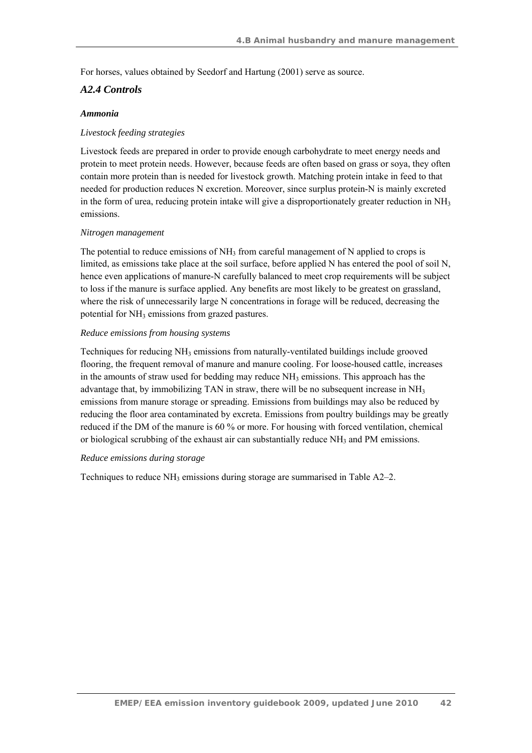For horses, values obtained by Seedorf and Hartung (2001) serve as source.

### *A2.4 Controls*

#### *Ammonia*

*Livestock feeding strategies*

Livestock feeds are prepared in order to provide enough carbohydrate to meet energy needs and protein to meet protein needs. However, because feeds are often based on grass or soya, they often contain more protein than is needed for livestock growth. Matching protein intake in feed to that needed for production reduces N excretion. Moreover, since surplus protein-N is mainly excreted in the form of urea, reducing protein intake will give a disproportionately greater reduction in $NH_3$ emissions.

*Nitrogen management*

The potential to reduce emissions of $NH_3$ from careful management of N applied to crops is limited, as emissions take place at the soil surface, before applied N has entered the pool of soil N, hence even applications of manure-N carefully balanced to meet crop requirements will be subject to loss if the manure is surface applied. Any benefits are most likely to be greatest on grassland, where the risk of unnecessarily large N concentrations in forage will be reduced, decreasing the potential for $NH_3$ emissions from grazed pastures.

*Reduce emissions from housing systems*

Techniques for reducing $NH_3$ emissions from naturally-ventilated buildings include grooved flooring, the frequent removal of manure and manure cooling. For loose-housed cattle, increases in the amounts of straw used for bedding may reduce $NH_3$ emissions. This approach has the advantage that, by immobilizing TAN in straw, there will be no subsequent increase in $NH_3$ emissions from manure storage or spreading. Emissions from buildings may also be reduced by reducing the floor area contaminated by excreta. Emissions from poultry buildings may be greatly reduced if the DM of the manure is 60 % or more. For housing with forced ventilation, chemical or biological scrubbing of the exhaust air can substantially reduce $NH_3$ and PM emissions.

*Reduce emissions during storage*

Techniques to reduce $NH_3$ emissions during storage are summarised in Table A2–2.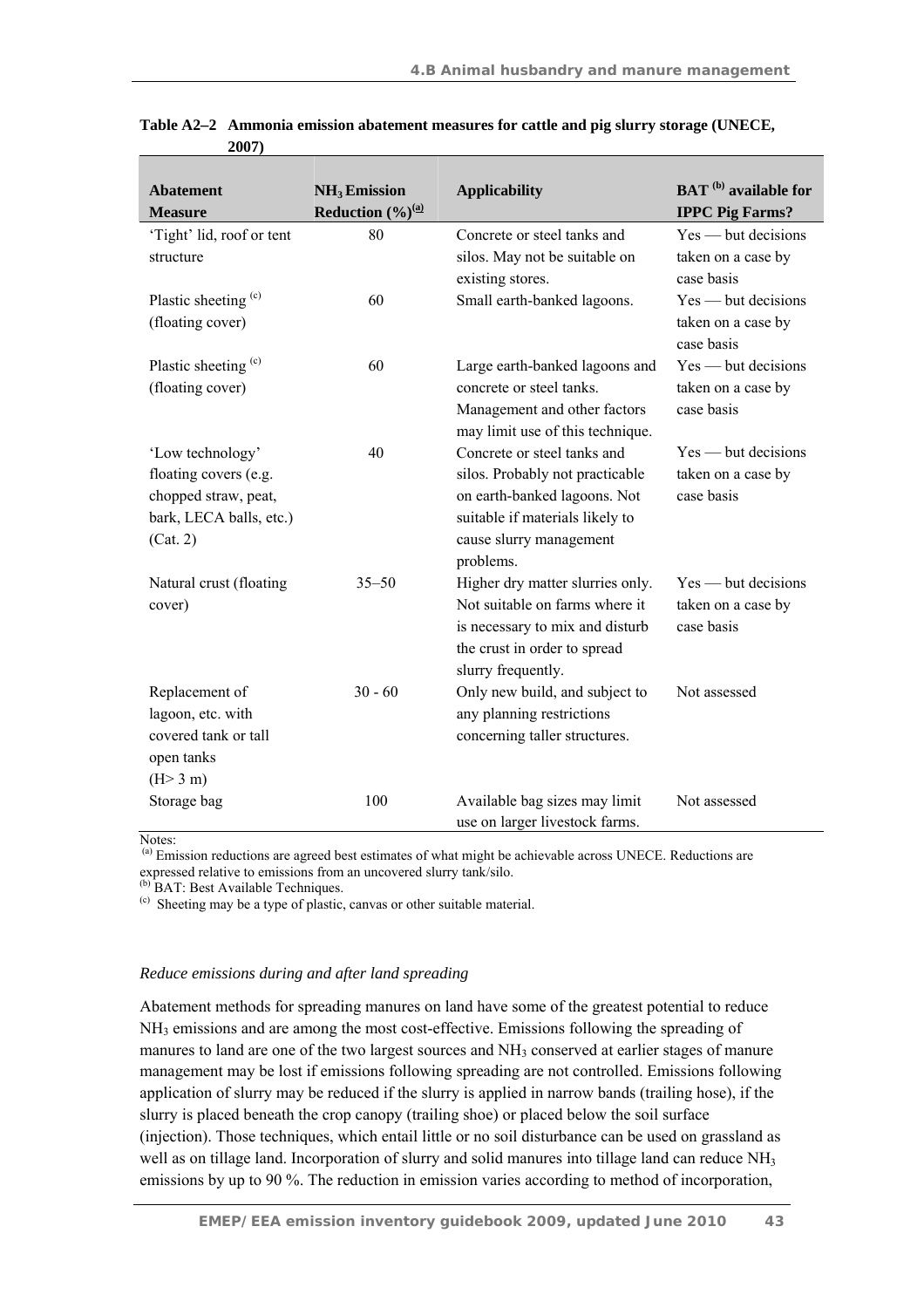**Table A2–2 Ammonia emission abatement measures for cattle and pig slurry storage (UNECE, 2007)**

| Abatement Measure | $NH_3$ Emission Reduction (%)[(a)] | Applicability | BAT [(b)] available for IPPC Pig Farms? |
|---|---|---|---|
| 'Tight' lid, roof or tent structure | 80 | Concrete or steel tanks and silos. May not be suitable on existing stores. | Yes — but decisions taken on a case by case basis |
| Plastic sheeting [(c)] (floating cover) | 60 | Small earth-banked lagoons. | Yes — but decisions taken on a case by case basis |
| Plastic sheeting [(c)] (floating cover) | 60 | Large earth-banked lagoons and concrete or steel tanks. Management and other factors may limit use of this technique. | Yes — but decisions taken on a case by case basis |
| 'Low technology' floating covers (e.g. chopped straw, peat, bark, LECA balls, etc.) (Cat. 2) | 40 | Concrete or steel tanks and silos. Probably not practicable on earth-banked lagoons. Not suitable if materials likely to cause slurry management problems. | Yes — but decisions taken on a case by case basis |
| Natural crust (floating cover) | 35–50 | Higher dry matter slurries only. Not suitable on farms where it is necessary to mix and disturb the crust in order to spread slurry frequently. | Yes — but decisions taken on a case by case basis |
| Replacement of lagoon, etc. with covered tank or tall open tanks (H> 3 m) | 30 - 60 | Only new build, and subject to any planning restrictions concerning taller structures. | Not assessed |
| Storage bag | 100 | Available bag sizes may limit use on larger livestock farms. | Not assessed |

Notes:

(a) Emission reductions are agreed best estimates of what might be achievable across UNECE. Reductions are expressed relative to emissions from an uncovered slurry tank/silo.

(b) BAT: Best Available Techniques.

(c) Sheeting may be a type of plastic, canvas or other suitable material.

*Reduce emissions during and after land spreading*

Abatement methods for spreading manures on land have some of the greatest potential to reduce $NH_3$ emissions and are among the most cost-effective. Emissions following the spreading of manures to land are one of the two largest sources and $NH_3$ conserved at earlier stages of manure management may be lost if emissions following spreading are not controlled. Emissions following application of slurry may be reduced if the slurry is applied in narrow bands (trailing hose), if the slurry is placed beneath the crop canopy (trailing shoe) or placed below the soil surface (injection). Those techniques, which entail little or no soil disturbance can be used on grassland as well as on tillage land. Incorporation of slurry and solid manures into tillage land can reduce $NH_3$ emissions by up to 90 %. The reduction in emission varies according to method of incorporation,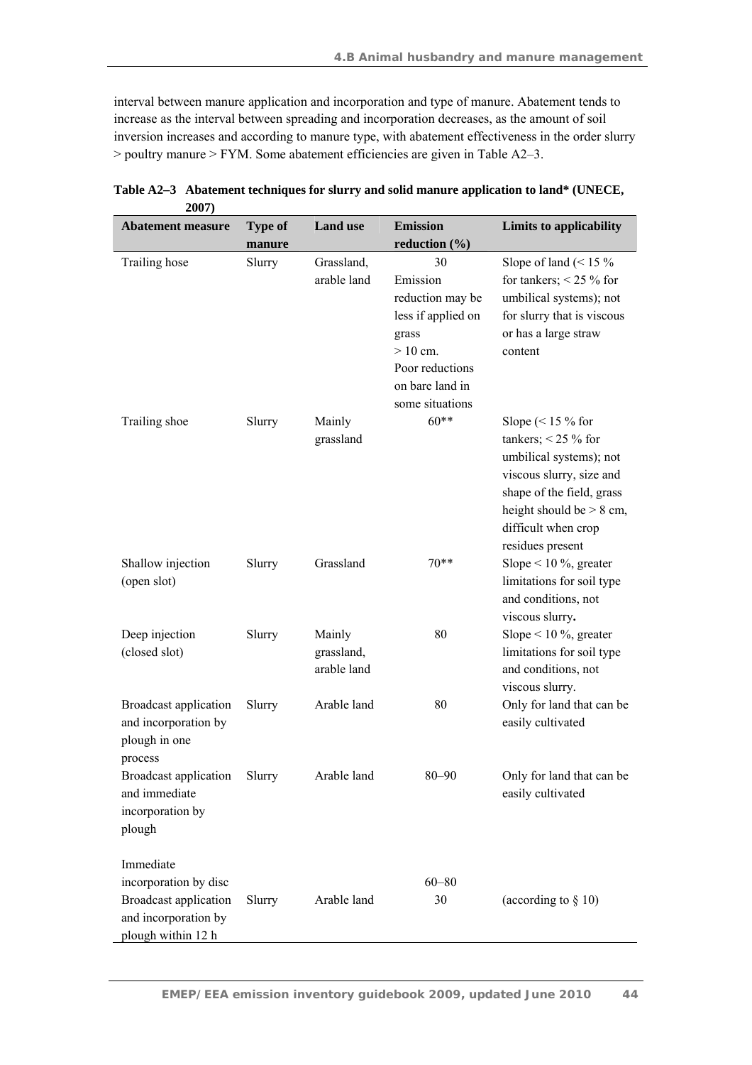interval between manure application and incorporation and type of manure. Abatement tends to increase as the interval between spreading and incorporation decreases, as the amount of soil inversion increases and according to manure type, with abatement effectiveness in the order slurry > poultry manure > FYM. Some abatement efficiencies are given in Table A2–3.

**Table A2–3 Abatement techniques for slurry and solid manure application to land* (UNECE, 2007)**

| Abatement measure | Type of manure | Land use | Emission reduction (%) | Limits to applicability |
|---|---|---|---|---|
| Trailing hose | Slurry | Grassland, arable land | 30 Emission reduction may be less if applied on grass > 10 cm. Poor reductions on bare land in some situations | Slope of land (< 15 % for tankers; < 25 % for umbilical systems); not for slurry that is viscous or has a large straw content |
| Trailing shoe | Slurry | Mainly grassland | 60** | Slope (< 15 % for tankers; < 25 % for umbilical systems); not viscous slurry, size and shape of the field, grass height should be > 8 cm, difficult when crop residues present |
| Shallow injection (open slot) | Slurry | Grassland | 70** | Slope < 10 %, greater limitations for soil type and conditions, not viscous slurry. |
| Deep injection (closed slot) | Slurry | Mainly grassland, arable land | 80 | Slope < 10 %, greater limitations for soil type and conditions, not viscous slurry. |
| Broadcast application and incorporation by plough in one process | Slurry | Arable land | 80 | Only for land that can be easily cultivated |
| Broadcast application and immediate incorporation by plough | Slurry | Arable land | 80–90 | Only for land that can be easily cultivated |
| Immediate incorporation by disc | | | 60–80 | |
| Broadcast application and incorporation by plough within 12 h | Slurry | Arable land | 30 | (according to § 10) |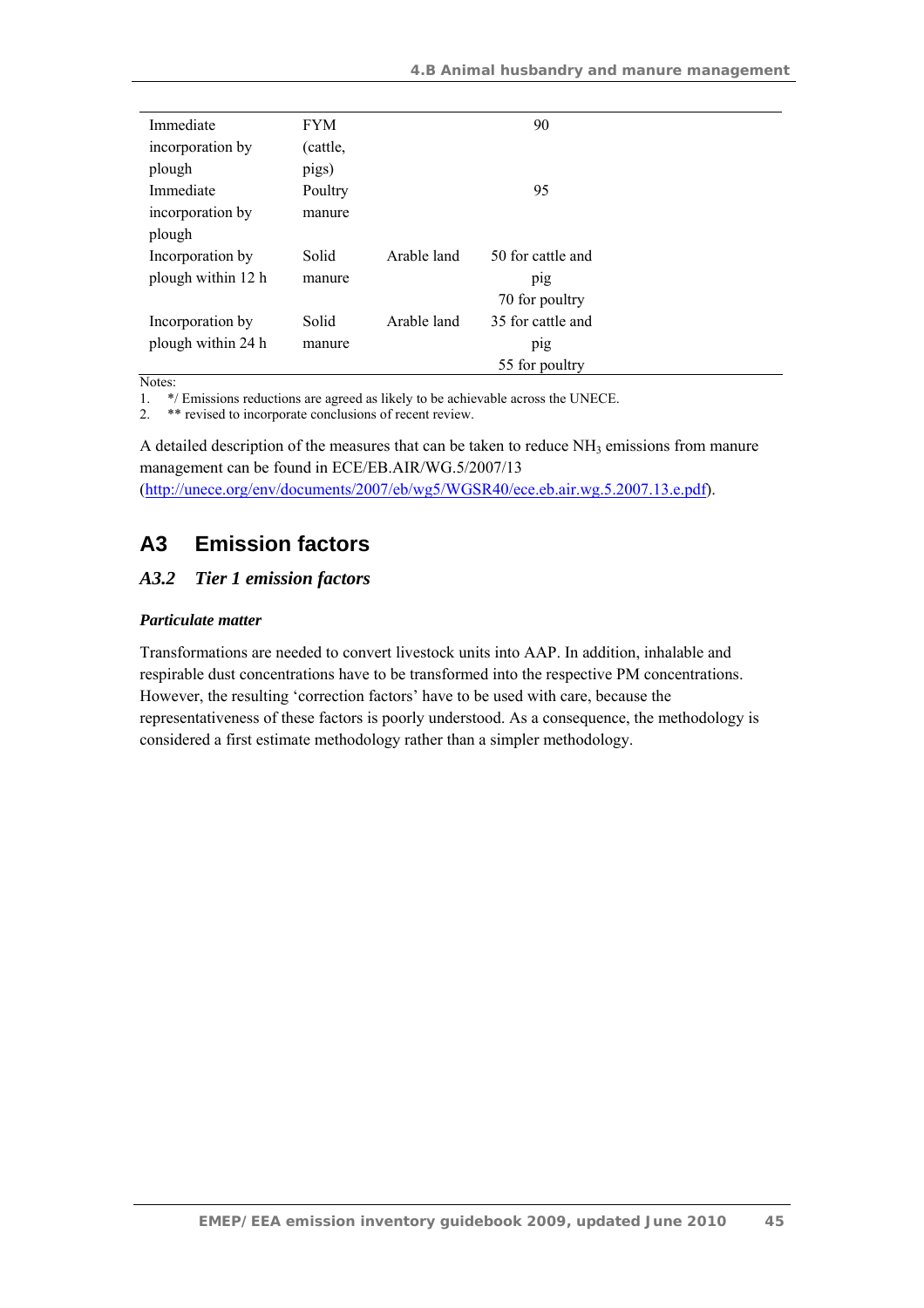| | | | |
|---|---|---|---|
| Immediate incorporation by plough | FYM (cattle, pigs) | | 90 |
| Immediate incorporation by plough | Poultry manure | | 95 |
| Incorporation by plough within 12 h | Solid manure | Arable land | 50 for cattle and pig<br>70 for poultry |
| Incorporation by plough within 24 h | Solid manure | Arable land | 35 for cattle and pig<br>55 for poultry |

Notes:

1. */ Emissions reductions are agreed as likely to be achievable across the UNECE.
2. ** revised to incorporate conclusions of recent review.

A detailed description of the measures that can be taken to reduce $NH_3$ emissions from manure management can be found in ECE/EB.AIR/WG.5/2007/13 (http://unece.org/env/documents/2007/eb/wg5/WGSR40/ece.eb.air.wg.5.2007.13.e.pdf).

# A3 Emission factors

## *A3.2 Tier 1 emission factors*

***Particulate matter***

Transformations are needed to convert livestock units into AAP. In addition, inhalable and respirable dust concentrations have to be transformed into the respective PM concentrations. However, the resulting 'correction factors' have to be used with care, because the representativeness of these factors is poorly understood. As a consequence, the methodology is considered a first estimate methodology rather than a simpler methodology.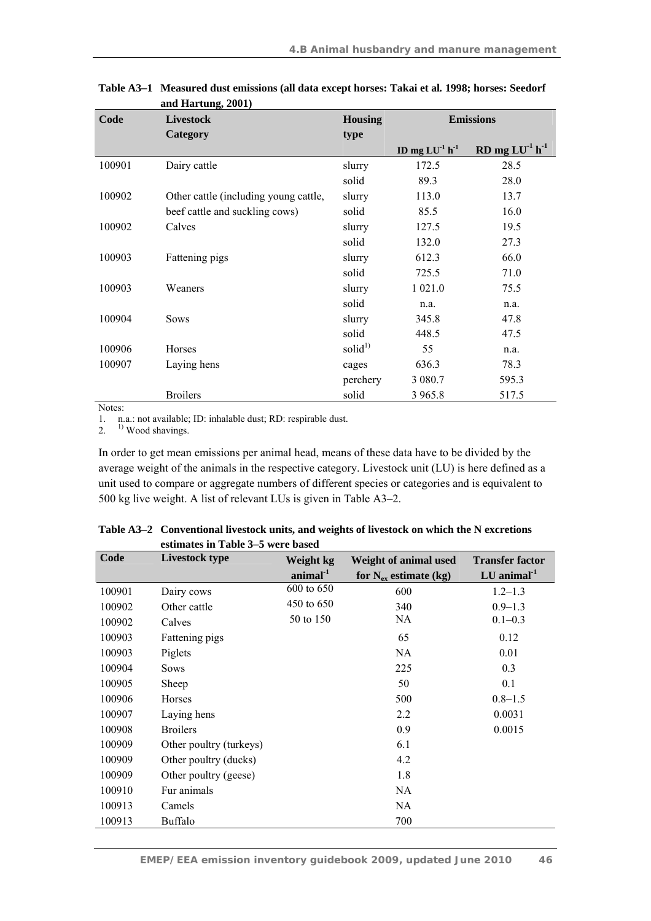**Table A3–1 Measured dust emissions (all data except horses: Takai et al. 1998; horses: Seedorf and Hartung, 2001)**

| Code | Livestock Category | Housing type | Emissions | |
|---|---|---|---|---|
| | | | ID mg $LU^{-1}$ $h^{-1}$ | RD mg $LU^{-1}$ $h^{-1}$ |
| 100901 | Dairy cattle | slurry | 172.5 | 28.5 |
| | | solid | 89.3 | 28.0 |
| 100902 | Other cattle (including young cattle, beef cattle and suckling cows) | slurry | 113.0 | 13.7 |
| | | solid | 85.5 | 16.0 |
| 100902 | Calves | slurry | 127.5 | 19.5 |
| | | solid | 132.0 | 27.3 |
| 100903 | Fattening pigs | slurry | 612.3 | 66.0 |
| | | solid | 725.5 | 71.0 |
| 100903 | Weaners | slurry | 1 021.0 | 75.5 |
| | | solid | n.a. | n.a. |
| 100904 | Sows | slurry | 345.8 | 47.8 |
| | | solid | 448.5 | 47.5 |
| 100906 | Horses | solid[1)] | 55 | n.a. |
| 100907 | Laying hens | cages | 636.3 | 78.3 |
| | | perchery | 3 080.7 | 595.3 |
| | Broilers | solid | 3 965.8 | 517.5 |

Notes:

1. n.a.: not available; ID: inhalable dust; RD: respirable dust.
2. [1)] Wood shavings.

In order to get mean emissions per animal head, means of these data have to be divided by the average weight of the animals in the respective category. Livestock unit (LU) is here defined as a unit used to compare or aggregate numbers of different species or categories and is equivalent to 500 kg live weight. A list of relevant LUs is given in Table A3–2.

**Table A3–2 Conventional livestock units, and weights of livestock on which the N excretions estimates in Table 3–5 were based**

| Code | Livestock type | Weight kg $animal^{-1}$ | Weight of animal used for $N_{ex}$ estimate (kg) | Transfer factor LU $animal^{-1}$ |
|---|---|---|---|---|
| 100901 | Dairy cows | 600 to 650 | 600 | 1.2–1.3 |
| 100902 | Other cattle | 450 to 650 | 340 | 0.9–1.3 |
| 100902 | Calves | 50 to 150 | NA | 0.1–0.3 |
| 100903 | Fattening pigs | | 65 | 0.12 |
| 100903 | Piglets | | NA | 0.01 |
| 100904 | Sows | | 225 | 0.3 |
| 100905 | Sheep | | 50 | 0.1 |
| 100906 | Horses | | 500 | 0.8–1.5 |
| 100907 | Laying hens | | 2.2 | 0.0031 |
| 100908 | Broilers | | 0.9 | 0.0015 |
| 100909 | Other poultry (turkeys) | | 6.1 | |
| 100909 | Other poultry (ducks) | | 4.2 | |
| 100909 | Other poultry (geese) | | 1.8 | |
| 100910 | Fur animals | | NA | |
| 100913 | Camels | | NA | |
| 100913 | Buffalo | | 700 | |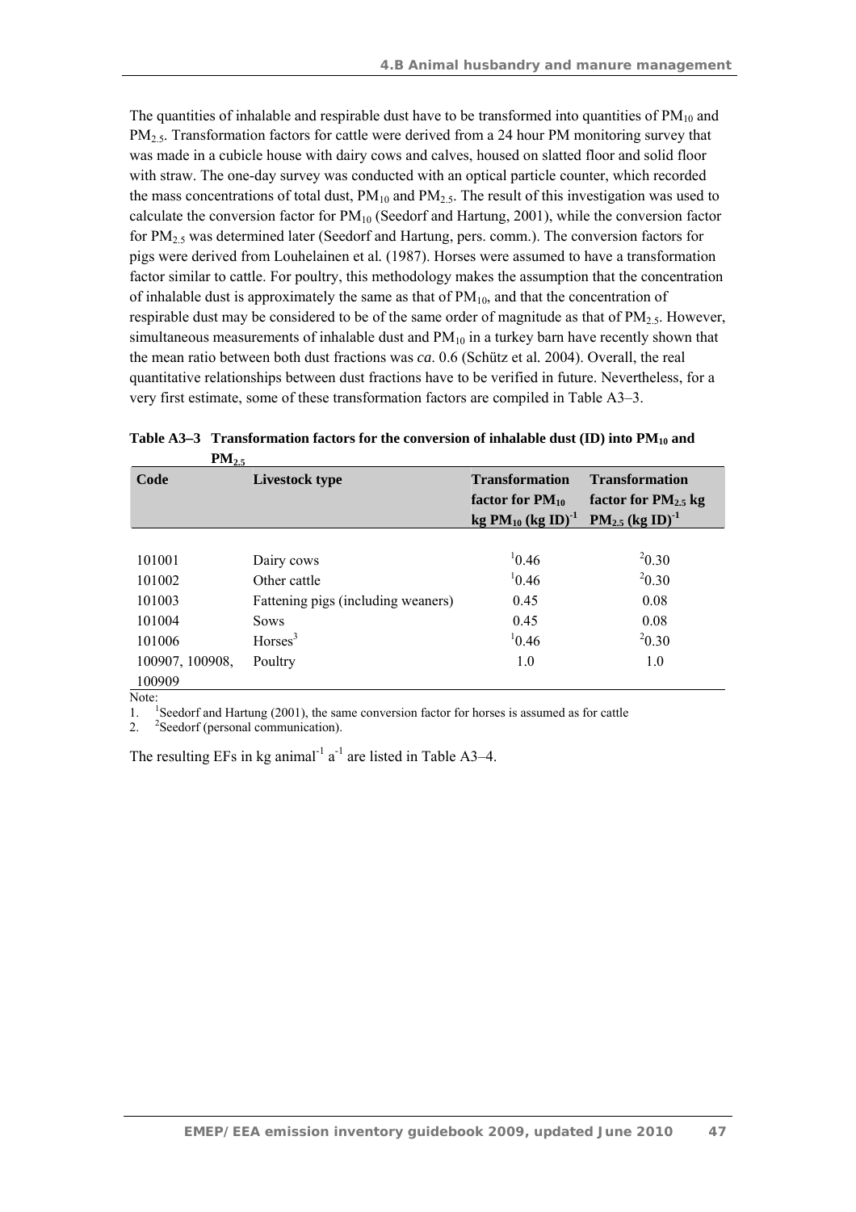The quantities of inhalable and respirable dust have to be transformed into quantities of $PM_{10}$ and $PM_{2.5}$. Transformation factors for cattle were derived from a 24 hour PM monitoring survey that was made in a cubicle house with dairy cows and calves, housed on slatted floor and solid floor with straw. The one-day survey was conducted with an optical particle counter, which recorded the mass concentrations of total dust, $PM_{10}$ and $PM_{2.5}$. The result of this investigation was used to calculate the conversion factor for $PM_{10}$ (Seedorf and Hartung, 2001), while the conversion factor for $PM_{2.5}$ was determined later (Seedorf and Hartung, pers. comm.). The conversion factors for pigs were derived from Louhelainen et al. (1987). Horses were assumed to have a transformation factor similar to cattle. For poultry, this methodology makes the assumption that the concentration of inhalable dust is approximately the same as that of $PM_{10}$, and that the concentration of respirable dust may be considered to be of the same order of magnitude as that of $PM_{2.5}$. However, simultaneous measurements of inhalable dust and $PM_{10}$ in a turkey barn have recently shown that the mean ratio between both dust fractions was *ca*. 0.6 (Schütz et al. 2004). Overall, the real quantitative relationships between dust fractions have to be verified in future. Nevertheless, for a very first estimate, some of these transformation factors are compiled in Table A3–3.

**Table A3–3 Transformation factors for the conversion of inhalable dust (ID) into $PM_{10}$ and $PM_{2.5}$**

| Code | Livestock type | Transformation factor for $PM_{10}$ kg $PM_{10}$ $(kg\ ID)^{-1}$ | Transformation factor for $PM_{2.5}$ kg $PM_{2.5}$ $(kg\ ID)^{-1}$ |
|---|---|---|---|
| 101001 | Dairy cows | [1]0.46 | [2]0.30 |
| 101002 | Other cattle | [1]0.46 | [2]0.30 |
| 101003 | Fattening pigs (including weaners) | 0.45 | 0.08 |
| 101004 | Sows | 0.45 | 0.08 |
| 101006 | Horses[3] | [1]0.46 | [2]0.30 |
| 100907, 100908, 100909 | Poultry | 1.0 | 1.0 |

Note:

1. [1]Seedorf and Hartung (2001), the same conversion factor for horses is assumed as for cattle
2. [2]Seedorf (personal communication).

The resulting EFs in kg $animal^{-1}\ a^{-1}$ are listed in Table A3–4.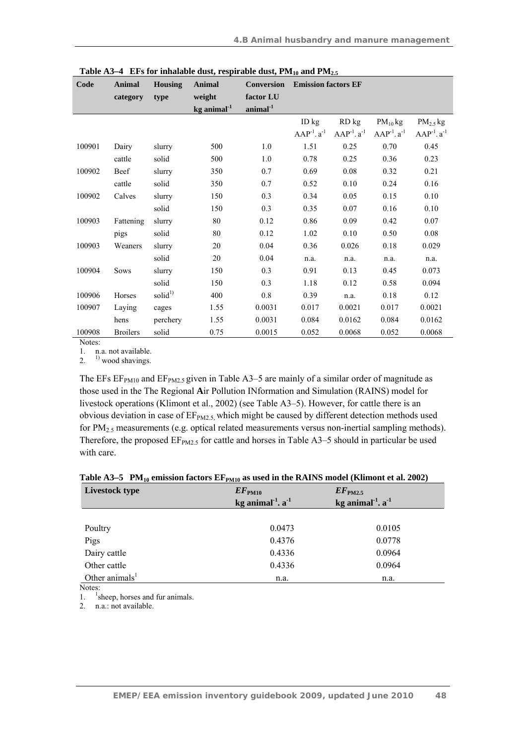**Table A3–4 EFs for inhalable dust, respirable dust, $PM_{10}$ and $PM_{2.5}$**

| Code | Animal category | Housing type | Animal weight kg animal$^{-1}$ | Conversion factor LU animal$^{-1}$ | Emission factors EF | | | |
|---|---|---|---|---|---|---|---|---|
| | | | | | ID kg AAP$^{-1}$. a$^{-1}$ | RD kg AAP$^{-1}$. a$^{-1}$ | $PM_{10}$ kg AAP$^{-1}$. a$^{-1}$ | $PM_{2.5}$ kg AAP$^{-1}$. a$^{-1}$ |
| 100901 | Dairy cattle | slurry | 500 | 1.0 | 1.51 | 0.25 | 0.70 | 0.45 |
| | | solid | 500 | 1.0 | 0.78 | 0.25 | 0.36 | 0.23 |
| 100902 | Beef cattle | slurry | 350 | 0.7 | 0.69 | 0.08 | 0.32 | 0.21 |
| | | solid | 350 | 0.7 | 0.52 | 0.10 | 0.24 | 0.16 |
| 100902 | Calves | slurry | 150 | 0.3 | 0.34 | 0.05 | 0.15 | 0.10 |
| | | solid | 150 | 0.3 | 0.35 | 0.07 | 0.16 | 0.10 |
| 100903 | Fattening pigs | slurry | 80 | 0.12 | 0.86 | 0.09 | 0.42 | 0.07 |
| | | solid | 80 | 0.12 | 1.02 | 0.10 | 0.50 | 0.08 |
| 100903 | Weaners | slurry | 20 | 0.04 | 0.36 | 0.026 | 0.18 | 0.029 |
| | | solid | 20 | 0.04 | n.a. | n.a. | n.a. | n.a. |
| 100904 | Sows | slurry | 150 | 0.3 | 0.91 | 0.13 | 0.45 | 0.073 |
| | | solid | 150 | 0.3 | 1.18 | 0.12 | 0.58 | 0.094 |
| 100906 | Horses | solid[1)] | 400 | 0.8 | 0.39 | n.a. | 0.18 | 0.12 |
| 100907 | Laying hens | cages | 1.55 | 0.0031 | 0.017 | 0.0021 | 0.017 | 0.0021 |
| | | perchery | 1.55 | 0.0031 | 0.084 | 0.0162 | 0.084 | 0.0162 |
| 100908 | Broilers | solid | 0.75 | 0.0015 | 0.052 | 0.0068 | 0.052 | 0.0068 |

Notes:

1. n.a. not available.
2. [1)] wood shavings.

The EFs $EF_{PM10}$ and $EF_{PM2.5}$ given in Table A3–5 are mainly of a similar order of magnitude as those used in the The Regional **A**ir Pollution INformation and Simulation (RAINS) model for livestock operations (Klimont et al., 2002) (see Table A3–5). However, for cattle there is an obvious deviation in case of $EF_{PM2.5}$, which might be caused by different detection methods used for $PM_{2.5}$ measurements (e.g. optical related measurements versus non-inertial sampling methods). Therefore, the proposed $EF_{PM2.5}$ for cattle and horses in Table A3–5 should in particular be used with care.

**Table A3–5 $PM_{10}$ emission factors $EF_{PM10}$ as used in the RAINS model (Klimont et al. 2002)**

| Livestock type | $EF_{PM10}$ kg animal$^{-1}$. a$^{-1}$ | $EF_{PM2.5}$ kg animal$^{-1}$. a$^{-1}$ |
|---|---|---|
| Poultry | 0.0473 | 0.0105 |
| Pigs | 0.4376 | 0.0778 |
| Dairy cattle | 0.4336 | 0.0964 |
| Other cattle | 0.4336 | 0.0964 |
| Other animals[1] | n.a. | n.a. |

Notes:

1. [1]sheep, horses and fur animals.
2. n.a.: not available.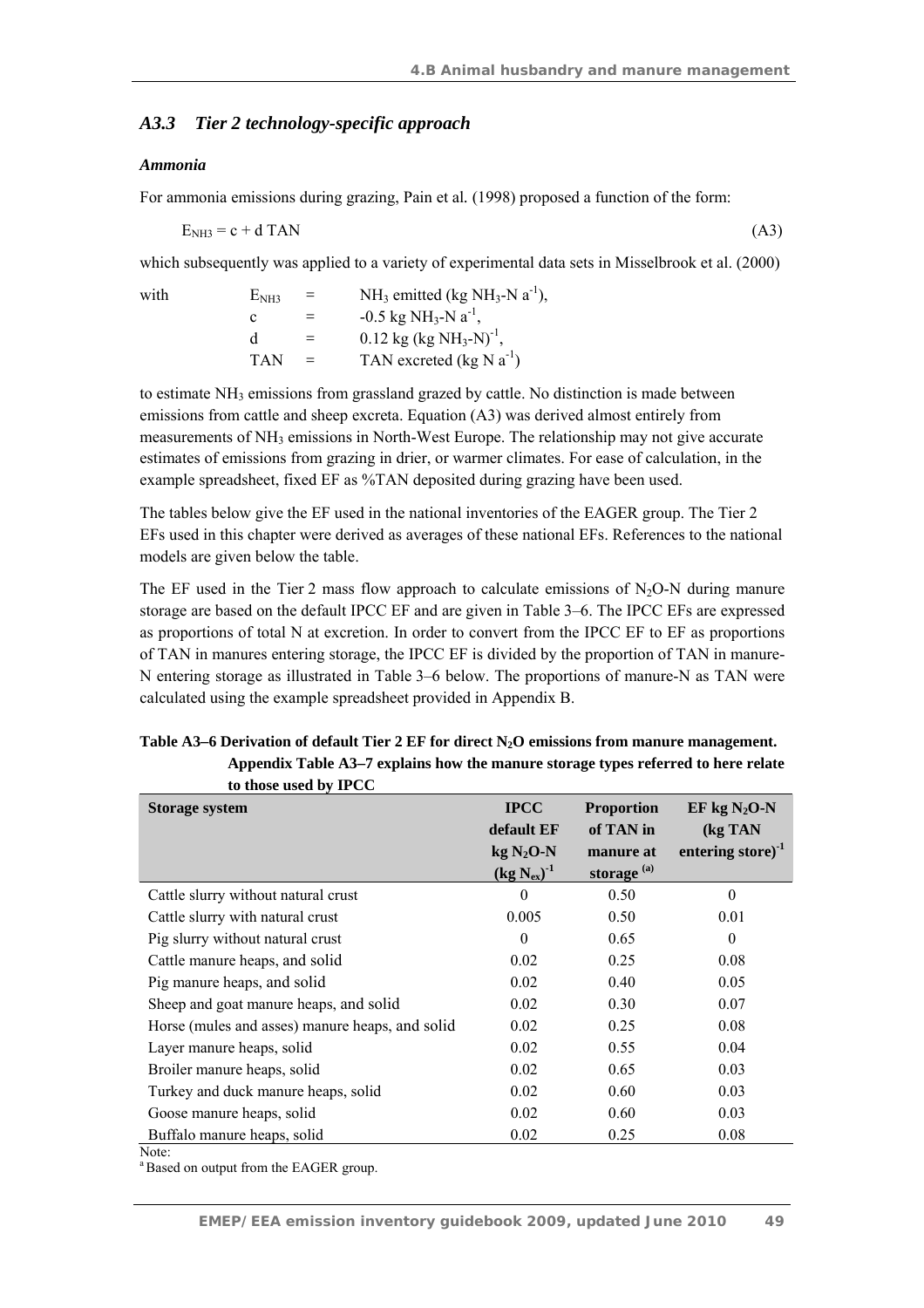### *A3.3 Tier 2 technology-specific approach*

#### *Ammonia*

For ammonia emissions during grazing, Pain et al*.* (1998) proposed a function of the form:

$$E_{NH3} = c + d\ TAN \tag{A3}$$

which subsequently was applied to a variety of experimental data sets in Misselbrook et al. (2000)

with

- $E_{NH3}$ = $NH_3$ emitted (kg $NH_3$-N $a^{-1}$),
- c = -0.5 kg $NH_3$-N $a^{-1}$,
- d = 0.12 kg (kg $NH_3$-N$)^{-1}$,
- TAN = TAN excreted (kg N $a^{-1}$)

to estimate $NH_3$ emissions from grassland grazed by cattle. No distinction is made between emissions from cattle and sheep excreta. Equation (A3) was derived almost entirely from measurements of $NH_3$ emissions in North-West Europe. The relationship may not give accurate estimates of emissions from grazing in drier, or warmer climates. For ease of calculation, in the example spreadsheet, fixed EF as %TAN deposited during grazing have been used.

The tables below give the EF used in the national inventories of the EAGER group. The Tier 2 EFs used in this chapter were derived as averages of these national EFs. References to the national models are given below the table.

The EF used in the Tier 2 mass flow approach to calculate emissions of $N_2O$-N during manure storage are based on the default IPCC EF and are given in Table 3–6. The IPCC EFs are expressed as proportions of total N at excretion. In order to convert from the IPCC EF to EF as proportions of TAN in manures entering storage, the IPCC EF is divided by the proportion of TAN in manure-N entering storage as illustrated in Table 3–6 below. The proportions of manure-N as TAN were calculated using the example spreadsheet provided in Appendix B.

**Table A3–6 Derivation of default Tier 2 EF for direct $N_2O$ emissions from manure management. Appendix Table A3–7 explains how the manure storage types referred to here relate to those used by IPCC**

| Storage system | IPCC default EF kg $N_2O$-N (kg $N_{ex}$)$^{-1}$ | Proportion of TAN in manure at storage [(a)] | EF kg $N_2O$-N (kg TAN entering store)$^{-1}$ |
|---|---|---|---|
| Cattle slurry without natural crust | 0 | 0.50 | 0 |
| Cattle slurry with natural crust | 0.005 | 0.50 | 0.01 |
| Pig slurry without natural crust | 0 | 0.65 | 0 |
| Cattle manure heaps, and solid | 0.02 | 0.25 | 0.08 |
| Pig manure heaps, and solid | 0.02 | 0.40 | 0.05 |
| Sheep and goat manure heaps, and solid | 0.02 | 0.30 | 0.07 |
| Horse (mules and asses) manure heaps, and solid | 0.02 | 0.25 | 0.08 |
| Layer manure heaps, solid | 0.02 | 0.55 | 0.04 |
| Broiler manure heaps, solid | 0.02 | 0.65 | 0.03 |
| Turkey and duck manure heaps, solid | 0.02 | 0.60 | 0.03 |
| Goose manure heaps, solid | 0.02 | 0.60 | 0.03 |
| Buffalo manure heaps, solid | 0.02 | 0.25 | 0.08 |

Note:

[a] Based on output from the EAGER group.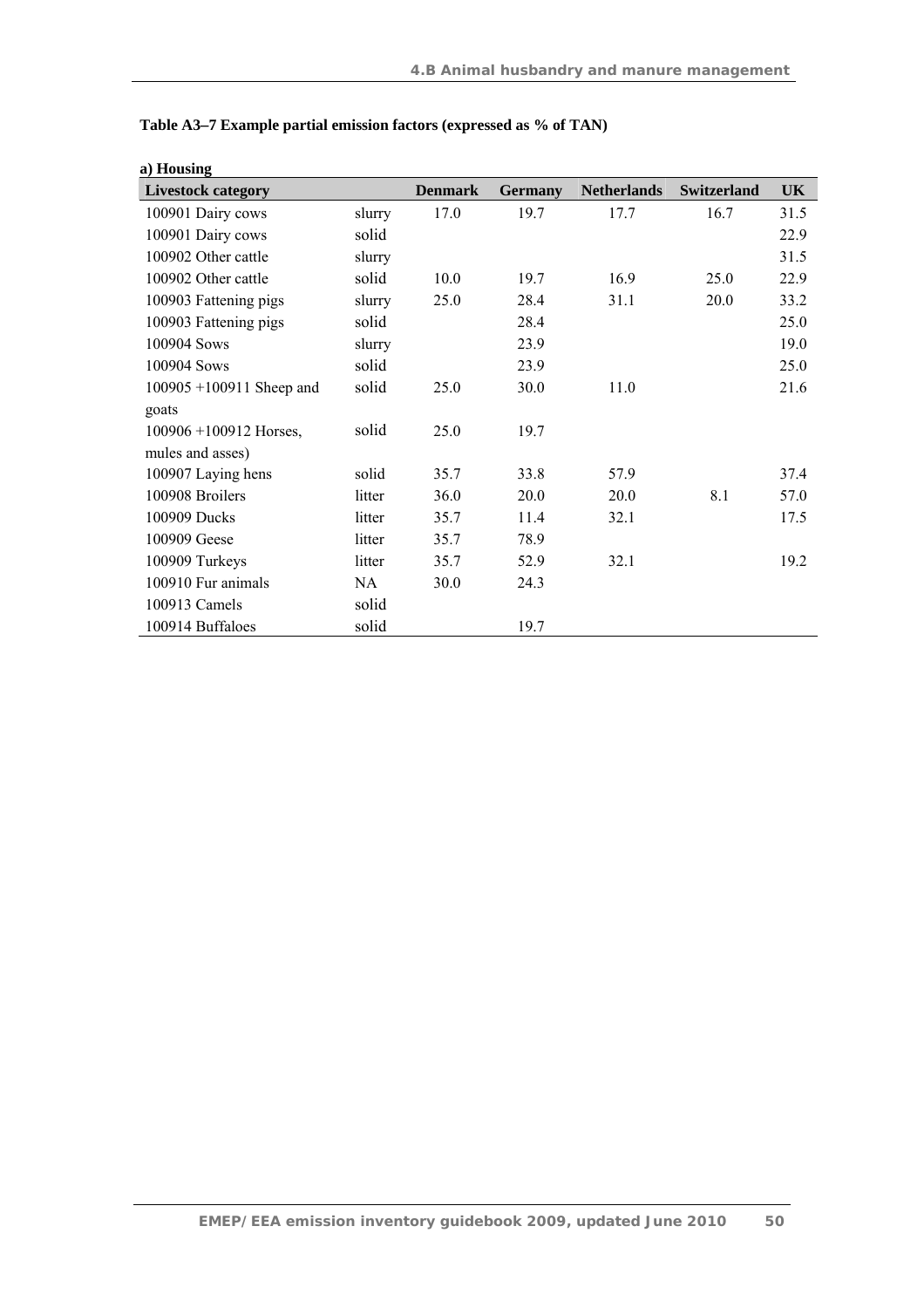**Table A3–7 Example partial emission factors (expressed as % of TAN)**

**a) Housing**

| Livestock category | | Denmark | Germany | Netherlands | Switzerland | UK |
|---|---|---|---|---|---|---|
| 100901 Dairy cows | slurry | 17.0 | 19.7 | 17.7 | 16.7 | 31.5 |
| 100901 Dairy cows | solid | | | | | 22.9 |
| 100902 Other cattle | slurry | | | | | 31.5 |
| 100902 Other cattle | solid | 10.0 | 19.7 | 16.9 | 25.0 | 22.9 |
| 100903 Fattening pigs | slurry | 25.0 | 28.4 | 31.1 | 20.0 | 33.2 |
| 100903 Fattening pigs | solid | | 28.4 | | | 25.0 |
| 100904 Sows | slurry | | 23.9 | | | 19.0 |
| 100904 Sows | solid | | 23.9 | | | 25.0 |
| 100905 +100911 Sheep and goats | solid | 25.0 | 30.0 | 11.0 | | 21.6 |
| 100906 +100912 Horses, mules and asses) | solid | 25.0 | 19.7 | | | |
| 100907 Laying hens | solid | 35.7 | 33.8 | 57.9 | | 37.4 |
| 100908 Broilers | litter | 36.0 | 20.0 | 20.0 | 8.1 | 57.0 |
| 100909 Ducks | litter | 35.7 | 11.4 | 32.1 | | 17.5 |
| 100909 Geese | litter | 35.7 | 78.9 | | | |
| 100909 Turkeys | litter | 35.7 | 52.9 | 32.1 | | 19.2 |
| 100910 Fur animals | NA | 30.0 | 24.3 | | | |
| 100913 Camels | solid | | | | | |
| 100914 Buffaloes | solid | | 19.7 | | | |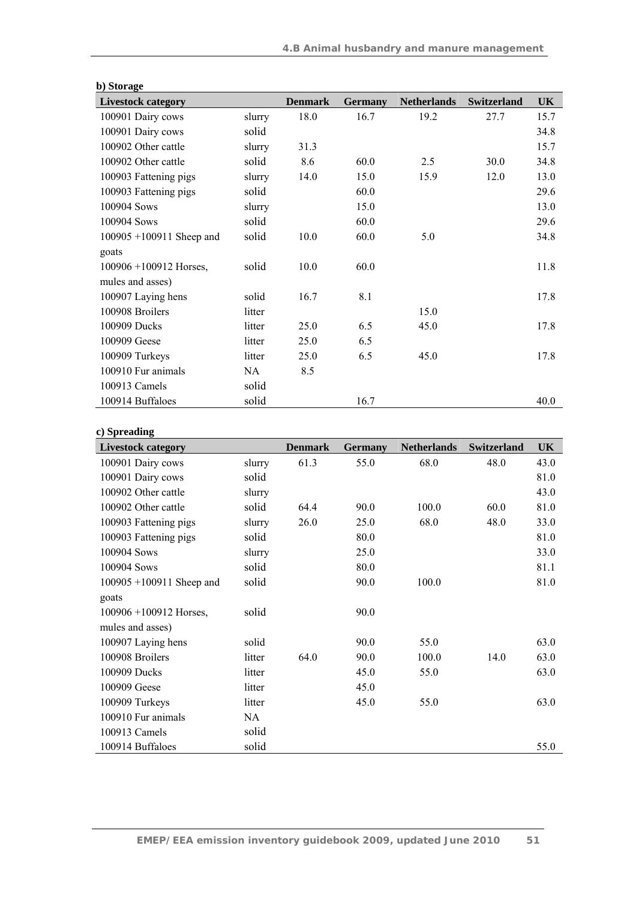**b) Storage**

| Livestock category | | Denmark | Germany | Netherlands | Switzerland | UK |
|---|---|---|---|---|---|---|
| 100901 Dairy cows | slurry | 18.0 | 16.7 | 19.2 | 27.7 | 15.7 |
| 100901 Dairy cows | solid | | | | | 34.8 |
| 100902 Other cattle | slurry | 31.3 | | | | 15.7 |
| 100902 Other cattle | solid | 8.6 | 60.0 | 2.5 | 30.0 | 34.8 |
| 100903 Fattening pigs | slurry | 14.0 | 15.0 | 15.9 | 12.0 | 13.0 |
| 100903 Fattening pigs | solid | | 60.0 | | | 29.6 |
| 100904 Sows | slurry | | 15.0 | | | 13.0 |
| 100904 Sows | solid | | 60.0 | | | 29.6 |
| 100905 +100911 Sheep and goats | solid | 10.0 | 60.0 | 5.0 | | 34.8 |
| 100906 +100912 Horses, mules and asses) | solid | 10.0 | 60.0 | | | 11.8 |
| 100907 Laying hens | solid | 16.7 | 8.1 | | | 17.8 |
| 100908 Broilers | litter | | | 15.0 | | |
| 100909 Ducks | litter | 25.0 | 6.5 | 45.0 | | 17.8 |
| 100909 Geese | litter | 25.0 | 6.5 | | | |
| 100909 Turkeys | litter | 25.0 | 6.5 | 45.0 | | 17.8 |
| 100910 Fur animals | NA | 8.5 | | | | |
| 100913 Camels | solid | | | | | |
| 100914 Buffaloes | solid | | 16.7 | | | 40.0 |

**c) Spreading**

| Livestock category | | Denmark | Germany | Netherlands | Switzerland | UK |
|---|---|---|---|---|---|---|
| 100901 Dairy cows | slurry | 61.3 | 55.0 | 68.0 | 48.0 | 43.0 |
| 100901 Dairy cows | solid | | | | | 81.0 |
| 100902 Other cattle | slurry | | | | | 43.0 |
| 100902 Other cattle | solid | 64.4 | 90.0 | 100.0 | 60.0 | 81.0 |
| 100903 Fattening pigs | slurry | 26.0 | 25.0 | 68.0 | 48.0 | 33.0 |
| 100903 Fattening pigs | solid | | 80.0 | | | 81.0 |
| 100904 Sows | slurry | | 25.0 | | | 33.0 |
| 100904 Sows | solid | | 80.0 | | | 81.1 |
| 100905 +100911 Sheep and goats | solid | | 90.0 | 100.0 | | 81.0 |
| 100906 +100912 Horses, mules and asses) | solid | | 90.0 | | | |
| 100907 Laying hens | solid | | 90.0 | 55.0 | | 63.0 |
| 100908 Broilers | litter | 64.0 | 90.0 | 100.0 | 14.0 | 63.0 |
| 100909 Ducks | litter | | 45.0 | 55.0 | | 63.0 |
| 100909 Geese | litter | | 45.0 | | | |
| 100909 Turkeys | litter | | 45.0 | 55.0 | | 63.0 |
| 100910 Fur animals | NA | | | | | |
| 100913 Camels | solid | | | | | |
| 100914 Buffaloes | solid | | | | | 55.0 |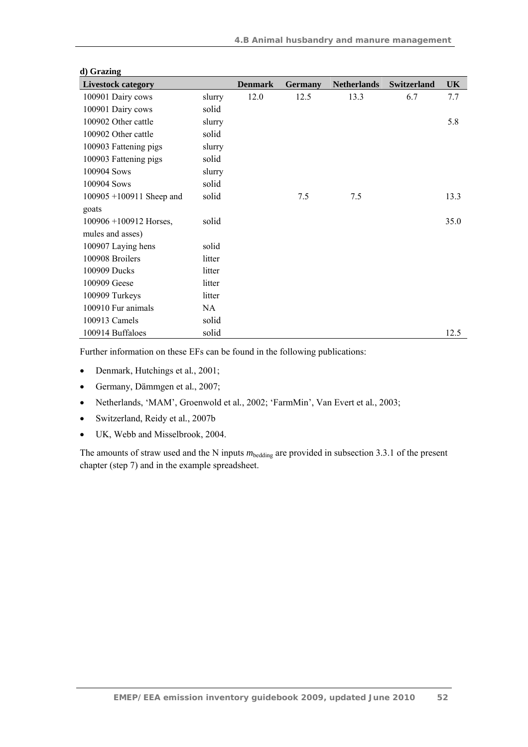**d) Grazing**

| Livestock category | | Denmark | Germany | Netherlands | Switzerland | UK |
|---|---|---|---|---|---|---|
| 100901 Dairy cows | slurry | 12.0 | 12.5 | 13.3 | 6.7 | 7.7 |
| 100901 Dairy cows | solid | | | | | |
| 100902 Other cattle | slurry | | | | | 5.8 |
| 100902 Other cattle | solid | | | | | |
| 100903 Fattening pigs | slurry | | | | | |
| 100903 Fattening pigs | solid | | | | | |
| 100904 Sows | slurry | | | | | |
| 100904 Sows | solid | | | | | |
| 100905 +100911 Sheep and goats | solid | | 7.5 | 7.5 | | 13.3 |
| 100906 +100912 Horses, mules and asses) | solid | | | | | 35.0 |
| 100907 Laying hens | solid | | | | | |
| 100908 Broilers | litter | | | | | |
| 100909 Ducks | litter | | | | | |
| 100909 Geese | litter | | | | | |
| 100909 Turkeys | litter | | | | | |
| 100910 Fur animals | NA | | | | | |
| 100913 Camels | solid | | | | | |
| 100914 Buffaloes | solid | | | | | 12.5 |

Further information on these EFs can be found in the following publications:

- Denmark, Hutchings et al., 2001;
- Germany, Dämmgen et al., 2007;
- Netherlands, 'MAM', Groenwold et al., 2002; 'FarmMin', Van Evert et al., 2003;
- Switzerland, Reidy et al., 2007b
- UK, Webb and Misselbrook, 2004.

The amounts of straw used and the N inputs $m_{bedding}$ are provided in subsection 3.3.1 of the present chapter (step 7) and in the example spreadsheet.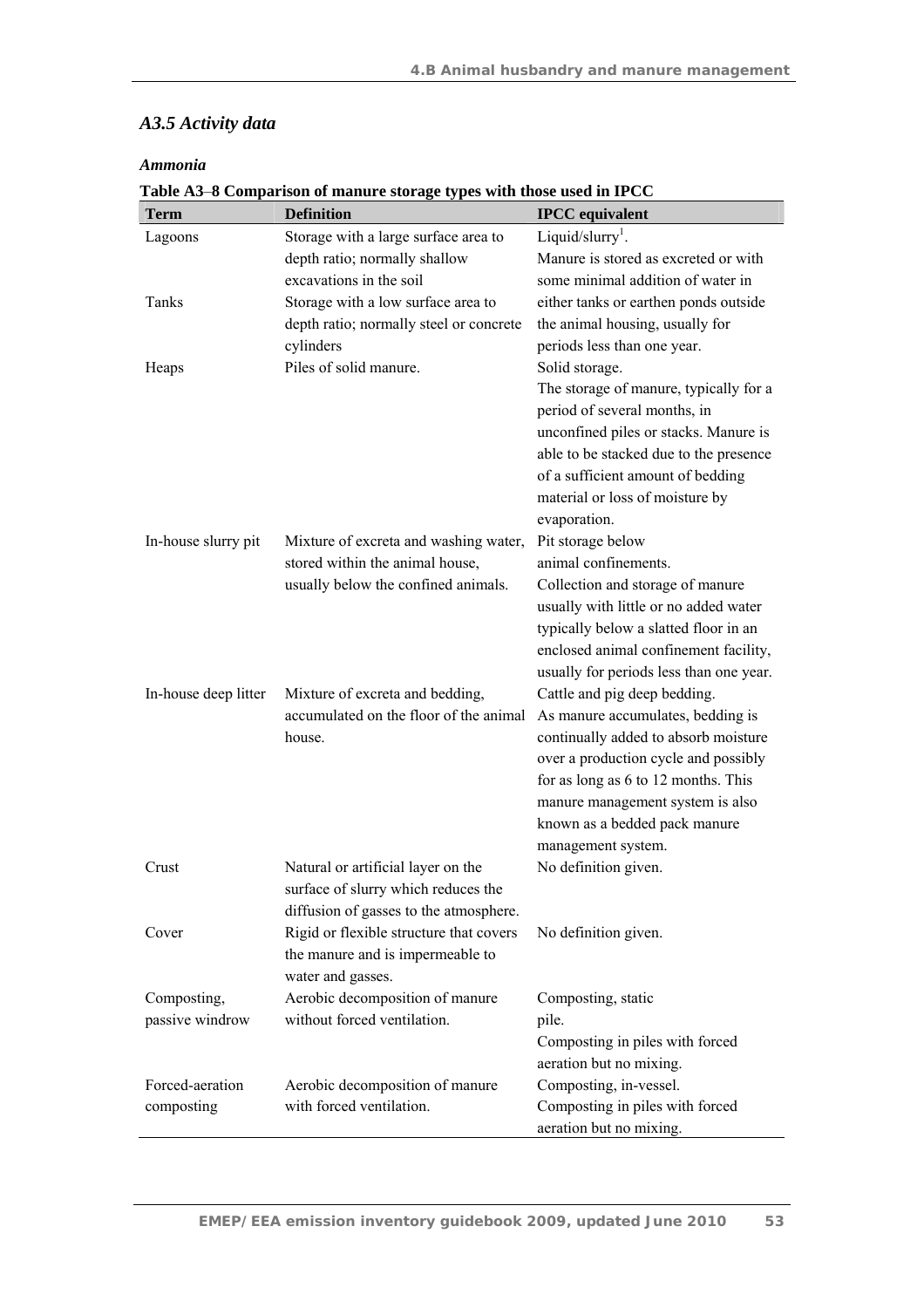## *A3.5 Activity data*

***Ammonia***

**Table A3–8 Comparison of manure storage types with those used in IPCC**

| Term | Definition | IPCC equivalent |
|---|---|---|
| Lagoons | Storage with a large surface area to depth ratio; normally shallow excavations in the soil | Liquid/slurry[1]. Manure is stored as excreted or with some minimal addition of water in either tanks or earthen ponds outside the animal housing, usually for periods less than one year. |
| Tanks | Storage with a low surface area to depth ratio; normally steel or concrete cylinders | |
| Heaps | Piles of solid manure. | Solid storage. The storage of manure, typically for a period of several months, in unconfined piles or stacks. Manure is able to be stacked due to the presence of a sufficient amount of bedding material or loss of moisture by evaporation. |
| In-house slurry pit | Mixture of excreta and washing water, stored within the animal house, usually below the confined animals. | Pit storage below animal confinements. Collection and storage of manure usually with little or no added water typically below a slatted floor in an enclosed animal confinement facility, usually for periods less than one year. |
| In-house deep litter | Mixture of excreta and bedding, accumulated on the floor of the animal house. | Cattle and pig deep bedding. As manure accumulates, bedding is continually added to absorb moisture over a production cycle and possibly for as long as 6 to 12 months. This manure management system is also known as a bedded pack manure management system. |
| Crust | Natural or artificial layer on the surface of slurry which reduces the diffusion of gasses to the atmosphere. | No definition given. |
| Cover | Rigid or flexible structure that covers the manure and is impermeable to water and gasses. | No definition given. |
| Composting, passive windrow | Aerobic decomposition of manure without forced ventilation. | Composting, static pile. Composting in piles with forced aeration but no mixing. |
| Forced-aeration composting | Aerobic decomposition of manure with forced ventilation. | Composting, in-vessel. Composting in piles with forced aeration but no mixing. |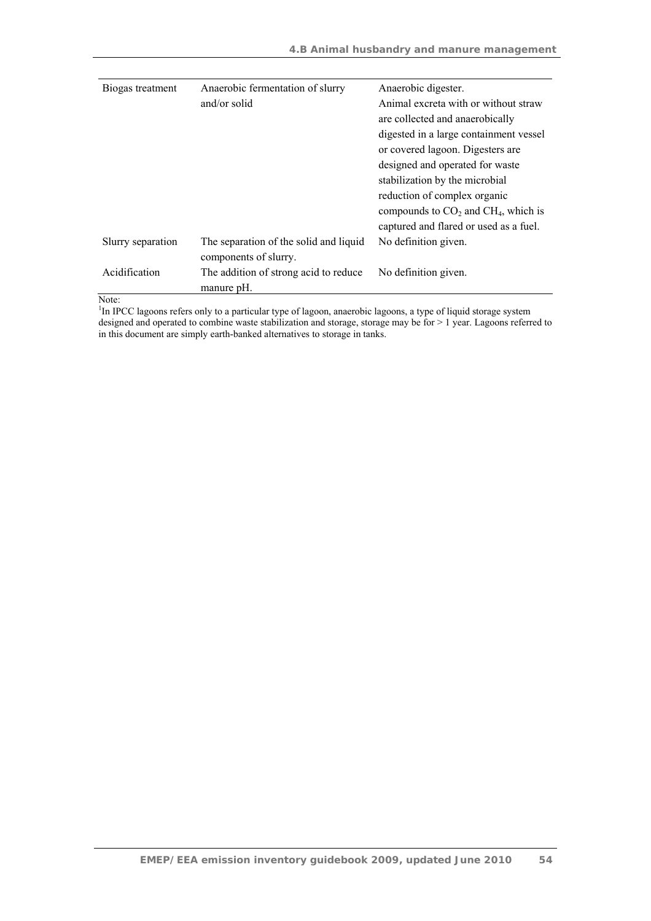| | | |
|---|---|---|
| Biogas treatment | Anaerobic fermentation of slurry and/or solid | Anaerobic digester. Animal excreta with or without straw are collected and anaerobically digested in a large containment vessel or covered lagoon. Digesters are designed and operated for waste stabilization by the microbial reduction of complex organic compounds to $CO_2$ and $CH_4$, which is captured and flared or used as a fuel. |
| Slurry separation | The separation of the solid and liquid components of slurry. | No definition given. |
| Acidification | The addition of strong acid to reduce manure pH. | No definition given. |

Note:

[1]In IPCC lagoons refers only to a particular type of lagoon, anaerobic lagoons, a type of liquid storage system designed and operated to combine waste stabilization and storage, storage may be for > 1 year. Lagoons referred to in this document are simply earth-banked alternatives to storage in tanks.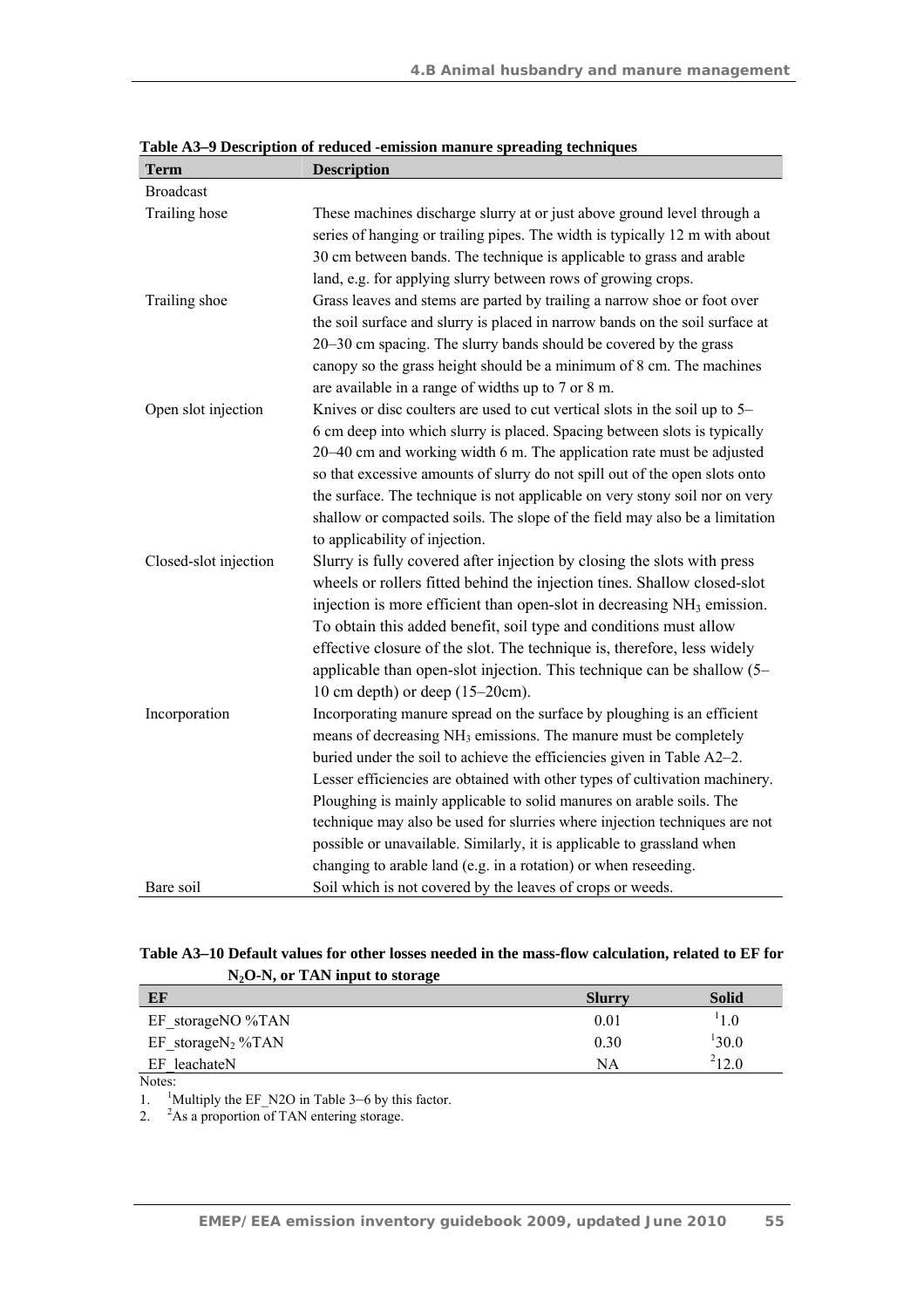**Table A3–9 Description of reduced -emission manure spreading techniques**

| Term | Description |
|---|---|
| Broadcast | |
| Trailing hose | These machines discharge slurry at or just above ground level through a series of hanging or trailing pipes. The width is typically 12 m with about 30 cm between bands. The technique is applicable to grass and arable land, e.g. for applying slurry between rows of growing crops. |
| Trailing shoe | Grass leaves and stems are parted by trailing a narrow shoe or foot over the soil surface and slurry is placed in narrow bands on the soil surface at 20–30 cm spacing. The slurry bands should be covered by the grass canopy so the grass height should be a minimum of 8 cm. The machines are available in a range of widths up to 7 or 8 m. |
| Open slot injection | Knives or disc coulters are used to cut vertical slots in the soil up to 5–6 cm deep into which slurry is placed. Spacing between slots is typically 20–40 cm and working width 6 m. The application rate must be adjusted so that excessive amounts of slurry do not spill out of the open slots onto the surface. The technique is not applicable on very stony soil nor on very shallow or compacted soils. The slope of the field may also be a limitation to applicability of injection. |
| Closed-slot injection | Slurry is fully covered after injection by closing the slots with press wheels or rollers fitted behind the injection tines. Shallow closed-slot injection is more efficient than open-slot in decreasing $NH_3$ emission. To obtain this added benefit, soil type and conditions must allow effective closure of the slot. The technique is, therefore, less widely applicable than open-slot injection. This technique can be shallow (5–10 cm depth) or deep (15–20cm). |
| Incorporation | Incorporating manure spread on the surface by ploughing is an efficient means of decreasing $NH_3$ emissions. The manure must be completely buried under the soil to achieve the efficiencies given in Table A2–2. Lesser efficiencies are obtained with other types of cultivation machinery. Ploughing is mainly applicable to solid manures on arable soils. The technique may also be used for slurries where injection techniques are not possible or unavailable. Similarly, it is applicable to grassland when changing to arable land (e.g. in a rotation) or when reseeding. |
| Bare soil | Soil which is not covered by the leaves of crops or weeds. |

**Table A3–10 Default values for other losses needed in the mass-flow calculation, related to EF for $N_2O$-N, or TAN input to storage**

| EF | Slurry | Solid |
|---|---|---|
| EF_storageNO %TAN | 0.01 | [1]1.0 |
| EF_storage$N_2$ %TAN | 0.30 | [1]30.0 |
| EF_leachateN | NA | [2]12.0 |

Notes:

1. [1]Multiply the EF_N2O in Table 3–6 by this factor.
2. [2]As a proportion of TAN entering storage.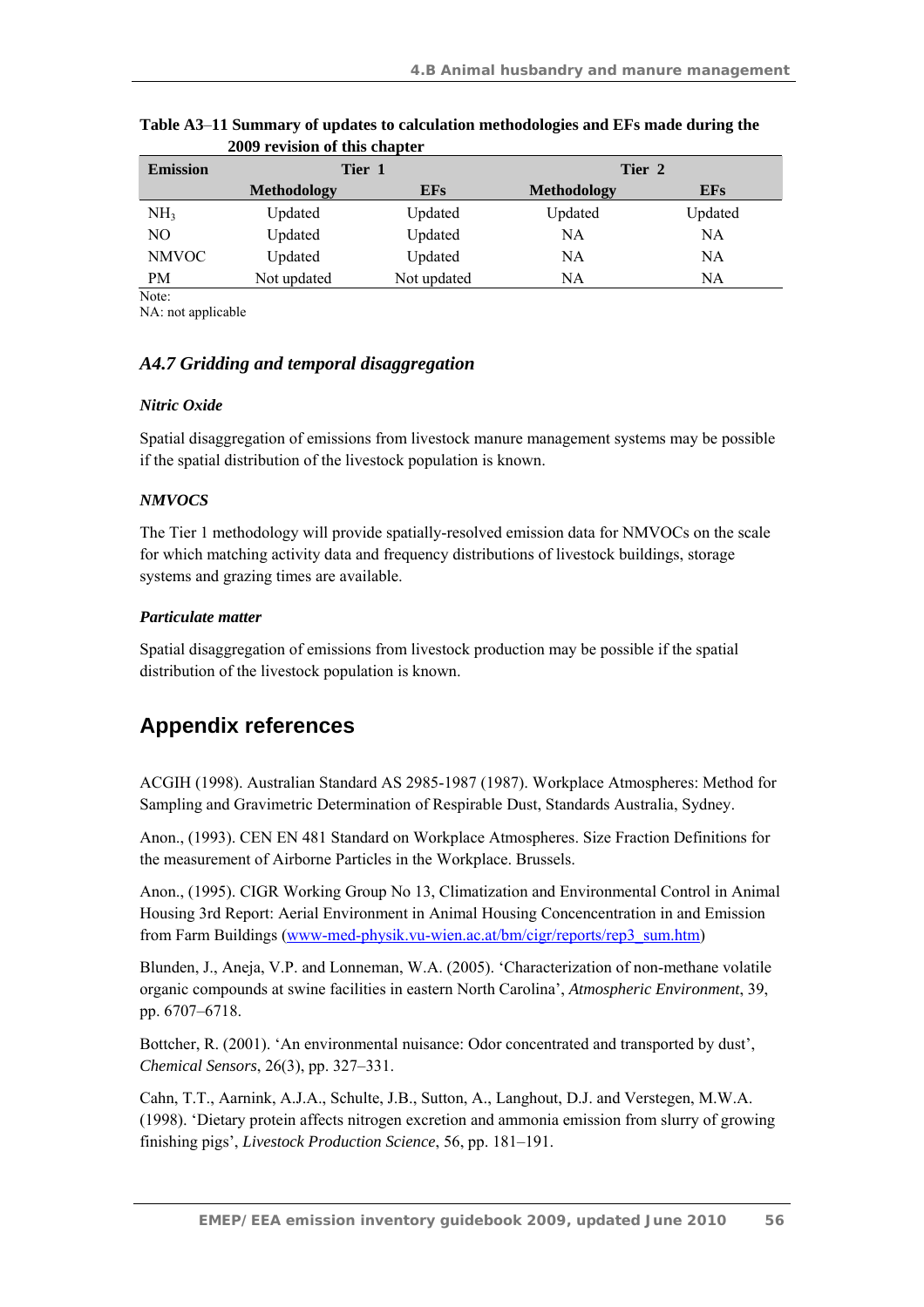**Table A3–11 Summary of updates to calculation methodologies and EFs made during the 2009 revision of this chapter**

| Emission | Tier 1 | | Tier 2 | |
|---|---|---|---|---|
| | Methodology | EFs | Methodology | EFs |
| $NH_3$ | Updated | Updated | Updated | Updated |
| NO | Updated | Updated | NA | NA |
| NMVOC | Updated | Updated | NA | NA |
| PM | Not updated | Not updated | NA | NA |

Note:
NA: not applicable

### *A4.7 Gridding and temporal disaggregation*

***Nitric Oxide***

Spatial disaggregation of emissions from livestock manure management systems may be possible if the spatial distribution of the livestock population is known.

***NMVOCS***

The Tier 1 methodology will provide spatially-resolved emission data for NMVOCs on the scale for which matching activity data and frequency distributions of livestock buildings, storage systems and grazing times are available.

***Particulate matter***

Spatial disaggregation of emissions from livestock production may be possible if the spatial distribution of the livestock population is known.

## Appendix references

ACGIH (1998). Australian Standard AS 2985-1987 (1987). Workplace Atmospheres: Method for Sampling and Gravimetric Determination of Respirable Dust, Standards Australia, Sydney.

Anon., (1993). CEN EN 481 Standard on Workplace Atmospheres. Size Fraction Definitions for the measurement of Airborne Particles in the Workplace. Brussels.

Anon., (1995). CIGR Working Group No 13, Climatization and Environmental Control in Animal Housing 3rd Report: Aerial Environment in Animal Housing Concencentration in and Emission from Farm Buildings (www-med-physik.vu-wien.ac.at/bm/cigr/reports/rep3_sum.htm)

Blunden, J., Aneja, V.P. and Lonneman, W.A. (2005). 'Characterization of non-methane volatile organic compounds at swine facilities in eastern North Carolina', *Atmospheric Environment*, 39, pp. 6707–6718.

Bottcher, R. (2001). 'An environmental nuisance: Odor concentrated and transported by dust', *Chemical Sensors*, 26(3), pp. 327–331.

Cahn, T.T., Aarnink, A.J.A., Schulte, J.B., Sutton, A., Langhout, D.J. and Verstegen, M.W.A. (1998). 'Dietary protein affects nitrogen excretion and ammonia emission from slurry of growing finishing pigs', *Livestock Production Science*, 56, pp. 181–191.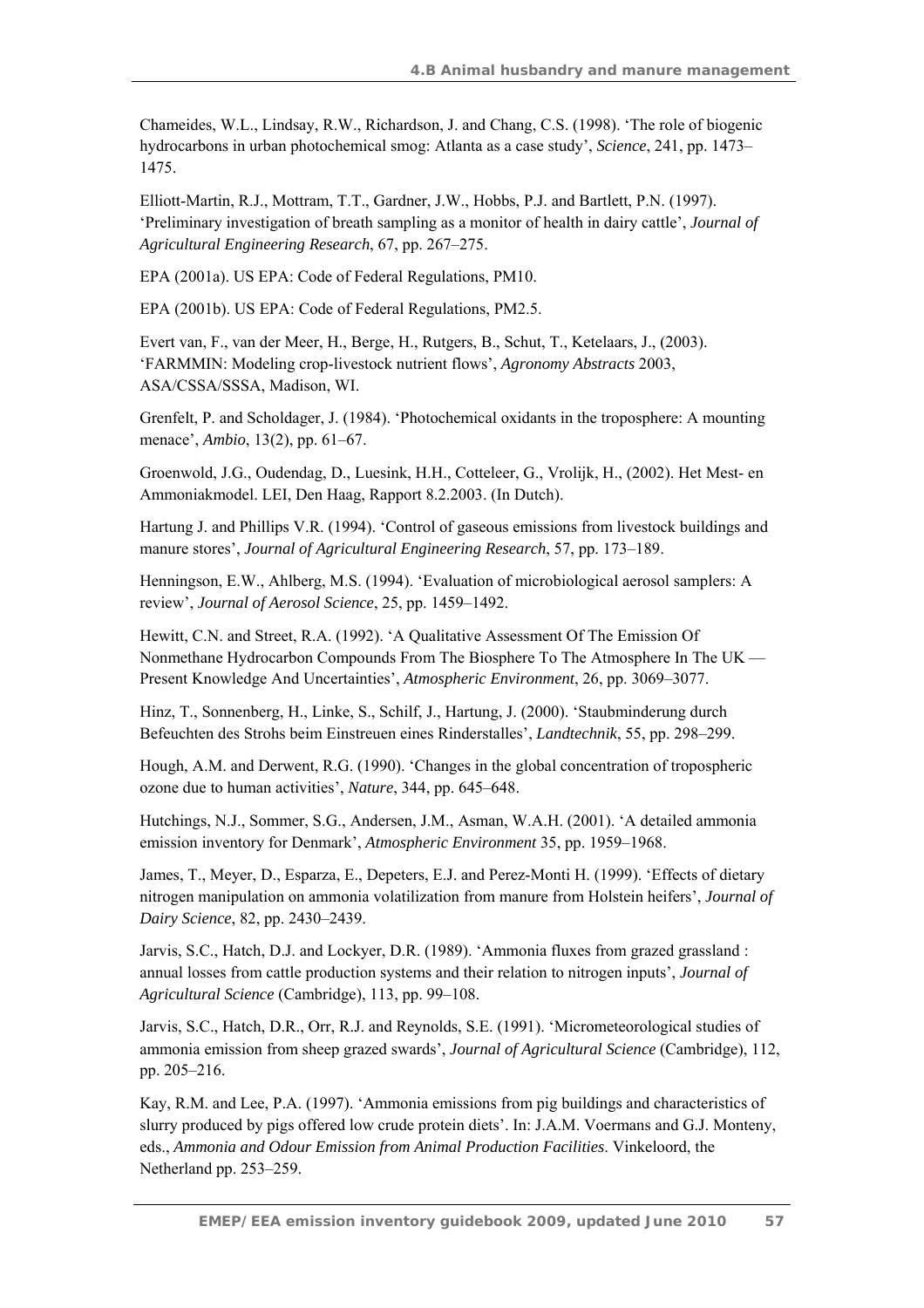Chameides, W.L., Lindsay, R.W., Richardson, J. and Chang, C.S. (1998). 'The role of biogenic hydrocarbons in urban photochemical smog: Atlanta as a case study', *Science*, 241, pp. 1473–1475.

Elliott-Martin, R.J., Mottram, T.T., Gardner, J.W., Hobbs, P.J. and Bartlett, P.N. (1997). 'Preliminary investigation of breath sampling as a monitor of health in dairy cattle', *Journal of Agricultural Engineering Research*, 67, pp. 267–275.

EPA (2001a). US EPA: Code of Federal Regulations, PM10.

EPA (2001b). US EPA: Code of Federal Regulations, PM2.5.

Evert van, F., van der Meer, H., Berge, H., Rutgers, B., Schut, T., Ketelaars, J., (2003). 'FARMMIN: Modeling crop-livestock nutrient flows', *Agronomy Abstracts* 2003, ASA/CSSA/SSSA, Madison, WI.

Grenfelt, P. and Scholdager, J. (1984). 'Photochemical oxidants in the troposphere: A mounting menace', *Ambio*, 13(2), pp. 61–67.

Groenwold, J.G., Oudendag, D., Luesink, H.H., Cotteleer, G., Vrolijk, H., (2002). Het Mest- en Ammoniakmodel. LEI, Den Haag, Rapport 8.2.2003. (In Dutch).

Hartung J. and Phillips V.R. (1994). 'Control of gaseous emissions from livestock buildings and manure stores', *Journal of Agricultural Engineering Research*, 57, pp. 173–189.

Henningson, E.W., Ahlberg, M.S. (1994). 'Evaluation of microbiological aerosol samplers: A review', *Journal of Aerosol Science*, 25, pp. 1459–1492.

Hewitt, C.N. and Street, R.A. (1992). 'A Qualitative Assessment Of The Emission Of Nonmethane Hydrocarbon Compounds From The Biosphere To The Atmosphere In The UK — Present Knowledge And Uncertainties', *Atmospheric Environment*, 26, pp. 3069–3077.

Hinz, T., Sonnenberg, H., Linke, S., Schilf, J., Hartung, J. (2000). 'Staubminderung durch Befeuchten des Strohs beim Einstreuen eines Rinderstalles', *Landtechnik*, 55, pp. 298–299.

Hough, A.M. and Derwent, R.G. (1990). 'Changes in the global concentration of tropospheric ozone due to human activities', *Nature*, 344, pp. 645–648.

Hutchings, N.J., Sommer, S.G., Andersen, J.M., Asman, W.A.H. (2001). 'A detailed ammonia emission inventory for Denmark', *Atmospheric Environment* 35, pp. 1959–1968.

James, T., Meyer, D., Esparza, E., Depeters, E.J. and Perez-Monti H. (1999). 'Effects of dietary nitrogen manipulation on ammonia volatilization from manure from Holstein heifers', *Journal of Dairy Science*, 82, pp. 2430–2439.

Jarvis, S.C., Hatch, D.J. and Lockyer, D.R. (1989). 'Ammonia fluxes from grazed grassland : annual losses from cattle production systems and their relation to nitrogen inputs', *Journal of Agricultural Science* (Cambridge), 113, pp. 99–108.

Jarvis, S.C., Hatch, D.R., Orr, R.J. and Reynolds, S.E. (1991). 'Micrometeorological studies of ammonia emission from sheep grazed swards', *Journal of Agricultural Science* (Cambridge), 112, pp. 205–216.

Kay, R.M. and Lee, P.A. (1997). 'Ammonia emissions from pig buildings and characteristics of slurry produced by pigs offered low crude protein diets'. In: J.A.M. Voermans and G.J. Monteny, eds., *Ammonia and Odour Emission from Animal Production Facilities*. Vinkeloord, the Netherland pp. 253–259.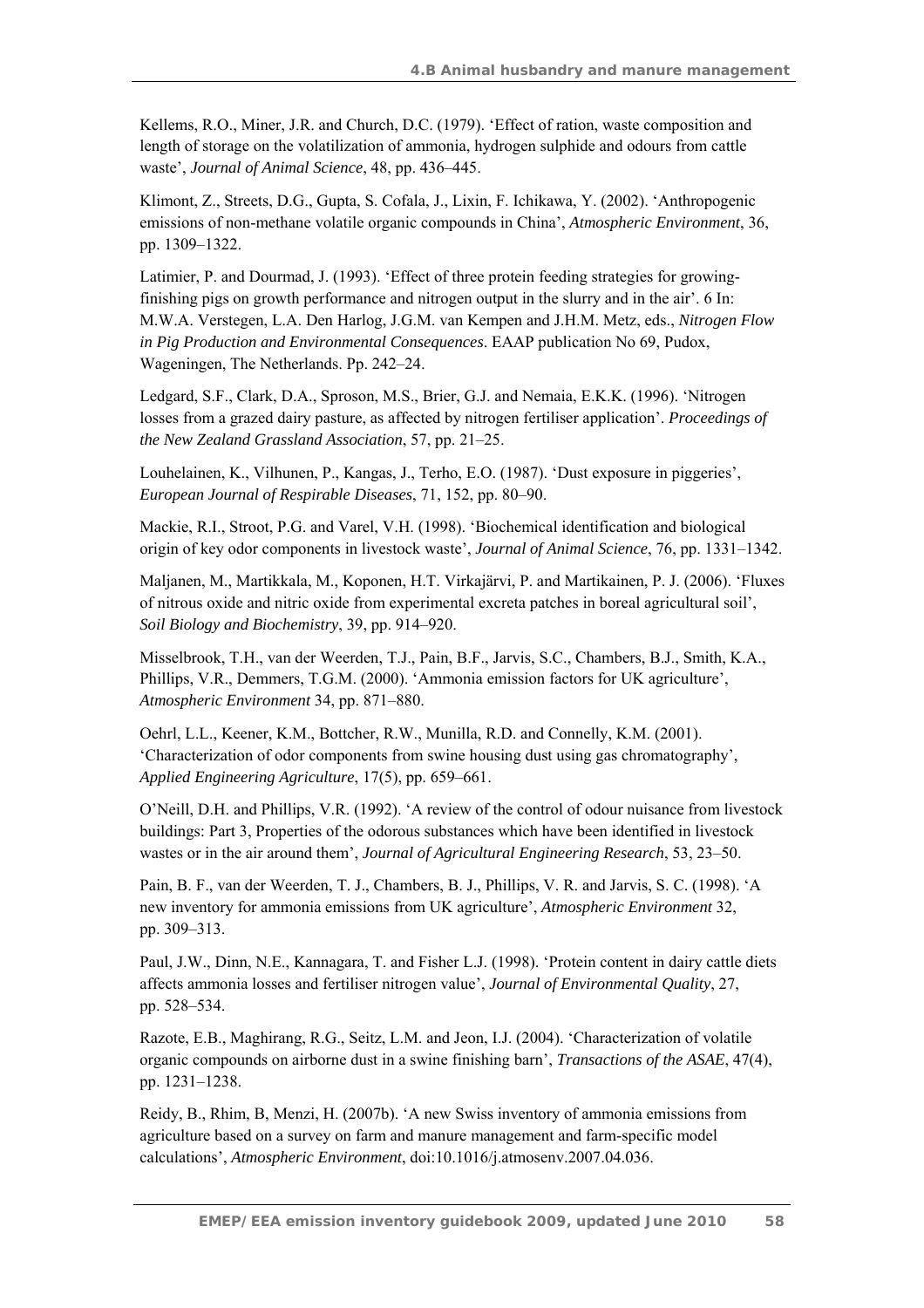Kellems, R.O., Miner, J.R. and Church, D.C. (1979). 'Effect of ration, waste composition and length of storage on the volatilization of ammonia, hydrogen sulphide and odours from cattle waste', *Journal of Animal Science*, 48, pp. 436–445.

Klimont, Z., Streets, D.G., Gupta, S. Cofala, J., Lixin, F. Ichikawa, Y. (2002). 'Anthropogenic emissions of non-methane volatile organic compounds in China', *Atmospheric Environment*, 36, pp. 1309–1322.

Latimier, P. and Dourmad, J. (1993). 'Effect of three protein feeding strategies for growing-finishing pigs on growth performance and nitrogen output in the slurry and in the air'. 6 In: M.W.A. Verstegen, L.A. Den Harlog, J.G.M. van Kempen and J.H.M. Metz, eds., *Nitrogen Flow in Pig Production and Environmental Consequences*. EAAP publication No 69, Pudox, Wageningen, The Netherlands. Pp. 242–24.

Ledgard, S.F., Clark, D.A., Sproson, M.S., Brier, G.J. and Nemaia, E.K.K. (1996). 'Nitrogen losses from a grazed dairy pasture, as affected by nitrogen fertiliser application'. *Proceedings of the New Zealand Grassland Association*, 57, pp. 21–25.

Louhelainen, K., Vilhunen, P., Kangas, J., Terho, E.O. (1987). 'Dust exposure in piggeries', *European Journal of Respirable Diseases*, 71, 152, pp. 80–90.

Mackie, R.I., Stroot, P.G. and Varel, V.H. (1998). 'Biochemical identification and biological origin of key odor components in livestock waste', *Journal of Animal Science*, 76, pp. 1331–1342.

Maljanen, M., Martikkala, M., Koponen, H.T. Virkajärvi, P. and Martikainen, P. J. (2006). 'Fluxes of nitrous oxide and nitric oxide from experimental excreta patches in boreal agricultural soil', *Soil Biology and Biochemistry*, 39, pp. 914–920.

Misselbrook, T.H., van der Weerden, T.J., Pain, B.F., Jarvis, S.C., Chambers, B.J., Smith, K.A., Phillips, V.R., Demmers, T.G.M. (2000). 'Ammonia emission factors for UK agriculture', *Atmospheric Environment* 34, pp. 871–880.

Oehrl, L.L., Keener, K.M., Bottcher, R.W., Munilla, R.D. and Connelly, K.M. (2001). 'Characterization of odor components from swine housing dust using gas chromatography', *Applied Engineering Agriculture*, 17(5), pp. 659–661.

O'Neill, D.H. and Phillips, V.R. (1992). 'A review of the control of odour nuisance from livestock buildings: Part 3, Properties of the odorous substances which have been identified in livestock wastes or in the air around them', *Journal of Agricultural Engineering Research*, 53, 23–50.

Pain, B. F., van der Weerden, T. J., Chambers, B. J., Phillips, V. R. and Jarvis, S. C. (1998). 'A new inventory for ammonia emissions from UK agriculture', *Atmospheric Environment* 32, pp. 309–313.

Paul, J.W., Dinn, N.E., Kannagara, T. and Fisher L.J. (1998). 'Protein content in dairy cattle diets affects ammonia losses and fertiliser nitrogen value', *Journal of Environmental Quality*, 27, pp. 528–534.

Razote, E.B., Maghirang, R.G., Seitz, L.M. and Jeon, I.J. (2004). 'Characterization of volatile organic compounds on airborne dust in a swine finishing barn', *Transactions of the ASAE*, 47(4), pp. 1231–1238.

Reidy, B., Rhim, B, Menzi, H. (2007b). 'A new Swiss inventory of ammonia emissions from agriculture based on a survey on farm and manure management and farm-specific model calculations', *Atmospheric Environment*, doi:10.1016/j.atmosenv.2007.04.036.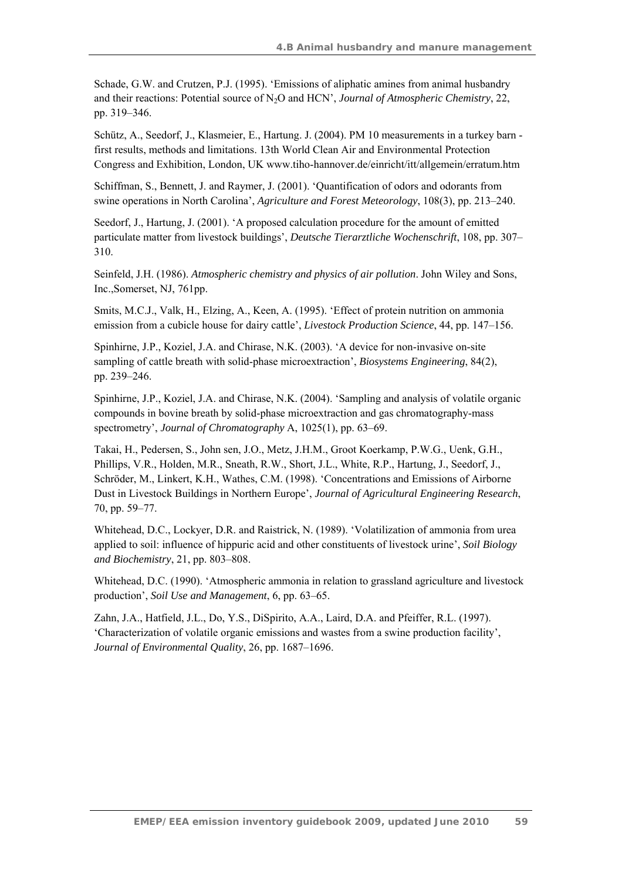Schade, G.W. and Crutzen, P.J. (1995). 'Emissions of aliphatic amines from animal husbandry and their reactions: Potential source of $N_2O$ and HCN', *Journal of Atmospheric Chemistry*, 22, pp. 319–346.

Schütz, A., Seedorf, J., Klasmeier, E., Hartung. J. (2004). PM 10 measurements in a turkey barn - first results, methods and limitations. 13th World Clean Air and Environmental Protection Congress and Exhibition, London, UK www.tiho-hannover.de/einricht/itt/allgemein/erratum.htm

Schiffman, S., Bennett, J. and Raymer, J. (2001). 'Quantification of odors and odorants from swine operations in North Carolina', *Agriculture and Forest Meteorology*, 108(3), pp. 213–240.

Seedorf, J., Hartung, J. (2001). 'A proposed calculation procedure for the amount of emitted particulate matter from livestock buildings', *Deutsche Tierarztliche Wochenschrift*, 108, pp. 307–310.

Seinfeld, J.H. (1986). *Atmospheric chemistry and physics of air pollution*. John Wiley and Sons, Inc.,Somerset, NJ, 761pp.

Smits, M.C.J., Valk, H., Elzing, A., Keen, A. (1995). 'Effect of protein nutrition on ammonia emission from a cubicle house for dairy cattle', *Livestock Production Science*, 44, pp. 147–156.

Spinhirne, J.P., Koziel, J.A. and Chirase, N.K. (2003). 'A device for non-invasive on-site sampling of cattle breath with solid-phase microextraction', *Biosystems Engineering*, 84(2), pp. 239–246.

Spinhirne, J.P., Koziel, J.A. and Chirase, N.K. (2004). 'Sampling and analysis of volatile organic compounds in bovine breath by solid-phase microextraction and gas chromatography-mass spectrometry', *Journal of Chromatography* A, 1025(1), pp. 63–69.

Takai, H., Pedersen, S., John sen, J.O., Metz, J.H.M., Groot Koerkamp, P.W.G., Uenk, G.H., Phillips, V.R., Holden, M.R., Sneath, R.W., Short, J.L., White, R.P., Hartung, J., Seedorf, J., Schröder, M., Linkert, K.H., Wathes, C.M. (1998). 'Concentrations and Emissions of Airborne Dust in Livestock Buildings in Northern Europe', *Journal of Agricultural Engineering Research*, 70, pp. 59–77.

Whitehead, D.C., Lockyer, D.R. and Raistrick, N. (1989). 'Volatilization of ammonia from urea applied to soil: influence of hippuric acid and other constituents of livestock urine', *Soil Biology and Biochemistry*, 21, pp. 803–808.

Whitehead, D.C. (1990). 'Atmospheric ammonia in relation to grassland agriculture and livestock production', *Soil Use and Management*, 6, pp. 63–65.

Zahn, J.A., Hatfield, J.L., Do, Y.S., DiSpirito, A.A., Laird, D.A. and Pfeiffer, R.L. (1997). 'Characterization of volatile organic emissions and wastes from a swine production facility', *Journal of Environmental Quality*, 26, pp. 1687–1696.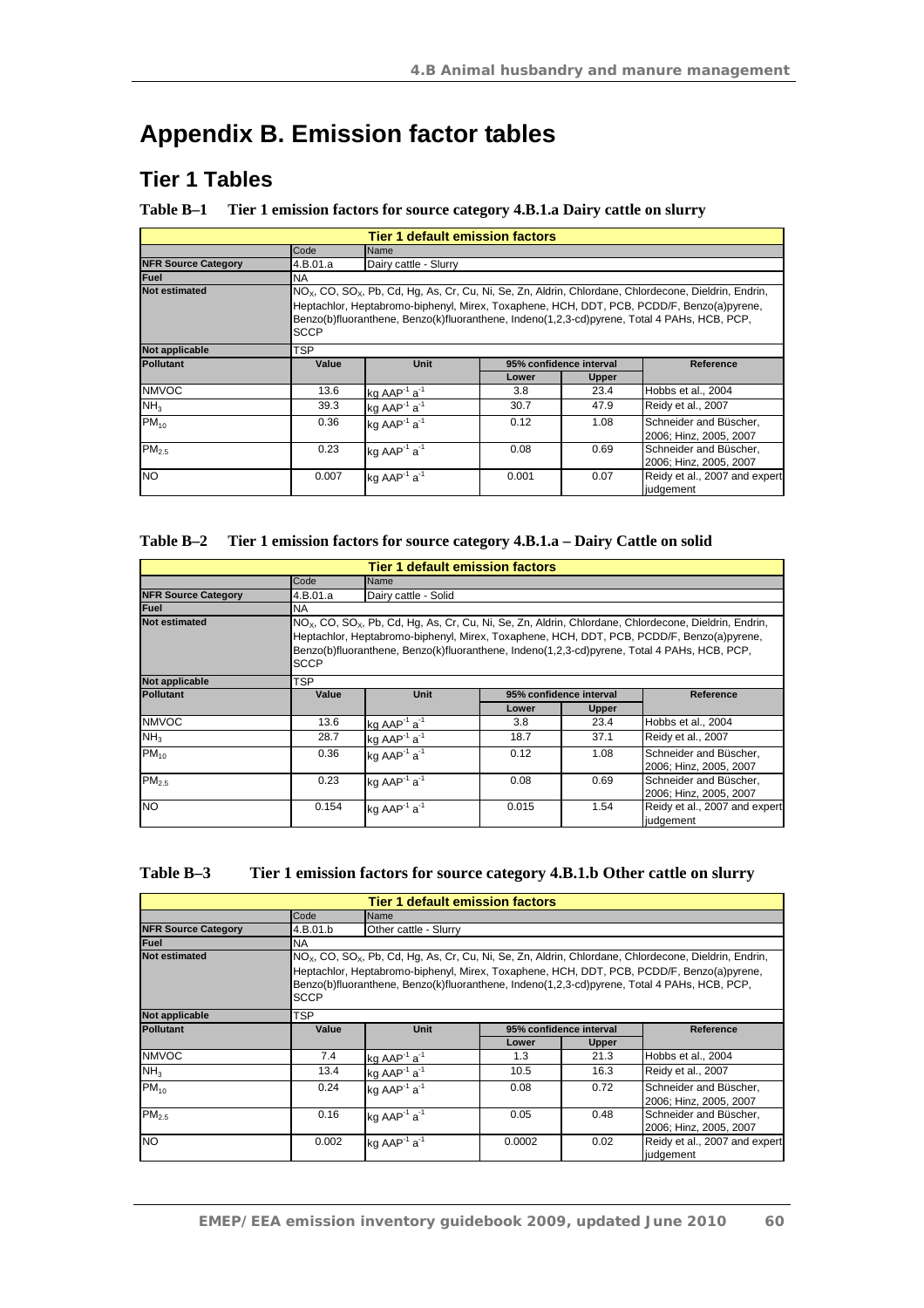# Appendix B. Emission factor tables

## Tier 1 Tables

**Table B–1 Tier 1 emission factors for source category 4.B.1.a Dairy cattle on slurry**

| Tier 1 default emission factors | | | | | |
|---|---|---|---|---|---|
| | Code | Name | | | |
| **NFR Source Category** | 4.B.01.a | Dairy cattle - Slurry | | | |
| **Fuel** | NA | | | | |
| **Not estimated** | $NO_x$, CO, $SO_x$, Pb, Cd, Hg, As, Cr, Cu, Ni, Se, Zn, Aldrin, Chlordane, Chlordecone, Dieldrin, Endrin, Heptachlor, Heptabromo-biphenyl, Mirex, Toxaphene, HCH, DDT, PCB, PCDD/F, Benzo(a)pyrene, Benzo(b)fluoranthene, Benzo(k)fluoranthene, Indeno(1,2,3-cd)pyrene, Total 4 PAHs, HCB, PCP, SCCP | | | | |
| **Not applicable** | TSP | | | | |
| **Pollutant** | **Value** | **Unit** | **95% confidence interval** | | **Reference** |
| | | | **Lower** | **Upper** | |
| NMVOC | 13.6 | kg $AAP^{-1}$ $a^{-1}$ | 3.8 | 23.4 | Hobbs et al., 2004 |
| $NH_3$ | 39.3 | kg $AAP^{-1}$ $a^{-1}$ | 30.7 | 47.9 | Reidy et al., 2007 |
| $PM_{10}$ | 0.36 | kg $AAP^{-1}$ $a^{-1}$ | 0.12 | 1.08 | Schneider and Büscher, 2006; Hinz, 2005, 2007 |
| $PM_{2.5}$ | 0.23 | kg $AAP^{-1}$ $a^{-1}$ | 0.08 | 0.69 | Schneider and Büscher, 2006; Hinz, 2005, 2007 |
| NO | 0.007 | kg $AAP^{-1}$ $a^{-1}$ | 0.001 | 0.07 | Reidy et al., 2007 and expert judgement |

**Table B–2 Tier 1 emission factors for source category 4.B.1.a – Dairy Cattle on solid**

| Tier 1 default emission factors | | | | | |
|---|---|---|---|---|---|
| | Code | Name | | | |
| **NFR Source Category** | 4.B.01.a | Dairy cattle - Solid | | | |
| **Fuel** | NA | | | | |
| **Not estimated** | $NO_x$, CO, $SO_x$, Pb, Cd, Hg, As, Cr, Cu, Ni, Se, Zn, Aldrin, Chlordane, Chlordecone, Dieldrin, Endrin, Heptachlor, Heptabromo-biphenyl, Mirex, Toxaphene, HCH, DDT, PCB, PCDD/F, Benzo(a)pyrene, Benzo(b)fluoranthene, Benzo(k)fluoranthene, Indeno(1,2,3-cd)pyrene, Total 4 PAHs, HCB, PCP, SCCP | | | | |
| **Not applicable** | TSP | | | | |
| **Pollutant** | **Value** | **Unit** | **95% confidence interval** | | **Reference** |
| | | | **Lower** | **Upper** | |
| NMVOC | 13.6 | kg $AAP^{-1}$ $a^{-1}$ | 3.8 | 23.4 | Hobbs et al., 2004 |
| $NH_3$ | 28.7 | kg $AAP^{-1}$ $a^{-1}$ | 18.7 | 37.1 | Reidy et al., 2007 |
| $PM_{10}$ | 0.36 | kg $AAP^{-1}$ $a^{-1}$ | 0.12 | 1.08 | Schneider and Büscher, 2006; Hinz, 2005, 2007 |
| $PM_{2.5}$ | 0.23 | kg $AAP^{-1}$ $a^{-1}$ | 0.08 | 0.69 | Schneider and Büscher, 2006; Hinz, 2005, 2007 |
| NO | 0.154 | kg $AAP^{-1}$ $a^{-1}$ | 0.015 | 1.54 | Reidy et al., 2007 and expert judgement |

**Table B–3 Tier 1 emission factors for source category 4.B.1.b Other cattle on slurry**

| Tier 1 default emission factors | | | | | |
|---|---|---|---|---|---|
| | Code | Name | | | |
| **NFR Source Category** | 4.B.01.b | Other cattle - Slurry | | | |
| **Fuel** | NA | | | | |
| **Not estimated** | $NO_x$, CO, $SO_x$, Pb, Cd, Hg, As, Cr, Cu, Ni, Se, Zn, Aldrin, Chlordane, Chlordecone, Dieldrin, Endrin, Heptachlor, Heptabromo-biphenyl, Mirex, Toxaphene, HCH, DDT, PCB, PCDD/F, Benzo(a)pyrene, Benzo(b)fluoranthene, Benzo(k)fluoranthene, Indeno(1,2,3-cd)pyrene, Total 4 PAHs, HCB, PCP, SCCP | | | | |
| **Not applicable** | TSP | | | | |
| **Pollutant** | **Value** | **Unit** | **95% confidence interval** | | **Reference** |
| | | | **Lower** | **Upper** | |
| NMVOC | 7.4 | kg $AAP^{-1}$ $a^{-1}$ | 1.3 | 21.3 | Hobbs et al., 2004 |
| $NH_3$ | 13.4 | kg $AAP^{-1}$ $a^{-1}$ | 10.5 | 16.3 | Reidy et al., 2007 |
| $PM_{10}$ | 0.24 | kg $AAP^{-1}$ $a^{-1}$ | 0.08 | 0.72 | Schneider and Büscher, 2006; Hinz, 2005, 2007 |
| $PM_{2.5}$ | 0.16 | kg $AAP^{-1}$ $a^{-1}$ | 0.05 | 0.48 | Schneider and Büscher, 2006; Hinz, 2005, 2007 |
| NO | 0.002 | kg $AAP^{-1}$ $a^{-1}$ | 0.0002 | 0.02 | Reidy et al., 2007 and expert judgement |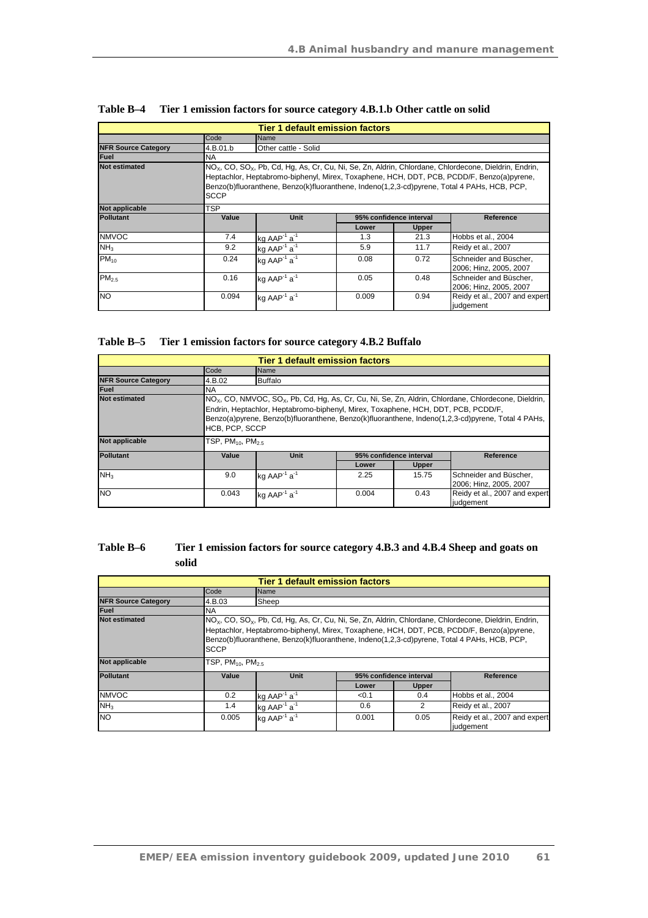**Table B–4 Tier 1 emission factors for source category 4.B.1.b Other cattle on solid**

| Tier 1 default emission factors | | | | | |
|---|---|---|---|---|---|
| | Code | Name | | | |
| NFR Source Category | 4.B.01.b | Other cattle - Solid | | | |
| Fuel | NA | | | | |
| Not estimated | $NO_x$, CO, $SO_x$, Pb, Cd, Hg, As, Cr, Cu, Ni, Se, Zn, Aldrin, Chlordane, Chlordecone, Dieldrin, Endrin, Heptachlor, Heptabromo-biphenyl, Mirex, Toxaphene, HCH, DDT, PCB, PCDD/F, Benzo(a)pyrene, Benzo(b)fluoranthene, Benzo(k)fluoranthene, Indeno(1,2,3-cd)pyrene, Total 4 PAHs, HCB, PCP, SCCP | | | | |
| Not applicable | TSP | | | | |
| Pollutant | Value | Unit | 95% confidence interval | | Reference |
| | | | Lower | Upper | |
| NMVOC | 7.4 | kg $AAP^{-1}$ $a^{-1}$ | 1.3 | 21.3 | Hobbs et al., 2004 |
| $NH_3$ | 9.2 | kg $AAP^{-1}$ $a^{-1}$ | 5.9 | 11.7 | Reidy et al., 2007 |
| $PM_{10}$ | 0.24 | kg $AAP^{-1}$ $a^{-1}$ | 0.08 | 0.72 | Schneider and Büscher, 2006; Hinz, 2005, 2007 |
| $PM_{2.5}$ | 0.16 | kg $AAP^{-1}$ $a^{-1}$ | 0.05 | 0.48 | Schneider and Büscher, 2006; Hinz, 2005, 2007 |
| NO | 0.094 | kg $AAP^{-1}$ $a^{-1}$ | 0.009 | 0.94 | Reidy et al., 2007 and expert judgement |

**Table B–5 Tier 1 emission factors for source category 4.B.2 Buffalo**

| Tier 1 default emission factors | | | | | |
|---|---|---|---|---|---|
| | Code | Name | | | |
| NFR Source Category | 4.B.02 | Buffalo | | | |
| Fuel | NA | | | | |
| Not estimated | $NO_x$, CO, NMVOC, $SO_x$, Pb, Cd, Hg, As, Cr, Cu, Ni, Se, Zn, Aldrin, Chlordane, Chlordecone, Dieldrin, Endrin, Heptachlor, Heptabromo-biphenyl, Mirex, Toxaphene, HCH, DDT, PCB, PCDD/F, Benzo(a)pyrene, Benzo(b)fluoranthene, Benzo(k)fluoranthene, Indeno(1,2,3-cd)pyrene, Total 4 PAHs, HCB, PCP, SCCP | | | | |
| Not applicable | TSP, $PM_{10}$, $PM_{2.5}$ | | | | |
| Pollutant | Value | Unit | 95% confidence interval | | Reference |
| | | | Lower | Upper | |
| $NH_3$ | 9.0 | kg $AAP^{-1}$ $a^{-1}$ | 2.25 | 15.75 | Schneider and Büscher, 2006; Hinz, 2005, 2007 |
| NO | 0.043 | kg $AAP^{-1}$ $a^{-1}$ | 0.004 | 0.43 | Reidy et al., 2007 and expert judgement |

**Table B–6 Tier 1 emission factors for source category 4.B.3 and 4.B.4 Sheep and goats on solid**

| Tier 1 default emission factors | | | | | |
|---|---|---|---|---|---|
| | Code | Name | | | |
| NFR Source Category | 4.B.03 | Sheep | | | |
| Fuel | NA | | | | |
| Not estimated | $NO_x$, CO, $SO_x$, Pb, Cd, Hg, As, Cr, Cu, Ni, Se, Zn, Aldrin, Chlordane, Chlordecone, Dieldrin, Endrin, Heptachlor, Heptabromo-biphenyl, Mirex, Toxaphene, HCH, DDT, PCB, PCDD/F, Benzo(a)pyrene, Benzo(b)fluoranthene, Benzo(k)fluoranthene, Indeno(1,2,3-cd)pyrene, Total 4 PAHs, HCB, PCP, SCCP | | | | |
| Not applicable | TSP, $PM_{10}$, $PM_{2.5}$ | | | | |
| Pollutant | Value | Unit | 95% confidence interval | | Reference |
| | | | Lower | Upper | |
| NMVOC | 0.2 | kg $AAP^{-1}$ $a^{-1}$ | <0.1 | 0.4 | Hobbs et al., 2004 |
| $NH_3$ | 1.4 | kg $AAP^{-1}$ $a^{-1}$ | 0.6 | 2 | Reidy et al., 2007 |
| NO | 0.005 | kg $AAP^{-1}$ $a^{-1}$ | 0.001 | 0.05 | Reidy et al., 2007 and expert judgement |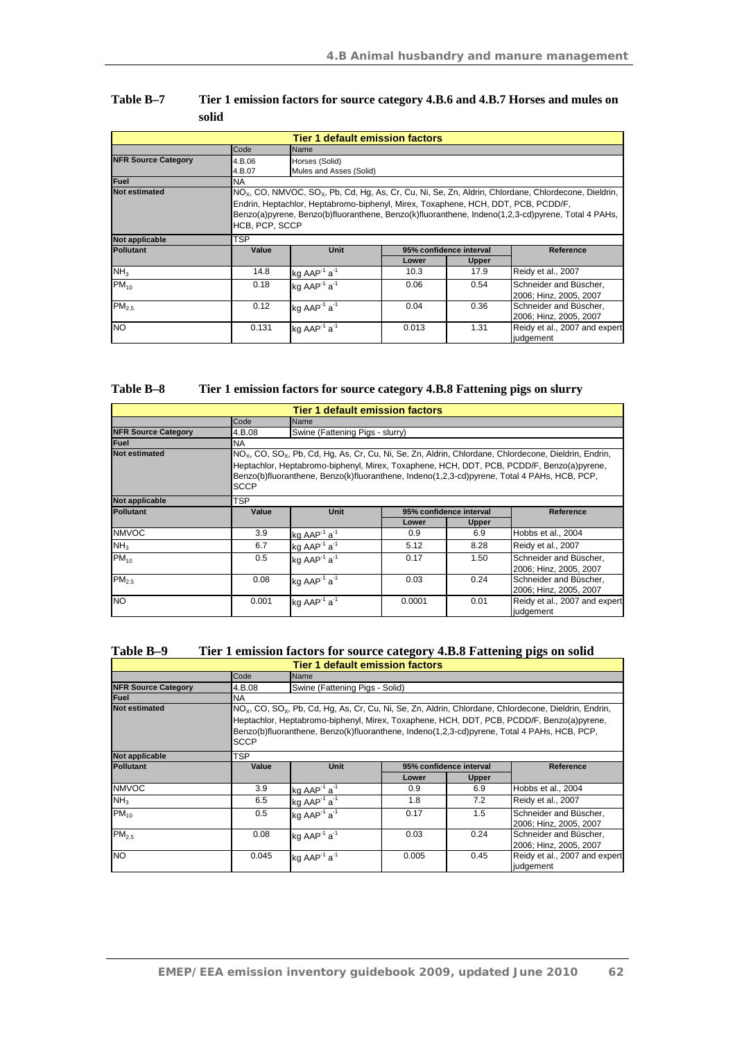**Table B–7 Tier 1 emission factors for source category 4.B.6 and 4.B.7 Horses and mules on solid**

| Tier 1 default emission factors | | | | | |
|---|---|---|---|---|---|
| | Code | Name | | | |
| NFR Source Category | 4.B.06<br>4.B.07 | Horses (Solid)<br>Mules and Asses (Solid) | | | |
| Fuel | NA | | | | |
| Not estimated | $NO_X$, CO, NMVOC, $SO_X$, Pb, Cd, Hg, As, Cr, Cu, Ni, Se, Zn, Aldrin, Chlordane, Chlordecone, Dieldrin, Endrin, Heptachlor, Heptabromo-biphenyl, Mirex, Toxaphene, HCH, DDT, PCB, PCDD/F, Benzo(a)pyrene, Benzo(b)fluoranthene, Benzo(k)fluoranthene, Indeno(1,2,3-cd)pyrene, Total 4 PAHs, HCB, PCP, SCCP | | | | |
| Not applicable | TSP | | | | |
| Pollutant | Value | Unit | 95% confidence interval | | Reference |
| | | | Lower | Upper | |
| $NH_3$ | 14.8 | kg $AAP^{-1}$ $a^{-1}$ | 10.3 | 17.9 | Reidy et al., 2007 |
| $PM_{10}$ | 0.18 | kg $AAP^{-1}$ $a^{-1}$ | 0.06 | 0.54 | Schneider and Büscher, 2006; Hinz, 2005, 2007 |
| $PM_{2.5}$ | 0.12 | kg $AAP^{-1}$ $a^{-1}$ | 0.04 | 0.36 | Schneider and Büscher, 2006; Hinz, 2005, 2007 |
| NO | 0.131 | kg $AAP^{-1}$ $a^{-1}$ | 0.013 | 1.31 | Reidy et al., 2007 and expert judgement |

**Table B–8 Tier 1 emission factors for source category 4.B.8 Fattening pigs on slurry**

| Tier 1 default emission factors | | | | | |
|---|---|---|---|---|---|
| | Code | Name | | | |
| NFR Source Category | 4.B.08 | Swine (Fattening Pigs - slurry) | | | |
| Fuel | NA | | | | |
| Not estimated | $NO_X$, CO, $SO_X$, Pb, Cd, Hg, As, Cr, Cu, Ni, Se, Zn, Aldrin, Chlordane, Chlordecone, Dieldrin, Endrin, Heptachlor, Heptabromo-biphenyl, Mirex, Toxaphene, HCH, DDT, PCB, PCDD/F, Benzo(a)pyrene, Benzo(b)fluoranthene, Benzo(k)fluoranthene, Indeno(1,2,3-cd)pyrene, Total 4 PAHs, HCB, PCP, SCCP | | | | |
| Not applicable | TSP | | | | |
| Pollutant | Value | Unit | 95% confidence interval | | Reference |
| | | | Lower | Upper | |
| NMVOC | 3.9 | kg $AAP^{-1}$ $a^{-1}$ | 0.9 | 6.9 | Hobbs et al., 2004 |
| $NH_3$ | 6.7 | kg $AAP^{-1}$ $a^{-1}$ | 5.12 | 8.28 | Reidy et al., 2007 |
| $PM_{10}$ | 0.5 | kg $AAP^{-1}$ $a^{-1}$ | 0.17 | 1.50 | Schneider and Büscher, 2006; Hinz, 2005, 2007 |
| $PM_{2.5}$ | 0.08 | kg $AAP^{-1}$ $a^{-1}$ | 0.03 | 0.24 | Schneider and Büscher, 2006; Hinz, 2005, 2007 |
| NO | 0.001 | kg $AAP^{-1}$ $a^{-1}$ | 0.0001 | 0.01 | Reidy et al., 2007 and expert judgement |

**Table B–9 Tier 1 emission factors for source category 4.B.8 Fattening pigs on solid**

| Tier 1 default emission factors | | | | | |
|---|---|---|---|---|---|
| | Code | Name | | | |
| NFR Source Category | 4.B.08 | Swine (Fattening Pigs - Solid) | | | |
| Fuel | NA | | | | |
| Not estimated | $NO_X$, CO, $SO_X$, Pb, Cd, Hg, As, Cr, Cu, Ni, Se, Zn, Aldrin, Chlordane, Chlordecone, Dieldrin, Endrin, Heptachlor, Heptabromo-biphenyl, Mirex, Toxaphene, HCH, DDT, PCB, PCDD/F, Benzo(a)pyrene, Benzo(b)fluoranthene, Benzo(k)fluoranthene, Indeno(1,2,3-cd)pyrene, Total 4 PAHs, HCB, PCP, SCCP | | | | |
| Not applicable | TSP | | | | |
| Pollutant | Value | Unit | 95% confidence interval | | Reference |
| | | | Lower | Upper | |
| NMVOC | 3.9 | kg $AAP^{-1}$ $a^{-1}$ | 0.9 | 6.9 | Hobbs et al., 2004 |
| $NH_3$ | 6.5 | kg $AAP^{-1}$ $a^{-1}$ | 1.8 | 7.2 | Reidy et al., 2007 |
| $PM_{10}$ | 0.5 | kg $AAP^{-1}$ $a^{-1}$ | 0.17 | 1.5 | Schneider and Büscher, 2006; Hinz, 2005, 2007 |
| $PM_{2.5}$ | 0.08 | kg $AAP^{-1}$ $a^{-1}$ | 0.03 | 0.24 | Schneider and Büscher, 2006; Hinz, 2005, 2007 |
| NO | 0.045 | kg $AAP^{-1}$ $a^{-1}$ | 0.005 | 0.45 | Reidy et al., 2007 and expert judgement |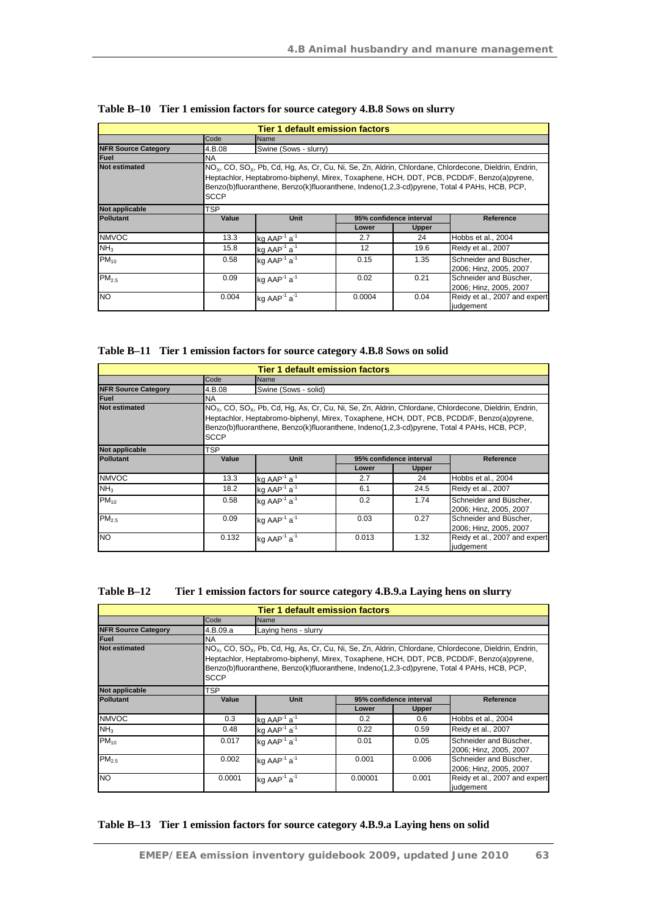**Table B–10 Tier 1 emission factors for source category 4.B.8 Sows on slurry**

| Tier 1 default emission factors | | | | | |
|---|---|---|---|---|---|
| | Code | Name | | | |
| **NFR Source Category** | 4.B.08 | Swine (Sows - slurry) | | | |
| **Fuel** | NA | | | | |
| **Not estimated** | $NO_x$, CO, $SO_x$, Pb, Cd, Hg, As, Cr, Cu, Ni, Se, Zn, Aldrin, Chlordane, Chlordecone, Dieldrin, Endrin, Heptachlor, Heptabromo-biphenyl, Mirex, Toxaphene, HCH, DDT, PCB, PCDD/F, Benzo(a)pyrene, Benzo(b)fluoranthene, Benzo(k)fluoranthene, Indeno(1,2,3-cd)pyrene, Total 4 PAHs, HCB, PCP, SCCP | | | | |
| **Not applicable** | TSP | | | | |
| **Pollutant** | **Value** | **Unit** | **95% confidence interval** | | **Reference** |
| | | | **Lower** | **Upper** | |
| NMVOC | 13.3 | kg $AAP^{-1}$ $a^{-1}$ | 2.7 | 24 | Hobbs et al., 2004 |
| $NH_3$ | 15.8 | kg $AAP^{-1}$ $a^{-1}$ | 12 | 19.6 | Reidy et al., 2007 |
| $PM_{10}$ | 0.58 | kg $AAP^{-1}$ $a^{-1}$ | 0.15 | 1.35 | Schneider and Büscher, 2006; Hinz, 2005, 2007 |
| $PM_{2.5}$ | 0.09 | kg $AAP^{-1}$ $a^{-1}$ | 0.02 | 0.21 | Schneider and Büscher, 2006; Hinz, 2005, 2007 |
| NO | 0.004 | kg $AAP^{-1}$ $a^{-1}$ | 0.0004 | 0.04 | Reidy et al., 2007 and expert judgement |

**Table B–11 Tier 1 emission factors for source category 4.B.8 Sows on solid**

| Tier 1 default emission factors | | | | | |
|---|---|---|---|---|---|
| | Code | Name | | | |
| **NFR Source Category** | 4.B.08 | Swine (Sows - solid) | | | |
| **Fuel** | NA | | | | |
| **Not estimated** | $NO_x$, CO, $SO_x$, Pb, Cd, Hg, As, Cr, Cu, Ni, Se, Zn, Aldrin, Chlordane, Chlordecone, Dieldrin, Endrin, Heptachlor, Heptabromo-biphenyl, Mirex, Toxaphene, HCH, DDT, PCB, PCDD/F, Benzo(a)pyrene, Benzo(b)fluoranthene, Benzo(k)fluoranthene, Indeno(1,2,3-cd)pyrene, Total 4 PAHs, HCB, PCP, SCCP | | | | |
| **Not applicable** | TSP | | | | |
| **Pollutant** | **Value** | **Unit** | **95% confidence interval** | | **Reference** |
| | | | **Lower** | **Upper** | |
| NMVOC | 13.3 | kg $AAP^{-1}$ $a^{-1}$ | 2.7 | 24 | Hobbs et al., 2004 |
| $NH_3$ | 18.2 | kg $AAP^{-1}$ $a^{-1}$ | 6.1 | 24.5 | Reidy et al., 2007 |
| $PM_{10}$ | 0.58 | kg $AAP^{-1}$ $a^{-1}$ | 0.2 | 1.74 | Schneider and Büscher, 2006; Hinz, 2005, 2007 |
| $PM_{2.5}$ | 0.09 | kg $AAP^{-1}$ $a^{-1}$ | 0.03 | 0.27 | Schneider and Büscher, 2006; Hinz, 2005, 2007 |
| NO | 0.132 | kg $AAP^{-1}$ $a^{-1}$ | 0.013 | 1.32 | Reidy et al., 2007 and expert judgement |

**Table B–12 Tier 1 emission factors for source category 4.B.9.a Laying hens on slurry**

| Tier 1 default emission factors | | | | | |
|---|---|---|---|---|---|
| | Code | Name | | | |
| **NFR Source Category** | 4.B.09.a | Laying hens - slurry | | | |
| **Fuel** | NA | | | | |
| **Not estimated** | $NO_x$, CO, $SO_x$, Pb, Cd, Hg, As, Cr, Cu, Ni, Se, Zn, Aldrin, Chlordane, Chlordecone, Dieldrin, Endrin, Heptachlor, Heptabromo-biphenyl, Mirex, Toxaphene, HCH, DDT, PCB, PCDD/F, Benzo(a)pyrene, Benzo(b)fluoranthene, Benzo(k)fluoranthene, Indeno(1,2,3-cd)pyrene, Total 4 PAHs, HCB, PCP, SCCP | | | | |
| **Not applicable** | TSP | | | | |
| **Pollutant** | **Value** | **Unit** | **95% confidence interval** | | **Reference** |
| | | | **Lower** | **Upper** | |
| NMVOC | 0.3 | kg $AAP^{-1}$ $a^{-1}$ | 0.2 | 0.6 | Hobbs et al., 2004 |
| $NH_3$ | 0.48 | kg $AAP^{-1}$ $a^{-1}$ | 0.22 | 0.59 | Reidy et al., 2007 |
| $PM_{10}$ | 0.017 | kg $AAP^{-1}$ $a^{-1}$ | 0.01 | 0.05 | Schneider and Büscher, 2006; Hinz, 2005, 2007 |
| $PM_{2.5}$ | 0.002 | kg $AAP^{-1}$ $a^{-1}$ | 0.001 | 0.006 | Schneider and Büscher, 2006; Hinz, 2005, 2007 |
| NO | 0.0001 | kg $AAP^{-1}$ $a^{-1}$ | 0.00001 | 0.001 | Reidy et al., 2007 and expert judgement |

**Table B–13 Tier 1 emission factors for source category 4.B.9.a Laying hens on solid**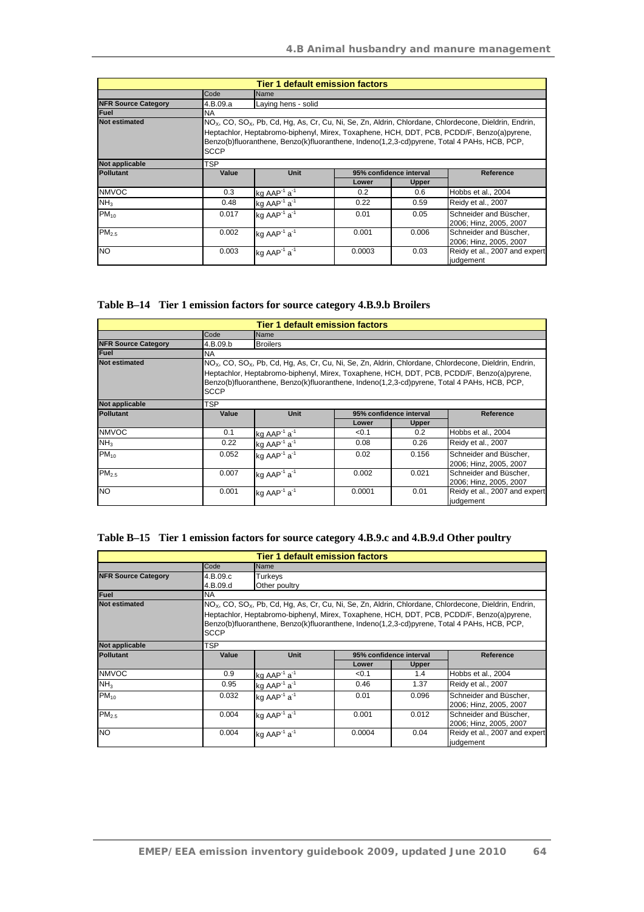| Tier 1 default emission factors | | | | | |
|---|---|---|---|---|---|
| | Code | Name | | | |
| NFR Source Category | 4.B.09.a | Laying hens - solid | | | |
| Fuel | NA | | | | |
| Not estimated | $NO_x$, CO, $SO_x$, Pb, Cd, Hg, As, Cr, Cu, Ni, Se, Zn, Aldrin, Chlordane, Chlordecone, Dieldrin, Endrin, Heptachlor, Heptabromo-biphenyl, Mirex, Toxaphene, HCH, DDT, PCB, PCDD/F, Benzo(a)pyrene, Benzo(b)fluoranthene, Benzo(k)fluoranthene, Indeno(1,2,3-cd)pyrene, Total 4 PAHs, HCB, PCP, SCCP | | | | |
| Not applicable | TSP | | | | |
| Pollutant | Value | Unit | 95% confidence interval | | Reference |
| | | | Lower | Upper | |
| NMVOC | 0.3 | kg $AAP^{-1}$ $a^{-1}$ | 0.2 | 0.6 | Hobbs et al., 2004 |
| $NH_3$ | 0.48 | kg $AAP^{-1}$ $a^{-1}$ | 0.22 | 0.59 | Reidy et al., 2007 |
| $PM_{10}$ | 0.017 | kg $AAP^{-1}$ $a^{-1}$ | 0.01 | 0.05 | Schneider and Büscher, 2006; Hinz, 2005, 2007 |
| $PM_{2.5}$ | 0.002 | kg $AAP^{-1}$ $a^{-1}$ | 0.001 | 0.006 | Schneider and Büscher, 2006; Hinz, 2005, 2007 |
| NO | 0.003 | kg $AAP^{-1}$ $a^{-1}$ | 0.0003 | 0.03 | Reidy et al., 2007 and expert judgement |

**Table B–14 Tier 1 emission factors for source category 4.B.9.b Broilers**

| Tier 1 default emission factors | | | | | |
|---|---|---|---|---|---|
| | Code | Name | | | |
| NFR Source Category | 4.B.09.b | Broilers | | | |
| Fuel | NA | | | | |
| Not estimated | $NO_x$, CO, $SO_x$, Pb, Cd, Hg, As, Cr, Cu, Ni, Se, Zn, Aldrin, Chlordane, Chlordecone, Dieldrin, Endrin, Heptachlor, Heptabromo-biphenyl, Mirex, Toxaphene, HCH, DDT, PCB, PCDD/F, Benzo(a)pyrene, Benzo(b)fluoranthene, Benzo(k)fluoranthene, Indeno(1,2,3-cd)pyrene, Total 4 PAHs, HCB, PCP, SCCP | | | | |
| Not applicable | TSP | | | | |
| Pollutant | Value | Unit | 95% confidence interval | | Reference |
| | | | Lower | Upper | |
| NMVOC | 0.1 | kg $AAP^{-1}$ $a^{-1}$ | <0.1 | 0.2 | Hobbs et al., 2004 |
| $NH_3$ | 0.22 | kg $AAP^{-1}$ $a^{-1}$ | 0.08 | 0.26 | Reidy et al., 2007 |
| $PM_{10}$ | 0.052 | kg $AAP^{-1}$ $a^{-1}$ | 0.02 | 0.156 | Schneider and Büscher, 2006; Hinz, 2005, 2007 |
| $PM_{2.5}$ | 0.007 | kg $AAP^{-1}$ $a^{-1}$ | 0.002 | 0.021 | Schneider and Büscher, 2006; Hinz, 2005, 2007 |
| NO | 0.001 | kg $AAP^{-1}$ $a^{-1}$ | 0.0001 | 0.01 | Reidy et al., 2007 and expert judgement |

**Table B–15 Tier 1 emission factors for source category 4.B.9.c and 4.B.9.d Other poultry**

| Tier 1 default emission factors | | | | | |
|---|---|---|---|---|---|
| | Code | Name | | | |
| NFR Source Category | 4.B.09.c<br>4.B.09.d | Turkeys<br>Other poultry | | | |
| Fuel | NA | | | | |
| Not estimated | $NO_x$, CO, $SO_x$, Pb, Cd, Hg, As, Cr, Cu, Ni, Se, Zn, Aldrin, Chlordane, Chlordecone, Dieldrin, Endrin, Heptachlor, Heptabromo-biphenyl, Mirex, Toxaphene, HCH, DDT, PCB, PCDD/F, Benzo(a)pyrene, Benzo(b)fluoranthene, Benzo(k)fluoranthene, Indeno(1,2,3-cd)pyrene, Total 4 PAHs, HCB, PCP, SCCP | | | | |
| Not applicable | TSP | | | | |
| Pollutant | Value | Unit | 95% confidence interval | | Reference |
| | | | Lower | Upper | |
| NMVOC | 0.9 | kg $AAP^{-1}$ $a^{-1}$ | <0.1 | 1.4 | Hobbs et al., 2004 |
| $NH_3$ | 0.95 | kg $AAP^{-1}$ $a^{-1}$ | 0.46 | 1.37 | Reidy et al., 2007 |
| $PM_{10}$ | 0.032 | kg $AAP^{-1}$ $a^{-1}$ | 0.01 | 0.096 | Schneider and Büscher, 2006; Hinz, 2005, 2007 |
| $PM_{2.5}$ | 0.004 | kg $AAP^{-1}$ $a^{-1}$ | 0.001 | 0.012 | Schneider and Büscher, 2006; Hinz, 2005, 2007 |
| NO | 0.004 | kg $AAP^{-1}$ $a^{-1}$ | 0.0004 | 0.04 | Reidy et al., 2007 and expert judgement |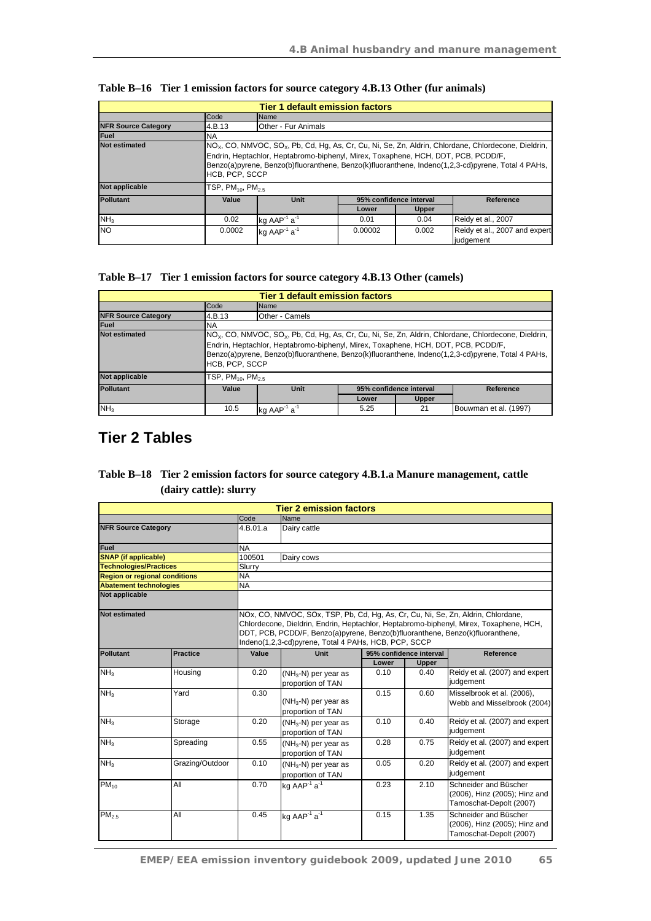**Table B–16 Tier 1 emission factors for source category 4.B.13 Other (fur animals)**

| Tier 1 default emission factors | | | | | |
|---|---|---|---|---|---|
| | Code | Name | | | |
| NFR Source Category | 4.B.13 | Other - Fur Animals | | | |
| Fuel | NA | | | | |
| Not estimated | $NO_x$, CO, NMVOC, $SO_x$, Pb, Cd, Hg, As, Cr, Cu, Ni, Se, Zn, Aldrin, Chlordane, Chlordecone, Dieldrin, Endrin, Heptachlor, Heptabromo-biphenyl, Mirex, Toxaphene, HCH, DDT, PCB, PCDD/F, Benzo(a)pyrene, Benzo(b)fluoranthene, Benzo(k)fluoranthene, Indeno(1,2,3-cd)pyrene, Total 4 PAHs, HCB, PCP, SCCP | | | | |
| Not applicable | TSP, $PM_{10}$, $PM_{2.5}$ | | | | |
| Pollutant | Value | Unit | 95% confidence interval | | Reference |
| | | | Lower | Upper | |
| $NH_3$ | 0.02 | kg $AAP^{-1}$ $a^{-1}$ | 0.01 | 0.04 | Reidy et al., 2007 |
| NO | 0.0002 | kg $AAP^{-1}$ $a^{-1}$ | 0.00002 | 0.002 | Reidy et al., 2007 and expert judgement |

**Table B–17 Tier 1 emission factors for source category 4.B.13 Other (camels)**

| Tier 1 default emission factors | | | | | |
|---|---|---|---|---|---|
| | Code | Name | | | |
| NFR Source Category | 4.B.13 | Other - Camels | | | |
| Fuel | NA | | | | |
| Not estimated | $NO_x$, CO, NMVOC, $SO_x$, Pb, Cd, Hg, As, Cr, Cu, Ni, Se, Zn, Aldrin, Chlordane, Chlordecone, Dieldrin, Endrin, Heptachlor, Heptabromo-biphenyl, Mirex, Toxaphene, HCH, DDT, PCB, PCDD/F, Benzo(a)pyrene, Benzo(b)fluoranthene, Benzo(k)fluoranthene, Indeno(1,2,3-cd)pyrene, Total 4 PAHs, HCB, PCP, SCCP | | | | |
| Not applicable | TSP, $PM_{10}$, $PM_{2.5}$ | | | | |
| Pollutant | Value | Unit | 95% confidence interval | | Reference |
| | | | Lower | Upper | |
| $NH_3$ | 10.5 | kg $AAP^{-1}$ $a^{-1}$ | 5.25 | 21 | Bouwman et al. (1997) |

# Tier 2 Tables

**Table B–18 Tier 2 emission factors for source category 4.B.1.a Manure management, cattle (dairy cattle): slurry**

| Tier 2 emission factors | | | | | | |
|---|---|---|---|---|---|---|
| | | Code | Name | | | |
| NFR Source Category | | 4.B.01.a | Dairy cattle | | | |
| Fuel | | NA | | | | |
| SNAP (if applicable) | | 100501 | Dairy cows | | | |
| Technologies/Practices | | Slurry | | | | |
| Region or regional conditions | | NA | | | | |
| Abatement technologies | | NA | | | | |
| Not applicable | | | | | | |
| Not estimated | | NOx, CO, NMVOC, SOx, TSP, Pb, Cd, Hg, As, Cr, Cu, Ni, Se, Zn, Aldrin, Chlordane, Chlordecone, Dieldrin, Endrin, Heptachlor, Heptabromo-biphenyl, Mirex, Toxaphene, HCH, DDT, PCB, PCDD/F, Benzo(a)pyrene, Benzo(b)fluoranthene, Benzo(k)fluoranthene, Indeno(1,2,3-cd)pyrene, Total 4 PAHs, HCB, PCP, SCCP | | | | |
| Pollutant | Practice | Value | Unit | 95% confidence interval | | Reference |
| | | | | Lower | Upper | |
| $NH_3$ | Housing | 0.20 | ($NH_3$-N) per year as proportion of TAN | 0.10 | 0.40 | Reidy et al. (2007) and expert judgement |
| $NH_3$ | Yard | 0.30 | ($NH_3$-N) per year as proportion of TAN | 0.15 | 0.60 | Misselbrook et al. (2006), Webb and Misselbrook (2004) |
| $NH_3$ | Storage | 0.20 | ($NH_3$-N) per year as proportion of TAN | 0.10 | 0.40 | Reidy et al. (2007) and expert judgement |
| $NH_3$ | Spreading | 0.55 | ($NH_3$-N) per year as proportion of TAN | 0.28 | 0.75 | Reidy et al. (2007) and expert judgement |
| $NH_3$ | Grazing/Outdoor | 0.10 | ($NH_3$-N) per year as proportion of TAN | 0.05 | 0.20 | Reidy et al. (2007) and expert judgement |
| $PM_{10}$ | All | 0.70 | kg $AAP^{-1}$ $a^{-1}$ | 0.23 | 2.10 | Schneider and Büscher (2006), Hinz (2005); Hinz and Tamoschat-Depolt (2007) |
| $PM_{2.5}$ | All | 0.45 | kg $AAP^{-1}$ $a^{-1}$ | 0.15 | 1.35 | Schneider and Büscher (2006), Hinz (2005); Hinz and Tamoschat-Depolt (2007) |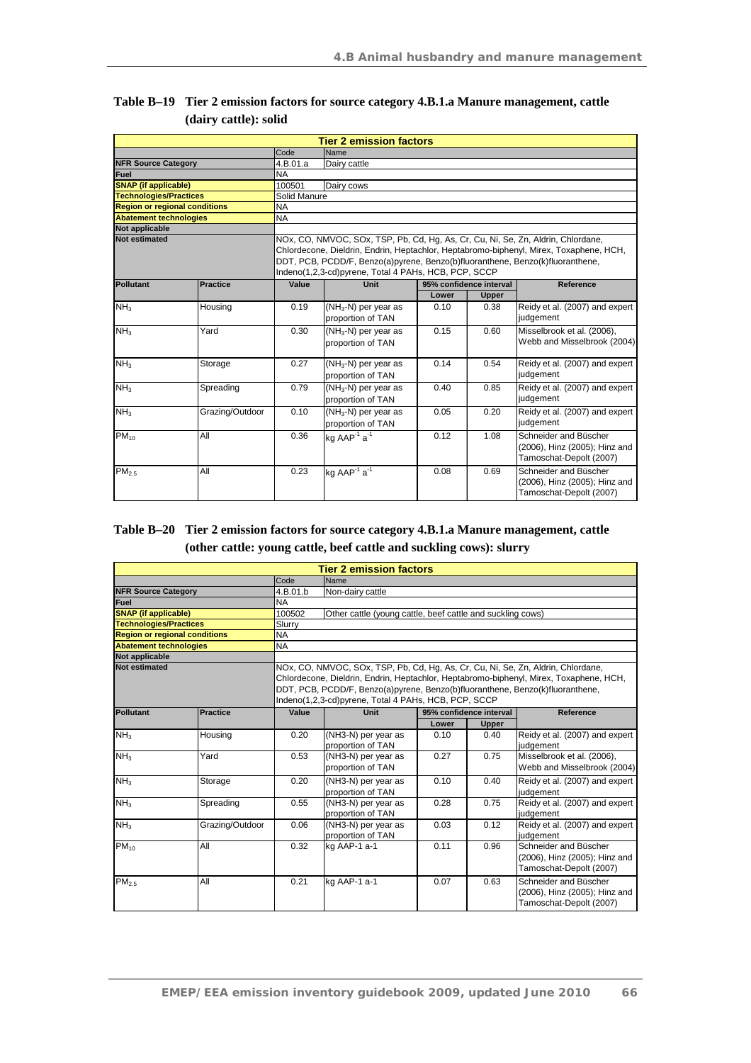**Table B–19 Tier 2 emission factors for source category 4.B.1.a Manure management, cattle (dairy cattle): solid**

| Tier 2 emission factors | | | | | | |
|---|---|---|---|---|---|---|
| | | Code | Name | | | |
| NFR Source Category | | 4.B.01.a | Dairy cattle | | | |
| Fuel | | NA | | | | |
| SNAP (if applicable) | | 100501 | Dairy cows | | | |
| Technologies/Practices | | Solid Manure | | | | |
| Region or regional conditions | | NA | | | | |
| Abatement technologies | | NA | | | | |
| Not applicable | | | | | | |
| Not estimated | | NOx, CO, NMVOC, SOx, TSP, Pb, Cd, Hg, As, Cr, Cu, Ni, Se, Zn, Aldrin, Chlordane, Chlordecone, Dieldrin, Endrin, Heptachlor, Heptabromo-biphenyl, Mirex, Toxaphene, HCH, DDT, PCB, PCDD/F, Benzo(a)pyrene, Benzo(b)fluoranthene, Benzo(k)fluoranthene, Indeno(1,2,3-cd)pyrene, Total 4 PAHs, HCB, PCP, SCCP | | | | |
| Pollutant | Practice | Value | Unit | 95% confidence interval | | Reference |
| | | | | Lower | Upper | |
| $NH_3$ | Housing | 0.19 | ($NH_3$-N) per year as proportion of TAN | 0.10 | 0.38 | Reidy et al. (2007) and expert judgement |
| $NH_3$ | Yard | 0.30 | ($NH_3$-N) per year as proportion of TAN | 0.15 | 0.60 | Misselbrook et al. (2006), Webb and Misselbrook (2004) |
| $NH_3$ | Storage | 0.27 | ($NH_3$-N) per year as proportion of TAN | 0.14 | 0.54 | Reidy et al. (2007) and expert judgement |
| $NH_3$ | Spreading | 0.79 | ($NH_3$-N) per year as proportion of TAN | 0.40 | 0.85 | Reidy et al. (2007) and expert judgement |
| $NH_3$ | Grazing/Outdoor | 0.10 | ($NH_3$-N) per year as proportion of TAN | 0.05 | 0.20 | Reidy et al. (2007) and expert judgement |
| $PM_{10}$ | All | 0.36 | kg $AAP^{-1}$ $a^{-1}$ | 0.12 | 1.08 | Schneider and Büscher (2006), Hinz (2005); Hinz and Tamoschat-Depolt (2007) |
| $PM_{2.5}$ | All | 0.23 | kg $AAP^{-1}$ $a^{-1}$ | 0.08 | 0.69 | Schneider and Büscher (2006), Hinz (2005); Hinz and Tamoschat-Depolt (2007) |

**Table B–20 Tier 2 emission factors for source category 4.B.1.a Manure management, cattle (other cattle: young cattle, beef cattle and suckling cows): slurry**

| Tier 2 emission factors | | | | | | |
|---|---|---|---|---|---|---|
| | | Code | Name | | | |
| NFR Source Category | | 4.B.01.b | Non-dairy cattle | | | |
| Fuel | | NA | | | | |
| SNAP (if applicable) | | 100502 | Other cattle (young cattle, beef cattle and suckling cows) | | | |
| Technologies/Practices | | Slurry | | | | |
| Region or regional conditions | | NA | | | | |
| Abatement technologies | | NA | | | | |
| Not applicable | | | | | | |
| Not estimated | | NOx, CO, NMVOC, SOx, TSP, Pb, Cd, Hg, As, Cr, Cu, Ni, Se, Zn, Aldrin, Chlordane, Chlordecone, Dieldrin, Endrin, Heptachlor, Heptabromo-biphenyl, Mirex, Toxaphene, HCH, DDT, PCB, PCDD/F, Benzo(a)pyrene, Benzo(b)fluoranthene, Benzo(k)fluoranthene, Indeno(1,2,3-cd)pyrene, Total 4 PAHs, HCB, PCP, SCCP | | | | |
| Pollutant | Practice | Value | Unit | 95% confidence interval | | Reference |
| | | | | Lower | Upper | |
| $NH_3$ | Housing | 0.20 | (NH3-N) per year as proportion of TAN | 0.10 | 0.40 | Reidy et al. (2007) and expert judgement |
| $NH_3$ | Yard | 0.53 | (NH3-N) per year as proportion of TAN | 0.27 | 0.75 | Misselbrook et al. (2006), Webb and Misselbrook (2004) |
| $NH_3$ | Storage | 0.20 | (NH3-N) per year as proportion of TAN | 0.10 | 0.40 | Reidy et al. (2007) and expert judgement |
| $NH_3$ | Spreading | 0.55 | (NH3-N) per year as proportion of TAN | 0.28 | 0.75 | Reidy et al. (2007) and expert judgement |
| $NH_3$ | Grazing/Outdoor | 0.06 | (NH3-N) per year as proportion of TAN | 0.03 | 0.12 | Reidy et al. (2007) and expert judgement |
| $PM_{10}$ | All | 0.32 | kg AAP-1 a-1 | 0.11 | 0.96 | Schneider and Büscher (2006), Hinz (2005); Hinz and Tamoschat-Depolt (2007) |
| $PM_{2.5}$ | All | 0.21 | kg AAP-1 a-1 | 0.07 | 0.63 | Schneider and Büscher (2006), Hinz (2005); Hinz and Tamoschat-Depolt (2007) |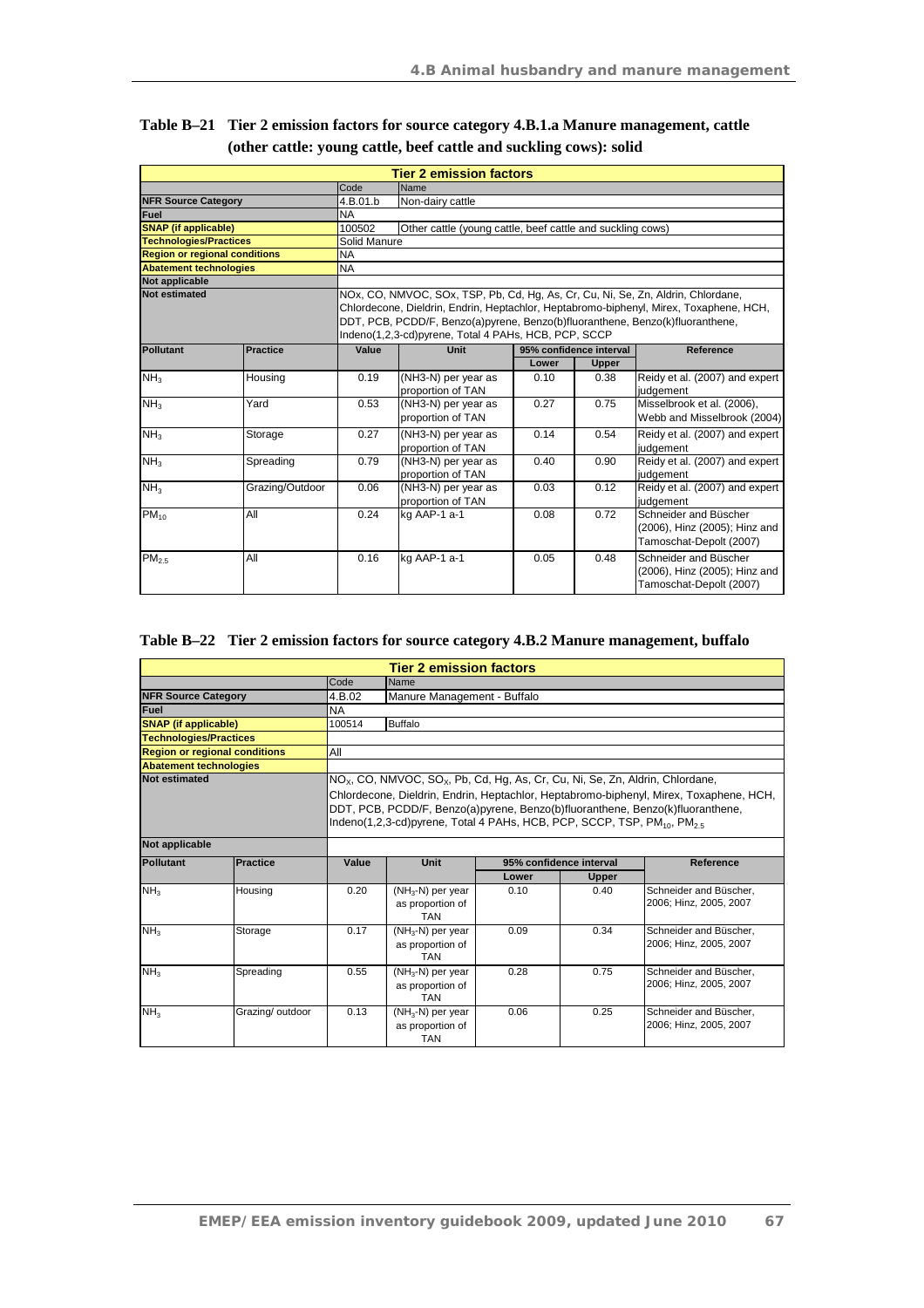**Table B–21 Tier 2 emission factors for source category 4.B.1.a Manure management, cattle (other cattle: young cattle, beef cattle and suckling cows): solid**

| Tier 2 emission factors | | | | | | |
|---|---|---|---|---|---|---|
| | | Code | Name | | | |
| NFR Source Category | | 4.B.01.b | Non-dairy cattle | | | |
| Fuel | | NA | | | | |
| SNAP (if applicable) | | 100502 | Other cattle (young cattle, beef cattle and suckling cows) | | | |
| Technologies/Practices | | Solid Manure | | | | |
| Region or regional conditions | | NA | | | | |
| Abatement technologies | | NA | | | | |
| Not applicable | | | | | | |
| Not estimated | | NOx, CO, NMVOC, SOx, TSP, Pb, Cd, Hg, As, Cr, Cu, Ni, Se, Zn, Aldrin, Chlordane, Chlordecone, Dieldrin, Endrin, Heptachlor, Heptabromo-biphenyl, Mirex, Toxaphene, HCH, DDT, PCB, PCDD/F, Benzo(a)pyrene, Benzo(b)fluoranthene, Benzo(k)fluoranthene, Indeno(1,2,3-cd)pyrene, Total 4 PAHs, HCB, PCP, SCCP | | | | |
| **Pollutant** | **Practice** | **Value** | **Unit** | **95% confidence interval** | | **Reference** |
| | | | | **Lower** | **Upper** | |
| $NH_3$ | Housing | 0.19 | (NH3-N) per year as proportion of TAN | 0.10 | 0.38 | Reidy et al. (2007) and expert judgement |
| $NH_3$ | Yard | 0.53 | (NH3-N) per year as proportion of TAN | 0.27 | 0.75 | Misselbrook et al. (2006), Webb and Misselbrook (2004) |
| $NH_3$ | Storage | 0.27 | (NH3-N) per year as proportion of TAN | 0.14 | 0.54 | Reidy et al. (2007) and expert judgement |
| $NH_3$ | Spreading | 0.79 | (NH3-N) per year as proportion of TAN | 0.40 | 0.90 | Reidy et al. (2007) and expert judgement |
| $NH_3$ | Grazing/Outdoor | 0.06 | (NH3-N) per year as proportion of TAN | 0.03 | 0.12 | Reidy et al. (2007) and expert judgement |
| $PM_{10}$ | All | 0.24 | kg AAP-1 a-1 | 0.08 | 0.72 | Schneider and Büscher (2006), Hinz (2005); Hinz and Tamoschat-Depolt (2007) |
| $PM_{2.5}$ | All | 0.16 | kg AAP-1 a-1 | 0.05 | 0.48 | Schneider and Büscher (2006), Hinz (2005); Hinz and Tamoschat-Depolt (2007) |

**Table B–22 Tier 2 emission factors for source category 4.B.2 Manure management, buffalo**

| Tier 2 emission factors | | | | | | |
|---|---|---|---|---|---|---|
| | | Code | Name | | | |
| NFR Source Category | | 4.B.02 | Manure Management - Buffalo | | | |
| Fuel | | NA | | | | |
| SNAP (if applicable) | | 100514 | Buffalo | | | |
| Technologies/Practices | | | | | | |
| Region or regional conditions | | All | | | | |
| Abatement technologies | | | | | | |
| Not estimated | | $NO_x$, CO, NMVOC, $SO_x$, Pb, Cd, Hg, As, Cr, Cu, Ni, Se, Zn, Aldrin, Chlordane, Chlordecone, Dieldrin, Endrin, Heptachlor, Heptabromo-biphenyl, Mirex, Toxaphene, HCH, DDT, PCB, PCDD/F, Benzo(a)pyrene, Benzo(b)fluoranthene, Benzo(k)fluoranthene, Indeno(1,2,3-cd)pyrene, Total 4 PAHs, HCB, PCP, SCCP, TSP, $PM_{10}$, $PM_{2.5}$ | | | | |
| Not applicable | | | | | | |
| **Pollutant** | **Practice** | **Value** | **Unit** | **95% confidence interval** | | **Reference** |
| | | | | **Lower** | **Upper** | |
| $NH_3$ | Housing | 0.20 | ($NH_3$-N) per year as proportion of TAN | 0.10 | 0.40 | Schneider and Büscher, 2006; Hinz, 2005, 2007 |
| $NH_3$ | Storage | 0.17 | ($NH_3$-N) per year as proportion of TAN | 0.09 | 0.34 | Schneider and Büscher, 2006; Hinz, 2005, 2007 |
| $NH_3$ | Spreading | 0.55 | ($NH_3$-N) per year as proportion of TAN | 0.28 | 0.75 | Schneider and Büscher, 2006; Hinz, 2005, 2007 |
| $NH_3$ | Grazing/ outdoor | 0.13 | ($NH_3$-N) per year as proportion of TAN | 0.06 | 0.25 | Schneider and Büscher, 2006; Hinz, 2005, 2007 |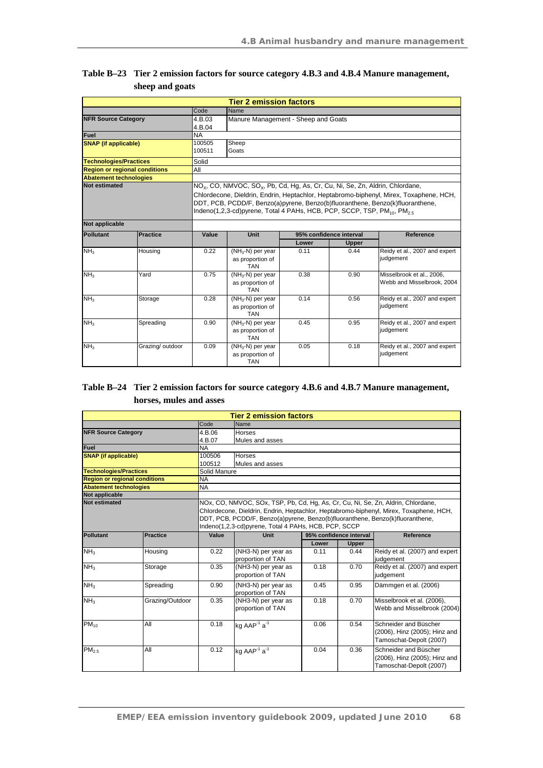### Table B–23 Tier 2 emission factors for source category 4.B.3 and 4.B.4 Manure management, sheep and goats

| Tier 2 emission factors | | | | | | |
|---|---|---|---|---|---|---|
| | | Code | Name | | | |
| NFR Source Category | | 4.B.03<br>4.B.04 | Manure Management - Sheep and Goats | | | |
| Fuel | | NA | | | | |
| SNAP (if applicable) | | 100505<br>100511 | Sheep<br>Goats | | | |
| Technologies/Practices | | Solid | | | | |
| Region or regional conditions | | All | | | | |
| Abatement technologies | | | | | | |
| Not estimated | | $NO_X$, CO, NMVOC, $SO_X$, Pb, Cd, Hg, As, Cr, Cu, Ni, Se, Zn, Aldrin, Chlordane, Chlordecone, Dieldrin, Endrin, Heptachlor, Heptabromo-biphenyl, Mirex, Toxaphene, HCH, DDT, PCB, PCDD/F, Benzo(a)pyrene, Benzo(b)fluoranthene, Benzo(k)fluoranthene, Indeno(1,2,3-cd)pyrene, Total 4 PAHs, HCB, PCP, SCCP, TSP, $PM_{10}$, $PM_{2.5}$ | | | | |
| Not applicable | | | | | | |
| Pollutant | Practice | Value | Unit | 95% confidence interval | | Reference |
| | | | | Lower | Upper | |
| $NH_3$ | Housing | 0.22 | ($NH_3$-N) per year as proportion of TAN | 0.11 | 0.44 | Reidy et al., 2007 and expert judgement |
| $NH_3$ | Yard | 0.75 | ($NH_3$-N) per year as proportion of TAN | 0.38 | 0.90 | Misselbrook et al., 2006, Webb and Misselbrook, 2004 |
| $NH_3$ | Storage | 0.28 | ($NH_3$-N) per year as proportion of TAN | 0.14 | 0.56 | Reidy et al., 2007 and expert judgement |
| $NH_3$ | Spreading | 0.90 | ($NH_3$-N) per year as proportion of TAN | 0.45 | 0.95 | Reidy et al., 2007 and expert judgement |
| $NH_3$ | Grazing/ outdoor | 0.09 | ($NH_3$-N) per year as proportion of TAN | 0.05 | 0.18 | Reidy et al., 2007 and expert judgement |

### Table B–24 Tier 2 emission factors for source category 4.B.6 and 4.B.7 Manure management, horses, mules and asses

| Tier 2 emission factors | | | | | | |
|---|---|---|---|---|---|---|
| | | Code | Name | | | |
| NFR Source Category | | 4.B.06<br>4.B.07 | Horses<br>Mules and asses | | | |
| Fuel | | NA | | | | |
| SNAP (if applicable) | | 100506<br>100512 | Horses<br>Mules and asses | | | |
| Technologies/Practices | | Solid Manure | | | | |
| Region or regional conditions | | NA | | | | |
| Abatement technologies | | NA | | | | |
| Not applicable | | | | | | |
| Not estimated | | NOx, CO, NMVOC, SOx, TSP, Pb, Cd, Hg, As, Cr, Cu, Ni, Se, Zn, Aldrin, Chlordane, Chlordecone, Dieldrin, Endrin, Heptachlor, Heptabromo-biphenyl, Mirex, Toxaphene, HCH, DDT, PCB, PCDD/F, Benzo(a)pyrene, Benzo(b)fluoranthene, Benzo(k)fluoranthene, Indeno(1,2,3-cd)pyrene, Total 4 PAHs, HCB, PCP, SCCP | | | | |
| Pollutant | Practice | Value | Unit | 95% confidence interval | | Reference |
| | | | | Lower | Upper | |
| $NH_3$ | Housing | 0.22 | (NH3-N) per year as proportion of TAN | 0.11 | 0.44 | Reidy et al. (2007) and expert judgement |
| $NH_3$ | Storage | 0.35 | (NH3-N) per year as proportion of TAN | 0.18 | 0.70 | Reidy et al. (2007) and expert judgement |
| $NH_3$ | Spreading | 0.90 | (NH3-N) per year as proportion of TAN | 0.45 | 0.95 | Dämmgen et al. (2006) |
| $NH_3$ | Grazing/Outdoor | 0.35 | (NH3-N) per year as proportion of TAN | 0.18 | 0.70 | Misselbrook et al. (2006), Webb and Misselbrook (2004) |
| $PM_{10}$ | All | 0.18 | kg $AAP^{-1}$ $a^{-1}$ | 0.06 | 0.54 | Schneider and Büscher (2006), Hinz (2005); Hinz and Tamoschat-Depolt (2007) |
| $PM_{2.5}$ | All | 0.12 | kg $AAP^{-1}$ $a^{-1}$ | 0.04 | 0.36 | Schneider and Büscher (2006), Hinz (2005); Hinz and Tamoschat-Depolt (2007) |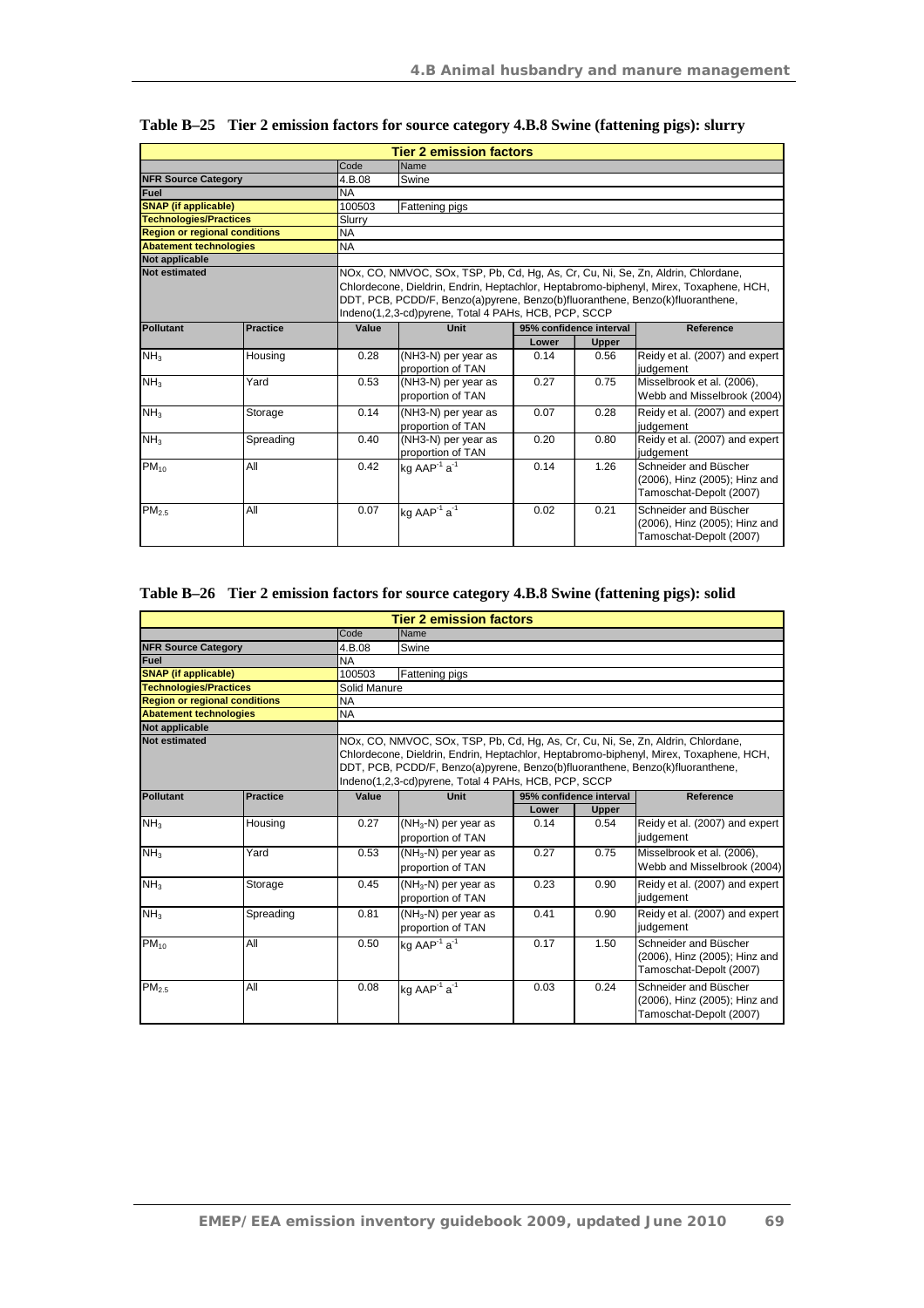**Table B–25 Tier 2 emission factors for source category 4.B.8 Swine (fattening pigs): slurry**

| Tier 2 emission factors | | | | | | |
|---|---|---|---|---|---|---|
| | | Code | Name | | | |
| NFR Source Category | | 4.B.08 | Swine | | | |
| Fuel | | NA | | | | |
| SNAP (if applicable) | | 100503 | Fattening pigs | | | |
| Technologies/Practices | | Slurry | | | | |
| Region or regional conditions | | NA | | | | |
| Abatement technologies | | NA | | | | |
| Not applicable | | | | | | |
| Not estimated | | NOx, CO, NMVOC, SOx, TSP, Pb, Cd, Hg, As, Cr, Cu, Ni, Se, Zn, Aldrin, Chlordane, Chlordecone, Dieldrin, Endrin, Heptachlor, Heptabromo-biphenyl, Mirex, Toxaphene, HCH, DDT, PCB, PCDD/F, Benzo(a)pyrene, Benzo(b)fluoranthene, Benzo(k)fluoranthene, Indeno(1,2,3-cd)pyrene, Total 4 PAHs, HCB, PCP, SCCP | | | | |
| **Pollutant** | **Practice** | **Value** | **Unit** | **95% confidence interval** | | **Reference** |
| | | | | **Lower** | **Upper** | |
| $NH_3$ | Housing | 0.28 | (NH3-N) per year as proportion of TAN | 0.14 | 0.56 | Reidy et al. (2007) and expert judgement |
| $NH_3$ | Yard | 0.53 | (NH3-N) per year as proportion of TAN | 0.27 | 0.75 | Misselbrook et al. (2006), Webb and Misselbrook (2004) |
| $NH_3$ | Storage | 0.14 | (NH3-N) per year as proportion of TAN | 0.07 | 0.28 | Reidy et al. (2007) and expert judgement |
| $NH_3$ | Spreading | 0.40 | (NH3-N) per year as proportion of TAN | 0.20 | 0.80 | Reidy et al. (2007) and expert judgement |
| $PM_{10}$ | All | 0.42 | kg $AAP^{-1}$ $a^{-1}$ | 0.14 | 1.26 | Schneider and Büscher (2006), Hinz (2005); Hinz and Tamoschat-Depolt (2007) |
| $PM_{2.5}$ | All | 0.07 | kg $AAP^{-1}$ $a^{-1}$ | 0.02 | 0.21 | Schneider and Büscher (2006), Hinz (2005); Hinz and Tamoschat-Depolt (2007) |

**Table B–26 Tier 2 emission factors for source category 4.B.8 Swine (fattening pigs): solid**

| Tier 2 emission factors | | | | | | |
|---|---|---|---|---|---|---|
| | | Code | Name | | | |
| NFR Source Category | | 4.B.08 | Swine | | | |
| Fuel | | NA | | | | |
| SNAP (if applicable) | | 100503 | Fattening pigs | | | |
| Technologies/Practices | | Solid Manure | | | | |
| Region or regional conditions | | NA | | | | |
| Abatement technologies | | NA | | | | |
| Not applicable | | | | | | |
| Not estimated | | NOx, CO, NMVOC, SOx, TSP, Pb, Cd, Hg, As, Cr, Cu, Ni, Se, Zn, Aldrin, Chlordane, Chlordecone, Dieldrin, Endrin, Heptachlor, Heptabromo-biphenyl, Mirex, Toxaphene, HCH, DDT, PCB, PCDD/F, Benzo(a)pyrene, Benzo(b)fluoranthene, Benzo(k)fluoranthene, Indeno(1,2,3-cd)pyrene, Total 4 PAHs, HCB, PCP, SCCP | | | | |
| **Pollutant** | **Practice** | **Value** | **Unit** | **95% confidence interval** | | **Reference** |
| | | | | **Lower** | **Upper** | |
| $NH_3$ | Housing | 0.27 | ($NH_3$-N) per year as proportion of TAN | 0.14 | 0.54 | Reidy et al. (2007) and expert judgement |
| $NH_3$ | Yard | 0.53 | ($NH_3$-N) per year as proportion of TAN | 0.27 | 0.75 | Misselbrook et al. (2006), Webb and Misselbrook (2004) |
| $NH_3$ | Storage | 0.45 | ($NH_3$-N) per year as proportion of TAN | 0.23 | 0.90 | Reidy et al. (2007) and expert judgement |
| $NH_3$ | Spreading | 0.81 | ($NH_3$-N) per year as proportion of TAN | 0.41 | 0.90 | Reidy et al. (2007) and expert judgement |
| $PM_{10}$ | All | 0.50 | kg $AAP^{-1}$ $a^{-1}$ | 0.17 | 1.50 | Schneider and Büscher (2006), Hinz (2005); Hinz and Tamoschat-Depolt (2007) |
| $PM_{2.5}$ | All | 0.08 | kg $AAP^{-1}$ $a^{-1}$ | 0.03 | 0.24 | Schneider and Büscher (2006), Hinz (2005); Hinz and Tamoschat-Depolt (2007) |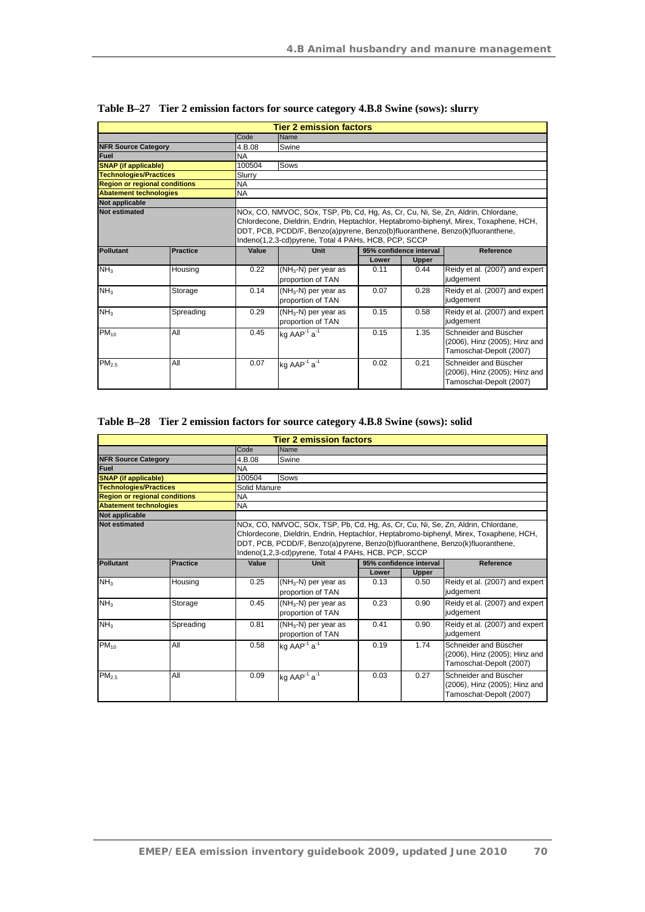**Table B–27 Tier 2 emission factors for source category 4.B.8 Swine (sows): slurry**

| Tier 2 emission factors | | | | | | |
|---|---|---|---|---|---|---|
| | | Code | Name | | | |
| NFR Source Category | | 4.B.08 | Swine | | | |
| Fuel | | NA | | | | |
| SNAP (if applicable) | | 100504 | Sows | | | |
| Technologies/Practices | | Slurry | | | | |
| Region or regional conditions | | NA | | | | |
| Abatement technologies | | NA | | | | |
| Not applicable | | | | | | |
| Not estimated | | NOx, CO, NMVOC, SOx, TSP, Pb, Cd, Hg, As, Cr, Cu, Ni, Se, Zn, Aldrin, Chlordane, Chlordecone, Dieldrin, Endrin, Heptachlor, Heptabromo-biphenyl, Mirex, Toxaphene, HCH, DDT, PCB, PCDD/F, Benzo(a)pyrene, Benzo(b)fluoranthene, Benzo(k)fluoranthene, Indeno(1,2,3-cd)pyrene, Total 4 PAHs, HCB, PCP, SCCP | | | | |
| Pollutant | Practice | Value | Unit | 95% confidence interval | | Reference |
| | | | | Lower | Upper | |
| $NH_3$ | Housing | 0.22 | ($NH_3$-N) per year as proportion of TAN | 0.11 | 0.44 | Reidy et al. (2007) and expert judgement |
| $NH_3$ | Storage | 0.14 | ($NH_3$-N) per year as proportion of TAN | 0.07 | 0.28 | Reidy et al. (2007) and expert judgement |
| $NH_3$ | Spreading | 0.29 | ($NH_3$-N) per year as proportion of TAN | 0.15 | 0.58 | Reidy et al. (2007) and expert judgement |
| $PM_{10}$ | All | 0.45 | kg $AAP^{-1}$ $a^{-1}$ | 0.15 | 1.35 | Schneider and Büscher (2006), Hinz (2005); Hinz and Tamoschat-Depolt (2007) |
| $PM_{2.5}$ | All | 0.07 | kg $AAP^{-1}$ $a^{-1}$ | 0.02 | 0.21 | Schneider and Büscher (2006), Hinz (2005); Hinz and Tamoschat-Depolt (2007) |

**Table B–28 Tier 2 emission factors for source category 4.B.8 Swine (sows): solid**

| Tier 2 emission factors | | | | | | |
|---|---|---|---|---|---|---|
| | | Code | Name | | | |
| NFR Source Category | | 4.B.08 | Swine | | | |
| Fuel | | NA | | | | |
| SNAP (if applicable) | | 100504 | Sows | | | |
| Technologies/Practices | | Solid Manure | | | | |
| Region or regional conditions | | NA | | | | |
| Abatement technologies | | NA | | | | |
| Not applicable | | | | | | |
| Not estimated | | NOx, CO, NMVOC, SOx, TSP, Pb, Cd, Hg, As, Cr, Cu, Ni, Se, Zn, Aldrin, Chlordane, Chlordecone, Dieldrin, Endrin, Heptachlor, Heptabromo-biphenyl, Mirex, Toxaphene, HCH, DDT, PCB, PCDD/F, Benzo(a)pyrene, Benzo(b)fluoranthene, Benzo(k)fluoranthene, Indeno(1,2,3-cd)pyrene, Total 4 PAHs, HCB, PCP, SCCP | | | | |
| Pollutant | Practice | Value | Unit | 95% confidence interval | | Reference |
| | | | | Lower | Upper | |
| $NH_3$ | Housing | 0.25 | ($NH_3$-N) per year as proportion of TAN | 0.13 | 0.50 | Reidy et al. (2007) and expert judgement |
| $NH_3$ | Storage | 0.45 | ($NH_3$-N) per year as proportion of TAN | 0.23 | 0.90 | Reidy et al. (2007) and expert judgement |
| $NH_3$ | Spreading | 0.81 | ($NH_3$-N) per year as proportion of TAN | 0.41 | 0.90 | Reidy et al. (2007) and expert judgement |
| $PM_{10}$ | All | 0.58 | kg $AAP^{-1}$ $a^{-1}$ | 0.19 | 1.74 | Schneider and Büscher (2006), Hinz (2005); Hinz and Tamoschat-Depolt (2007) |
| $PM_{2.5}$ | All | 0.09 | kg $AAP^{-1}$ $a^{-1}$ | 0.03 | 0.27 | Schneider and Büscher (2006), Hinz (2005); Hinz and Tamoschat-Depolt (2007) |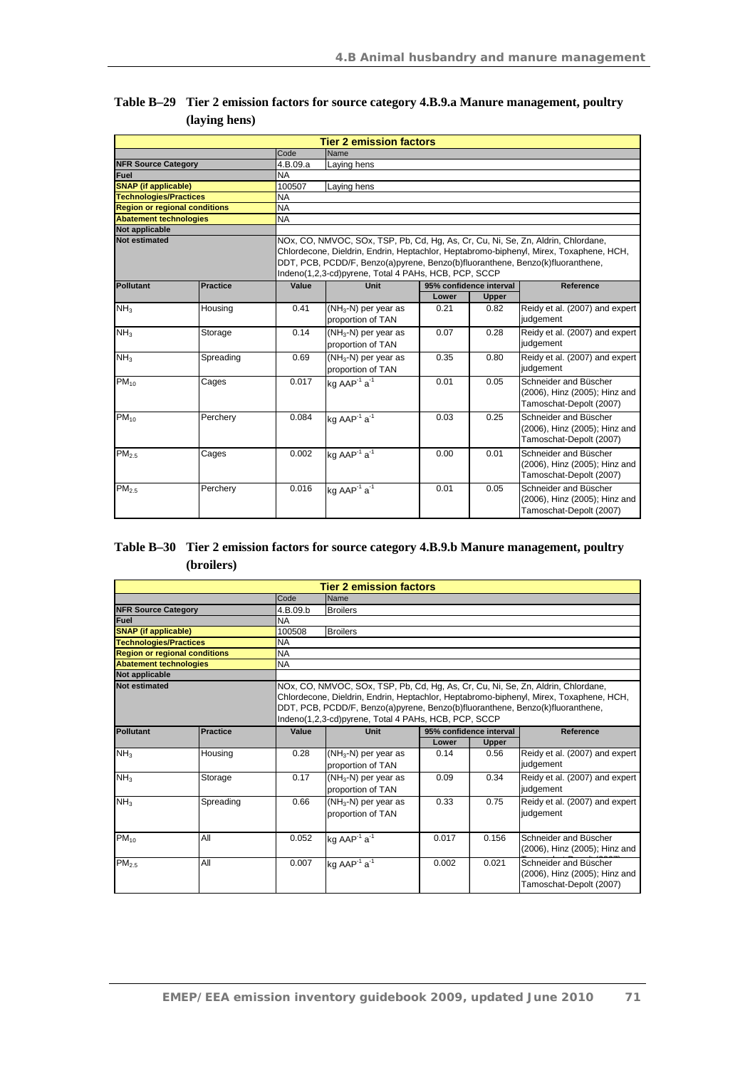**Table B–29 Tier 2 emission factors for source category 4.B.9.a Manure management, poultry (laying hens)**

| Tier 2 emission factors | | | | | | |
|---|---|---|---|---|---|---|
| | | Code | Name | | | |
| NFR Source Category | | 4.B.09.a | Laying hens | | | |
| Fuel | | NA | | | | |
| SNAP (if applicable) | | 100507 | Laying hens | | | |
| Technologies/Practices | | NA | | | | |
| Region or regional conditions | | NA | | | | |
| Abatement technologies | | NA | | | | |
| Not applicable | | | | | | |
| Not estimated | | NOx, CO, NMVOC, SOx, TSP, Pb, Cd, Hg, As, Cr, Cu, Ni, Se, Zn, Aldrin, Chlordane, Chlordecone, Dieldrin, Endrin, Heptachlor, Heptabromo-biphenyl, Mirex, Toxaphene, HCH, DDT, PCB, PCDD/F, Benzo(a)pyrene, Benzo(b)fluoranthene, Benzo(k)fluoranthene, Indeno(1,2,3-cd)pyrene, Total 4 PAHs, HCB, PCP, SCCP | | | | |
| Pollutant | Practice | Value | Unit | 95% confidence interval | | Reference |
| | | | | Lower | Upper | |
| $NH_3$ | Housing | 0.41 | ($NH_3$-N) per year as proportion of TAN | 0.21 | 0.82 | Reidy et al. (2007) and expert judgement |
| $NH_3$ | Storage | 0.14 | ($NH_3$-N) per year as proportion of TAN | 0.07 | 0.28 | Reidy et al. (2007) and expert judgement |
| $NH_3$ | Spreading | 0.69 | ($NH_3$-N) per year as proportion of TAN | 0.35 | 0.80 | Reidy et al. (2007) and expert judgement |
| $PM_{10}$ | Cages | 0.017 | kg $AAP^{-1}$ $a^{-1}$ | 0.01 | 0.05 | Schneider and Büscher (2006), Hinz (2005); Hinz and Tamoschat-Depolt (2007) |
| $PM_{10}$ | Perchery | 0.084 | kg $AAP^{-1}$ $a^{-1}$ | 0.03 | 0.25 | Schneider and Büscher (2006), Hinz (2005); Hinz and Tamoschat-Depolt (2007) |
| $PM_{2.5}$ | Cages | 0.002 | kg $AAP^{-1}$ $a^{-1}$ | 0.00 | 0.01 | Schneider and Büscher (2006), Hinz (2005); Hinz and Tamoschat-Depolt (2007) |
| $PM_{2.5}$ | Perchery | 0.016 | kg $AAP^{-1}$ $a^{-1}$ | 0.01 | 0.05 | Schneider and Büscher (2006), Hinz (2005); Hinz and Tamoschat-Depolt (2007) |

**Table B–30 Tier 2 emission factors for source category 4.B.9.b Manure management, poultry (broilers)**

| Tier 2 emission factors | | | | | | |
|---|---|---|---|---|---|---|
| | | Code | Name | | | |
| NFR Source Category | | 4.B.09.b | Broilers | | | |
| Fuel | | NA | | | | |
| SNAP (if applicable) | | 100508 | Broilers | | | |
| Technologies/Practices | | NA | | | | |
| Region or regional conditions | | NA | | | | |
| Abatement technologies | | NA | | | | |
| Not applicable | | | | | | |
| Not estimated | | NOx, CO, NMVOC, SOx, TSP, Pb, Cd, Hg, As, Cr, Cu, Ni, Se, Zn, Aldrin, Chlordane, Chlordecone, Dieldrin, Endrin, Heptachlor, Heptabromo-biphenyl, Mirex, Toxaphene, HCH, DDT, PCB, PCDD/F, Benzo(a)pyrene, Benzo(b)fluoranthene, Benzo(k)fluoranthene, Indeno(1,2,3-cd)pyrene, Total 4 PAHs, HCB, PCP, SCCP | | | | |
| Pollutant | Practice | Value | Unit | 95% confidence interval | | Reference |
| | | | | Lower | Upper | |
| $NH_3$ | Housing | 0.28 | ($NH_3$-N) per year as proportion of TAN | 0.14 | 0.56 | Reidy et al. (2007) and expert judgement |
| $NH_3$ | Storage | 0.17 | ($NH_3$-N) per year as proportion of TAN | 0.09 | 0.34 | Reidy et al. (2007) and expert judgement |
| $NH_3$ | Spreading | 0.66 | ($NH_3$-N) per year as proportion of TAN | 0.33 | 0.75 | Reidy et al. (2007) and expert judgement |
| $PM_{10}$ | All | 0.052 | kg $AAP^{-1}$ $a^{-1}$ | 0.017 | 0.156 | Schneider and Büscher (2006), Hinz (2005); Hinz and Tamoschat-Depolt (2007) |
| $PM_{2.5}$ | All | 0.007 | kg $AAP^{-1}$ $a^{-1}$ | 0.002 | 0.021 | Schneider and Büscher (2006), Hinz (2005); Hinz and Tamoschat-Depolt (2007) |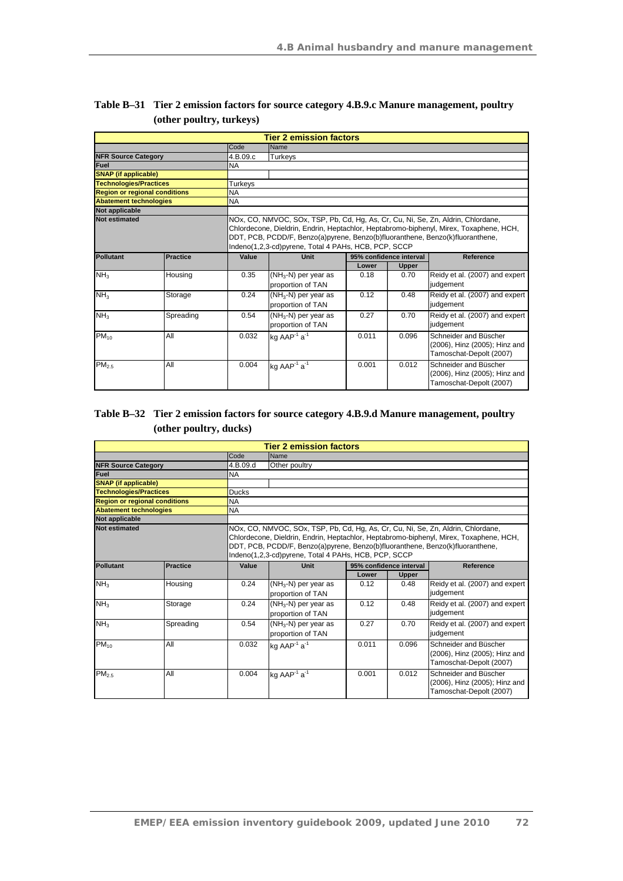**Table B–31 Tier 2 emission factors for source category 4.B.9.c Manure management, poultry (other poultry, turkeys)**

| **Tier 2 emission factors** | | | | | | |
|---|---|---|---|---|---|---|
| | | Code | Name | | | |
| **NFR Source Category** | | 4.B.09.c | Turkeys | | | |
| **Fuel** | | NA | | | | |
| **SNAP (if applicable)** | | | | | | |
| **Technologies/Practices** | | Turkeys | | | | |
| **Region or regional conditions** | | NA | | | | |
| **Abatement technologies** | | NA | | | | |
| **Not applicable** | | | | | | |
| **Not estimated** | | NOx, CO, NMVOC, SOx, TSP, Pb, Cd, Hg, As, Cr, Cu, Ni, Se, Zn, Aldrin, Chlordane, Chlordecone, Dieldrin, Endrin, Heptachlor, Heptabromo-biphenyl, Mirex, Toxaphene, HCH, DDT, PCB, PCDD/F, Benzo(a)pyrene, Benzo(k)fluoranthene, Indeno(1,2,3-cd)pyrene, Total 4 PAHs, HCB, PCP, SCCP | | | | |
| **Pollutant** | **Practice** | **Value** | **Unit** | **95% confidence interval** | | **Reference** |
| | | | | **Lower** | **Upper** | |
| $NH_3$ | Housing | 0.35 | ($NH_3$-N) per year as proportion of TAN | 0.18 | 0.70 | Reidy et al. (2007) and expert judgement |
| $NH_3$ | Storage | 0.24 | ($NH_3$-N) per year as proportion of TAN | 0.12 | 0.48 | Reidy et al. (2007) and expert judgement |
| $NH_3$ | Spreading | 0.54 | ($NH_3$-N) per year as proportion of TAN | 0.27 | 0.70 | Reidy et al. (2007) and expert judgement |
| $PM_{10}$ | All | 0.032 | kg $AAP^{-1}$ $a^{-1}$ | 0.011 | 0.096 | Schneider and Büscher (2006), Hinz (2005); Hinz and Tamoschat-Depolt (2007) |
| $PM_{2.5}$ | All | 0.004 | kg $AAP^{-1}$ $a^{-1}$ | 0.001 | 0.012 | Schneider and Büscher (2006), Hinz (2005); Hinz and Tamoschat-Depolt (2007) |

**Table B–32 Tier 2 emission factors for source category 4.B.9.d Manure management, poultry (other poultry, ducks)**

| **Tier 2 emission factors** | | | | | | |
|---|---|---|---|---|---|---|
| | | Code | Name | | | |
| **NFR Source Category** | | 4.B.09.d | Other poultry | | | |
| **Fuel** | | NA | | | | |
| **SNAP (if applicable)** | | | | | | |
| **Technologies/Practices** | | Ducks | | | | |
| **Region or regional conditions** | | NA | | | | |
| **Abatement technologies** | | NA | | | | |
| **Not applicable** | | | | | | |
| **Not estimated** | | NOx, CO, NMVOC, SOx, TSP, Pb, Cd, Hg, As, Cr, Cu, Ni, Se, Zn, Aldrin, Chlordane, Chlordecone, Dieldrin, Endrin, Heptachlor, Heptabromo-biphenyl, Mirex, Toxaphene, HCH, DDT, PCB, PCDD/F, Benzo(a)pyrene, Benzo(k)fluoranthene, Indeno(1,2,3-cd)pyrene, Total 4 PAHs, HCB, PCP, SCCP | | | | |
| **Pollutant** | **Practice** | **Value** | **Unit** | **95% confidence interval** | | **Reference** |
| | | | | **Lower** | **Upper** | |
| $NH_3$ | Housing | 0.24 | ($NH_3$-N) per year as proportion of TAN | 0.12 | 0.48 | Reidy et al. (2007) and expert judgement |
| $NH_3$ | Storage | 0.24 | ($NH_3$-N) per year as proportion of TAN | 0.12 | 0.48 | Reidy et al. (2007) and expert judgement |
| $NH_3$ | Spreading | 0.54 | ($NH_3$-N) per year as proportion of TAN | 0.27 | 0.70 | Reidy et al. (2007) and expert judgement |
| $PM_{10}$ | All | 0.032 | kg $AAP^{-1}$ $a^{-1}$ | 0.011 | 0.096 | Schneider and Büscher (2006), Hinz (2005); Hinz and Tamoschat-Depolt (2007) |
| $PM_{2.5}$ | All | 0.004 | kg $AAP^{-1}$ $a^{-1}$ | 0.001 | 0.012 | Schneider and Büscher (2006), Hinz (2005); Hinz and Tamoschat-Depolt (2007) |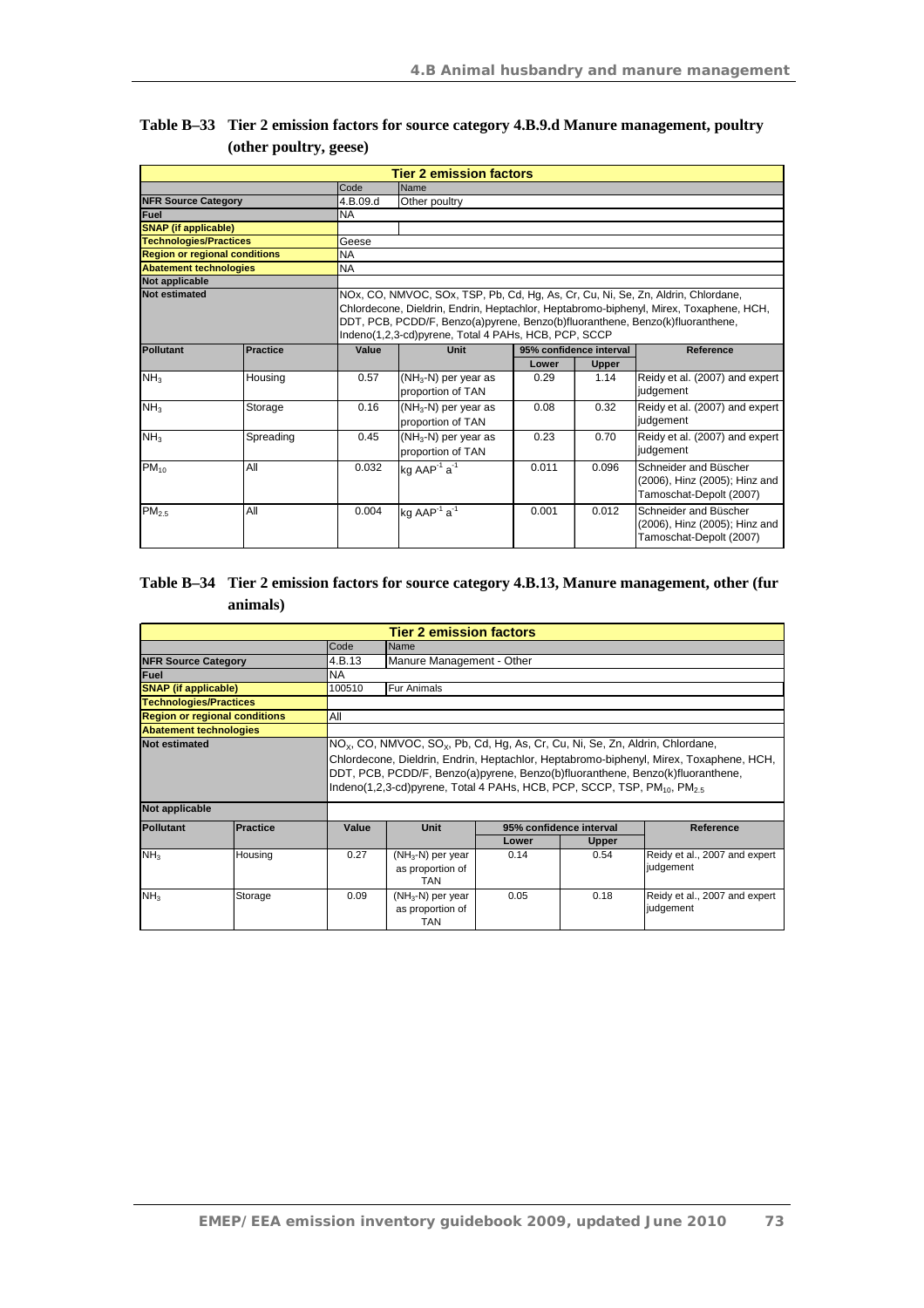**Table B–33 Tier 2 emission factors for source category 4.B.9.d Manure management, poultry (other poultry, geese)**

| Tier 2 emission factors | | | | | | |
|---|---|---|---|---|---|---|
| | | Code | Name | | | |
| NFR Source Category | | 4.B.09.d | Other poultry | | | |
| Fuel | | NA | | | | |
| SNAP (if applicable) | | | | | | |
| Technologies/Practices | | Geese | | | | |
| Region or regional conditions | | NA | | | | |
| Abatement technologies | | NA | | | | |
| Not applicable | | | | | | |
| Not estimated | | NOx, CO, NMVOC, SOx, TSP, Pb, Cd, Hg, As, Cr, Cu, Ni, Se, Zn, Aldrin, Chlordane, Chlordecone, Dieldrin, Endrin, Heptachlor, Heptabromo-biphenyl, Mirex, Toxaphene, HCH, DDT, PCB, PCDD/F, Benzo(a)pyrene, Benzo(b)fluoranthene, Benzo(k)fluoranthene, Indeno(1,2,3-cd)pyrene, Total 4 PAHs, HCB, PCP, SCCP | | | | |
| Pollutant | Practice | Value | Unit | 95% confidence interval | | Reference |
| | | | | Lower | Upper | |
| $NH_3$ | Housing | 0.57 | ($NH_3$-N) per year as proportion of TAN | 0.29 | 1.14 | Reidy et al. (2007) and expert judgement |
| $NH_3$ | Storage | 0.16 | ($NH_3$-N) per year as proportion of TAN | 0.08 | 0.32 | Reidy et al. (2007) and expert judgement |
| $NH_3$ | Spreading | 0.45 | ($NH_3$-N) per year as proportion of TAN | 0.23 | 0.70 | Reidy et al. (2007) and expert judgement |
| $PM_{10}$ | All | 0.032 | kg $AAP^{-1}$ $a^{-1}$ | 0.011 | 0.096 | Schneider and Büscher (2006), Hinz (2005); Hinz and Tamoschat-Depolt (2007) |
| $PM_{2.5}$ | All | 0.004 | kg $AAP^{-1}$ $a^{-1}$ | 0.001 | 0.012 | Schneider and Büscher (2006), Hinz (2005); Hinz and Tamoschat-Depolt (2007) |

**Table B–34 Tier 2 emission factors for source category 4.B.13, Manure management, other (fur animals)**

| Tier 2 emission factors | | | | | | |
|---|---|---|---|---|---|---|
| | | Code | Name | | | |
| NFR Source Category | | 4.B.13 | Manure Management - Other | | | |
| Fuel | | NA | | | | |
| SNAP (if applicable) | | 100510 | Fur Animals | | | |
| Technologies/Practices | | | | | | |
| Region or regional conditions | | All | | | | |
| Abatement technologies | | | | | | |
| Not estimated | | $NO_X$, CO, NMVOC, $SO_X$, Pb, Cd, Hg, As, Cr, Cu, Ni, Se, Zn, Aldrin, Chlordane, Chlordecone, Dieldrin, Endrin, Heptachlor, Heptabromo-biphenyl, Mirex, Toxaphene, HCH, DDT, PCB, PCDD/F, Benzo(a)pyrene, Benzo(b)fluoranthene, Benzo(k)fluoranthene, Indeno(1,2,3-cd)pyrene, Total 4 PAHs, HCB, PCP, SCCP, TSP, $PM_{10}$, $PM_{2.5}$ | | | | |
| Not applicable | | | | | | |
| Pollutant | Practice | Value | Unit | 95% confidence interval | | Reference |
| | | | | Lower | Upper | |
| $NH_3$ | Housing | 0.27 | ($NH_3$-N) per year as proportion of TAN | 0.14 | 0.54 | Reidy et al., 2007 and expert judgement |
| $NH_3$ | Storage | 0.09 | ($NH_3$-N) per year as proportion of TAN | 0.05 | 0.18 | Reidy et al., 2007 and expert judgement |